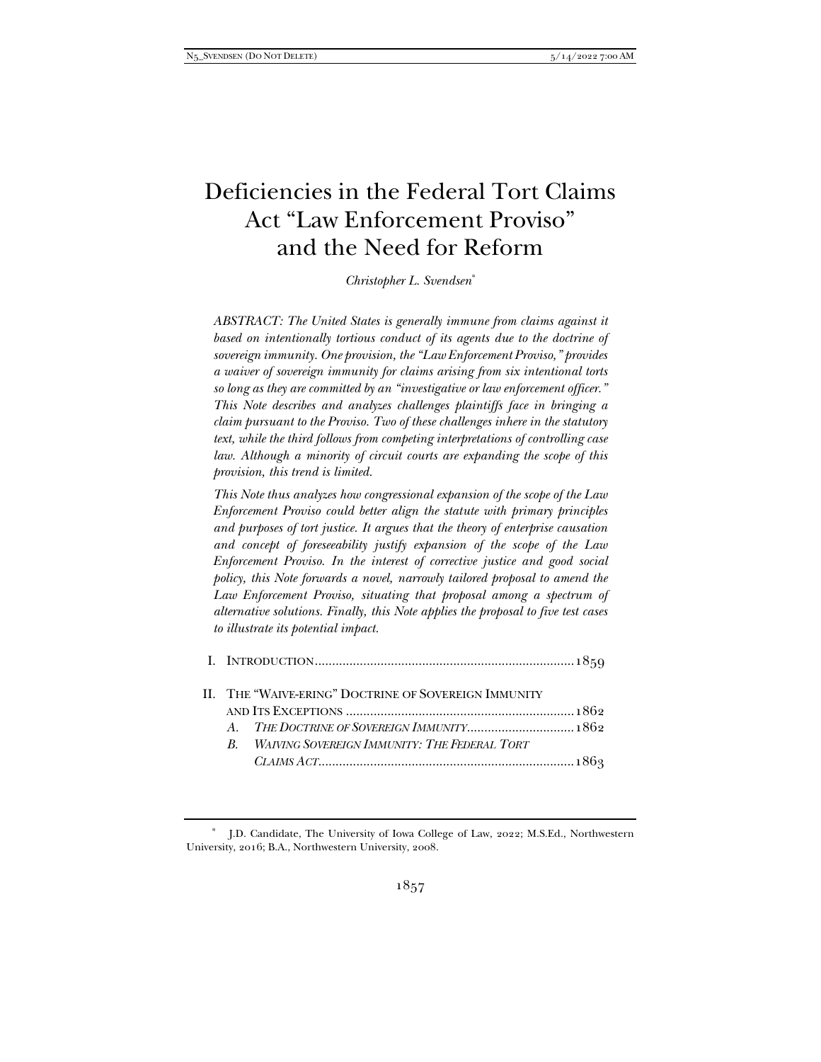# Deficiencies in the Federal Tort Claims Act "Law Enforcement Proviso" and the Need for Reform

*Christopher L. Svendsen*[*]

*ABSTRACT: The United States is generally immune from claims against it based on intentionally tortious conduct of its agents due to the doctrine of sovereign immunity. One provision, the "Law Enforcement Proviso," provides a waiver of sovereign immunity for claims arising from six intentional torts so long as they are committed by an "investigative or law enforcement officer." This Note describes and analyzes challenges plaintiffs face in bringing a claim pursuant to the Proviso. Two of these challenges inhere in the statutory text, while the third follows from competing interpretations of controlling case law. Although a minority of circuit courts are expanding the scope of this provision, this trend is limited.*

*This Note thus analyzes how congressional expansion of the scope of the Law Enforcement Proviso could better align the statute with primary principles and purposes of tort justice. It argues that the theory of enterprise causation and concept of foreseeability justify expansion of the scope of the Law Enforcement Proviso. In the interest of corrective justice and good social policy, this Note forwards a novel, narrowly tailored proposal to amend the Law Enforcement Proviso, situating that proposal among a spectrum of alternative solutions. Finally, this Note applies the proposal to five test cases to illustrate its potential impact.*

I. INTRODUCTION ........................................................................... 1859

II. THE "WAIVE-ERING" DOCTRINE OF SOVEREIGN IMMUNITY AND ITS EXCEPTIONS ................................................................... 1862
   - *A. THE DOCTRINE OF SOVEREIGN IMMUNITY* ............................... 1862
   - *B. WAIVING SOVEREIGN IMMUNITY: THE FEDERAL TORT CLAIMS ACT* ........................................................................... 1863

[*] J.D. Candidate, The University of Iowa College of Law, 2022; M.S.Ed., Northwestern University, 2016; B.A., Northwestern University, 2008.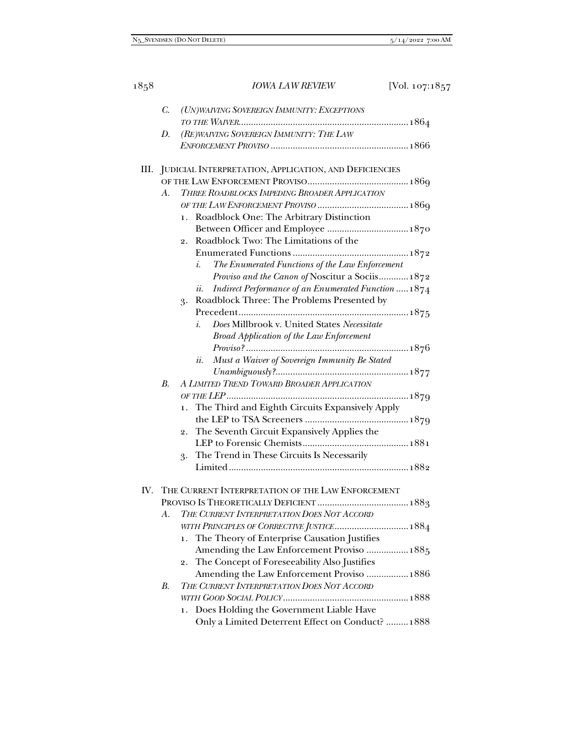C. *(UN)WAIVING SOVEREIGN IMMUNITY: EXCEPTIONS TO THE WAIVER* ..... 1864

D. *(RE)WAIVING SOVEREIGN IMMUNITY: THE LAW ENFORCEMENT PROVISO* ..... 1866

III. JUDICIAL INTERPRETATION, APPLICATION, AND DEFICIENCIES OF THE LAW ENFORCEMENT PROVISO ..... 1869

- A. *THREE ROADBLOCKS IMPEDING BROADER APPLICATION OF THE LAW ENFORCEMENT PROVISO* ..... 1869
  1. Roadblock One: The Arbitrary Distinction Between Officer and Employee ..... 1870
  2. Roadblock Two: The Limitations of the Enumerated Functions ..... 1872
     - i. *The Enumerated Functions of the Law Enforcement Proviso and the Canon of* Noscitur a Sociis ..... 1872
     - ii. *Indirect Performance of an Enumerated Function* ..... 1874
  3. Roadblock Three: The Problems Presented by Precedent ..... 1875
     - i. *Does* Millbrook v. United States *Necessitate Broad Application of the Law Enforcement Proviso?* ..... 1876
     - ii. *Must a Waiver of Sovereign Immunity Be Stated Unambiguously?* ..... 1877
- B. *A LIMITED TREND TOWARD BROADER APPLICATION OF THE LEP* ..... 1879
  1. The Third and Eighth Circuits Expansively Apply the LEP to TSA Screeners ..... 1879
  2. The Seventh Circuit Expansively Applies the LEP to Forensic Chemists ..... 1881
  3. The Trend in These Circuits Is Necessarily Limited ..... 1882

IV. THE CURRENT INTERPRETATION OF THE LAW ENFORCEMENT PROVISO IS THEORETICALLY DEFICIENT ..... 1883

- A. *THE CURRENT INTERPRETATION DOES NOT ACCORD WITH PRINCIPLES OF CORRECTIVE JUSTICE* ..... 1884
  1. The Theory of Enterprise Causation Justifies Amending the Law Enforcement Proviso ..... 1885
  2. The Concept of Foreseeability Also Justifies Amending the Law Enforcement Proviso ..... 1886
- B. *THE CURRENT INTERPRETATION DOES NOT ACCORD WITH GOOD SOCIAL POLICY* ..... 1888
  1. Does Holding the Government Liable Have Only a Limited Deterrent Effect on Conduct? ..... 1888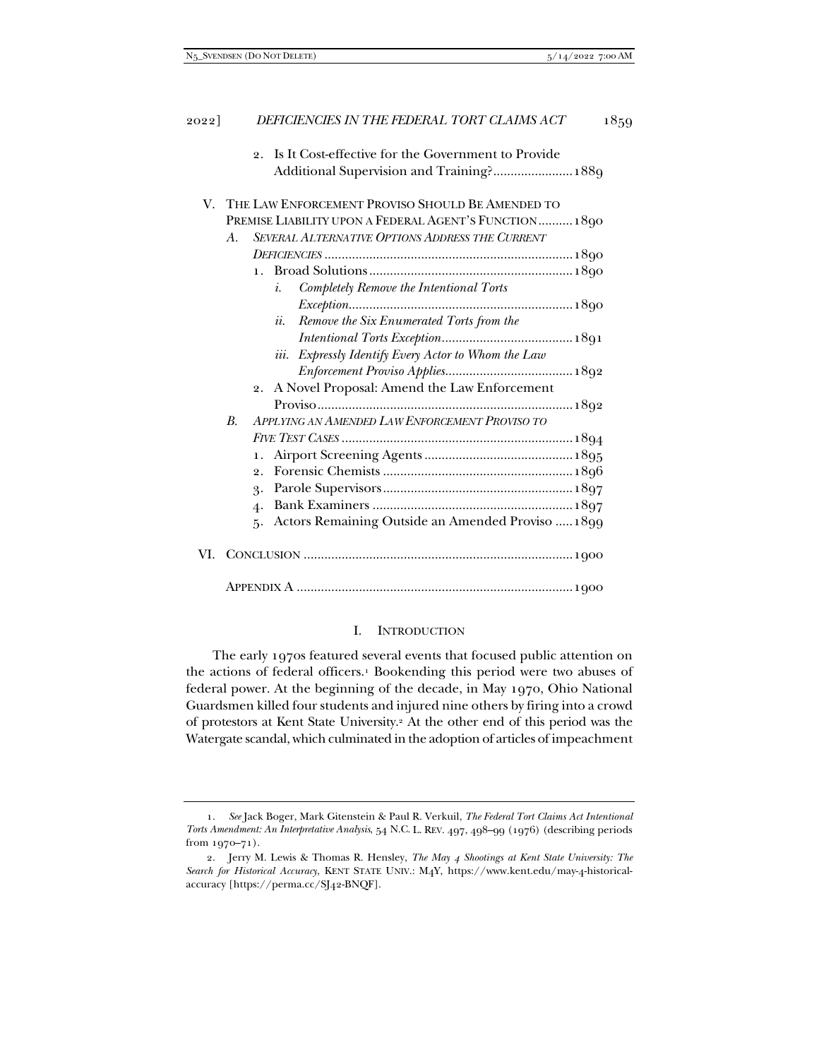2. Is It Cost-effective for the Government to Provide Additional Supervision and Training? ....................... 1889

V. THE LAW ENFORCEMENT PROVISO SHOULD BE AMENDED TO PREMISE LIABILITY UPON A FEDERAL AGENT'S FUNCTION .......... 1890

- A. *SEVERAL ALTERNATIVE OPTIONS ADDRESS THE CURRENT DEFICIENCIES* ........................................................................ 1890
  - 1. Broad Solutions ........................................................... 1890
    - *i. Completely Remove the Intentional Torts Exception* ................................................................ 1890
    - *ii. Remove the Six Enumerated Torts from the Intentional Torts Exception* ...................................... 1891
    - *iii. Expressly Identify Every Actor to Whom the Law Enforcement Proviso Applies* ..................................... 1892
  - 2. A Novel Proposal: Amend the Law Enforcement Proviso .......................................................................... 1892
- B. *APPLYING AN AMENDED LAW ENFORCEMENT PROVISO TO FIVE TEST CASES* ................................................................... 1894
  - 1. Airport Screening Agents ........................................... 1895
  - 2. Forensic Chemists ....................................................... 1896
  - 3. Parole Supervisors ....................................................... 1897
  - 4. Bank Examiners .......................................................... 1897
  - 5. Actors Remaining Outside an Amended Proviso ..... 1899

VI. CONCLUSION ............................................................................. 1900

APPENDIX A ................................................................................ 1900

## I. INTRODUCTION

The early 1970s featured several events that focused public attention on the actions of federal officers.[1] Bookending this period were two abuses of federal power. At the beginning of the decade, in May 1970, Ohio National Guardsmen killed four students and injured nine others by firing into a crowd of protestors at Kent State University.[2] At the other end of this period was the Watergate scandal, which culminated in the adoption of articles of impeachment

---

1. *See* Jack Boger, Mark Gitenstein & Paul R. Verkuil, *The Federal Tort Claims Act Intentional Torts Amendment: An Interpretative Analysis*, 54 N.C. L. REV. 497, 498–99 (1976) (describing periods from 1970–71).

2. Jerry M. Lewis & Thomas R. Hensley, *The May 4 Shootings at Kent State University: The Search for Historical Accuracy*, KENT STATE UNIV.: M4Y, https://www.kent.edu/may-4-historical-accuracy [https://perma.cc/SJ42-BNQF].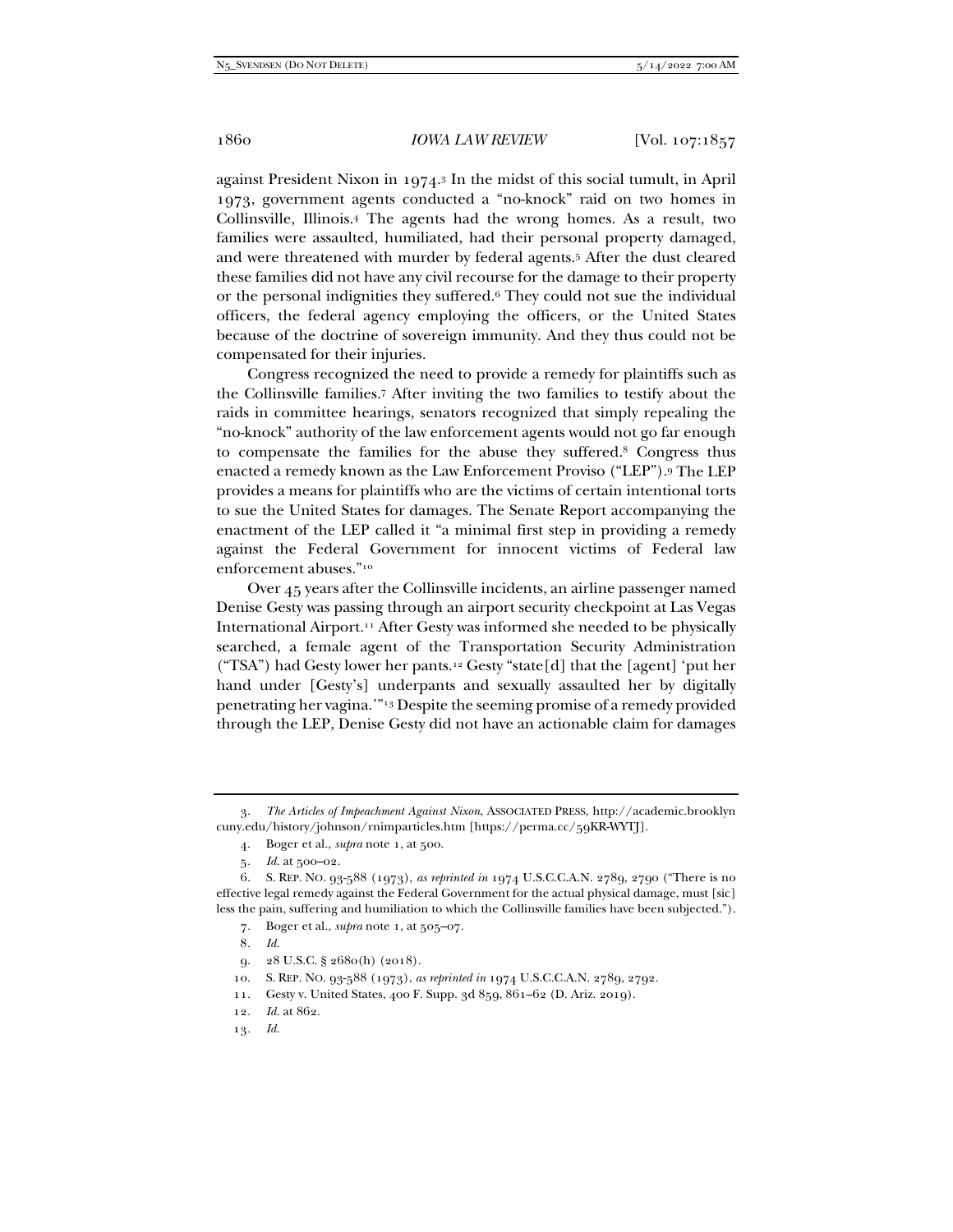against President Nixon in 1974.[3] In the midst of this social tumult, in April 1973, government agents conducted a "no-knock" raid on two homes in Collinsville, Illinois.[4] The agents had the wrong homes. As a result, two families were assaulted, humiliated, had their personal property damaged, and were threatened with murder by federal agents.[5] After the dust cleared these families did not have any civil recourse for the damage to their property or the personal indignities they suffered.[6] They could not sue the individual officers, the federal agency employing the officers, or the United States because of the doctrine of sovereign immunity. And they thus could not be compensated for their injuries.

Congress recognized the need to provide a remedy for plaintiffs such as the Collinsville families.[7] After inviting the two families to testify about the raids in committee hearings, senators recognized that simply repealing the "no-knock" authority of the law enforcement agents would not go far enough to compensate the families for the abuse they suffered.[8] Congress thus enacted a remedy known as the Law Enforcement Proviso ("LEP").[9] The LEP provides a means for plaintiffs who are the victims of certain intentional torts to sue the United States for damages. The Senate Report accompanying the enactment of the LEP called it "a minimal first step in providing a remedy against the Federal Government for innocent victims of Federal law enforcement abuses."[10]

Over 45 years after the Collinsville incidents, an airline passenger named Denise Gesty was passing through an airport security checkpoint at Las Vegas International Airport.[11] After Gesty was informed she needed to be physically searched, a female agent of the Transportation Security Administration ("TSA") had Gesty lower her pants.[12] Gesty "state[d] that the [agent] 'put her hand under [Gesty's] underpants and sexually assaulted her by digitally penetrating her vagina.'"[13] Despite the seeming promise of a remedy provided through the LEP, Denise Gesty did not have an actionable claim for damages

---

3. *The Articles of Impeachment Against Nixon*, ASSOCIATED PRESS, http://academic.brooklyn cuny.edu/history/johnson/rnimparticles.htm [https://perma.cc/59KR-WYTJ].

4. Boger et al., *supra* note 1, at 500.

5. *Id.* at 500–02.

6. S. REP. NO. 93-588 (1973), *as reprinted in* 1974 U.S.C.C.A.N. 2789, 2790 ("There is no effective legal remedy against the Federal Government for the actual physical damage, must [sic] less the pain, suffering and humiliation to which the Collinsville families have been subjected.").

7. Boger et al., *supra* note 1, at 505–07.

8. *Id.*

9. 28 U.S.C. § 2680(h) (2018).

10. S. REP. NO. 93-588 (1973), *as reprinted in* 1974 U.S.C.C.A.N. 2789, 2792.

11. Gesty v. United States, 400 F. Supp. 3d 859, 861–62 (D. Ariz. 2019).

12. *Id.* at 862.

13. *Id.*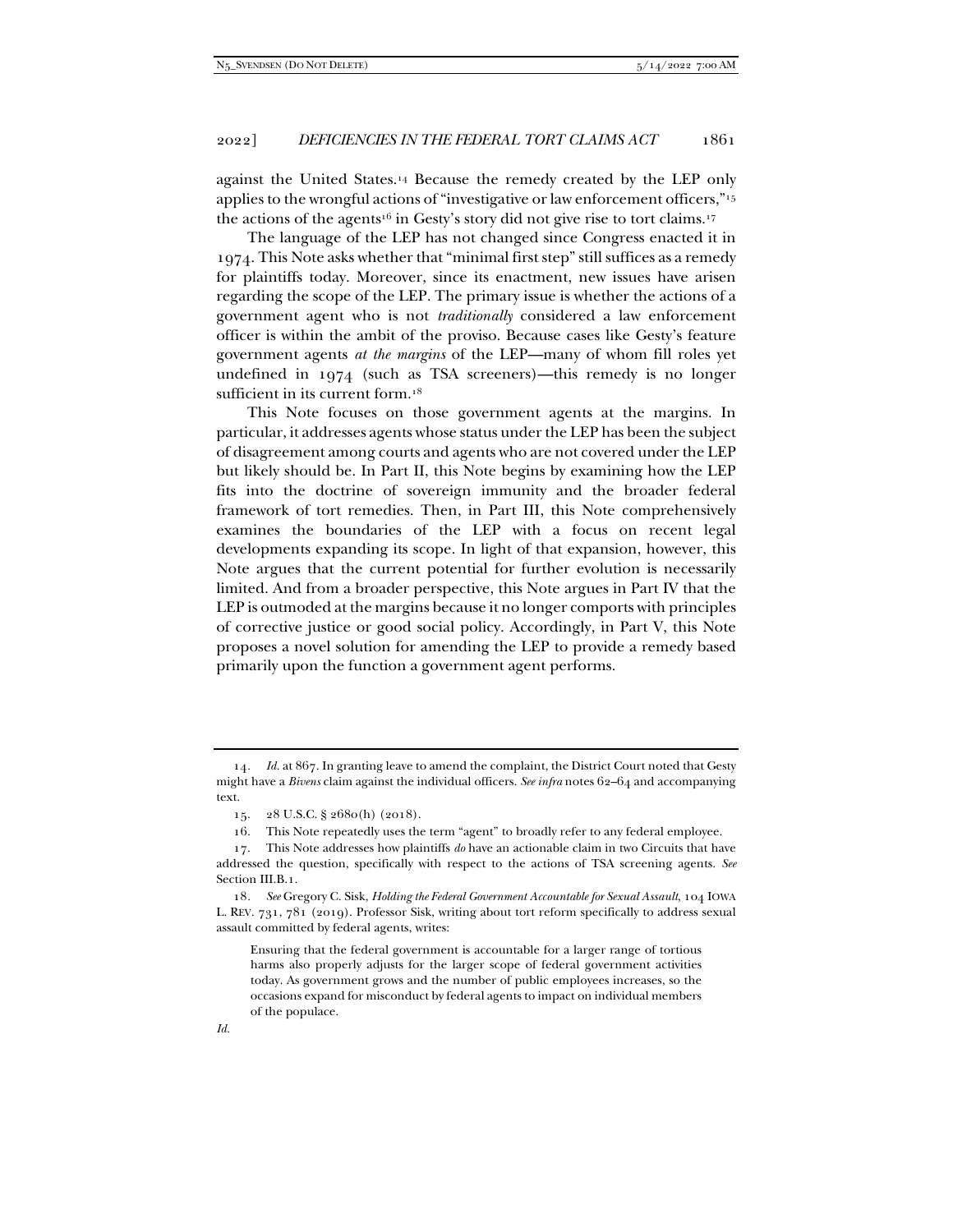against the United States.[14] Because the remedy created by the LEP only applies to the wrongful actions of "investigative or law enforcement officers,"[15] the actions of the agents[16] in Gesty's story did not give rise to tort claims.[17]

The language of the LEP has not changed since Congress enacted it in 1974. This Note asks whether that "minimal first step" still suffices as a remedy for plaintiffs today. Moreover, since its enactment, new issues have arisen regarding the scope of the LEP. The primary issue is whether the actions of a government agent who is not *traditionally* considered a law enforcement officer is within the ambit of the proviso. Because cases like Gesty's feature government agents *at the margins* of the LEP—many of whom fill roles yet undefined in 1974 (such as TSA screeners)—this remedy is no longer sufficient in its current form.[18]

This Note focuses on those government agents at the margins. In particular, it addresses agents whose status under the LEP has been the subject of disagreement among courts and agents who are not covered under the LEP but likely should be. In Part II, this Note begins by examining how the LEP fits into the doctrine of sovereign immunity and the broader federal framework of tort remedies. Then, in Part III, this Note comprehensively examines the boundaries of the LEP with a focus on recent legal developments expanding its scope. In light of that expansion, however, this Note argues that the current potential for further evolution is necessarily limited. And from a broader perspective, this Note argues in Part IV that the LEP is outmoded at the margins because it no longer comports with principles of corrective justice or good social policy. Accordingly, in Part V, this Note proposes a novel solution for amending the LEP to provide a remedy based primarily upon the function a government agent performs.

---

14. *Id.* at 867. In granting leave to amend the complaint, the District Court noted that Gesty might have a *Bivens* claim against the individual officers. *See infra* notes 62–64 and accompanying text.

15. 28 U.S.C. § 2680(h) (2018).

16. This Note repeatedly uses the term "agent" to broadly refer to any federal employee.

17. This Note addresses how plaintiffs *do* have an actionable claim in two Circuits that have addressed the question, specifically with respect to the actions of TSA screening agents. *See* Section III.B.1.

18. *See* Gregory C. Sisk, *Holding the Federal Government Accountable for Sexual Assault*, 104 IOWA L. REV. 731, 781 (2019). Professor Sisk, writing about tort reform specifically to address sexual assault committed by federal agents, writes:

> Ensuring that the federal government is accountable for a larger range of tortious harms also properly adjusts for the larger scope of federal government activities today. As government grows and the number of public employees increases, so the occasions expand for misconduct by federal agents to impact on individual members of the populace.

*Id.*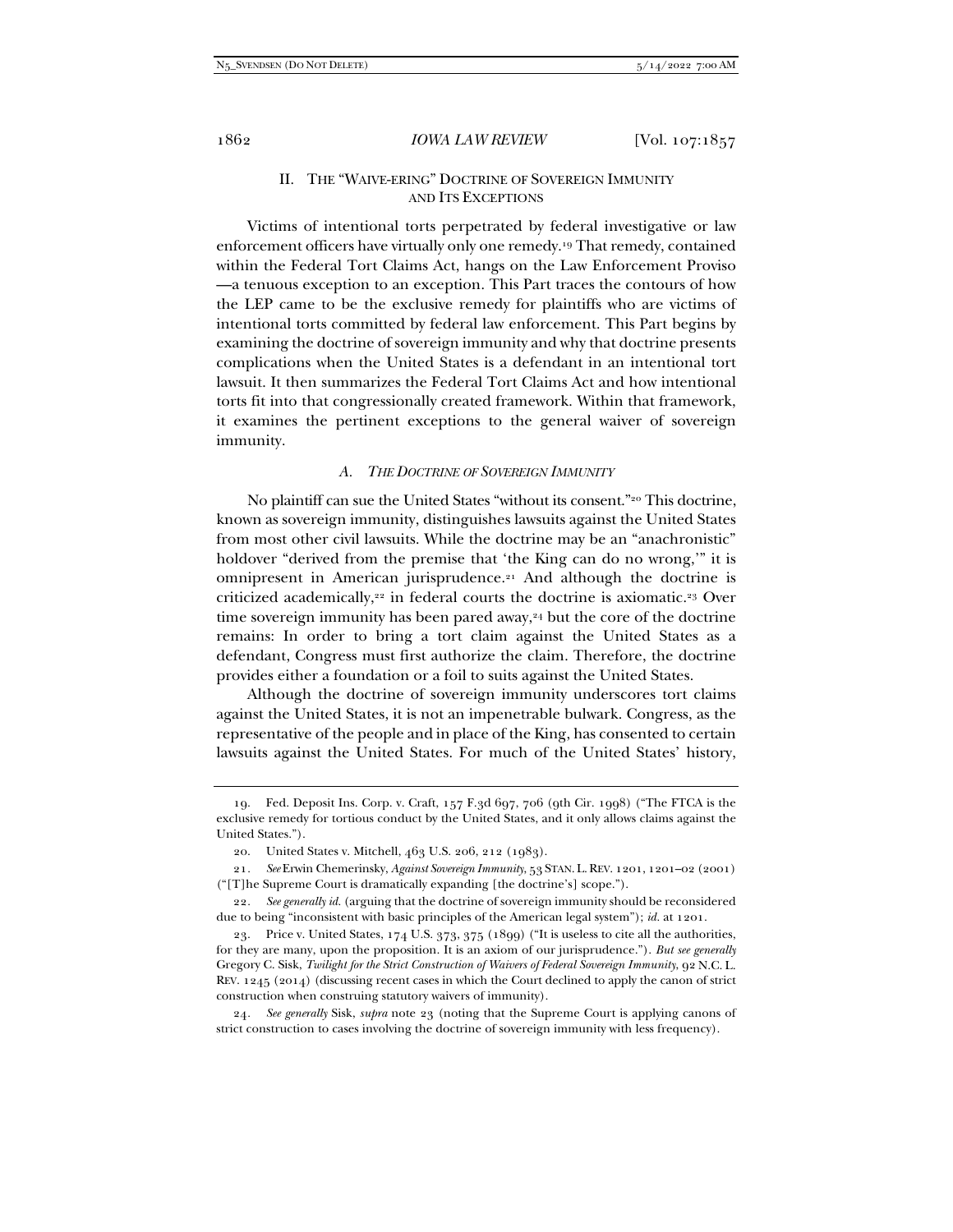## II. THE "WAIVE-ERING" DOCTRINE OF SOVEREIGN IMMUNITY AND ITS EXCEPTIONS

Victims of intentional torts perpetrated by federal investigative or law enforcement officers have virtually only one remedy.[19] That remedy, contained within the Federal Tort Claims Act, hangs on the Law Enforcement Proviso —a tenuous exception to an exception. This Part traces the contours of how the LEP came to be the exclusive remedy for plaintiffs who are victims of intentional torts committed by federal law enforcement. This Part begins by examining the doctrine of sovereign immunity and why that doctrine presents complications when the United States is a defendant in an intentional tort lawsuit. It then summarizes the Federal Tort Claims Act and how intentional torts fit into that congressionally created framework. Within that framework, it examines the pertinent exceptions to the general waiver of sovereign immunity.

### A. *THE DOCTRINE OF SOVEREIGN IMMUNITY*

No plaintiff can sue the United States "without its consent."[20] This doctrine, known as sovereign immunity, distinguishes lawsuits against the United States from most other civil lawsuits. While the doctrine may be an "anachronistic" holdover "derived from the premise that 'the King can do no wrong,'" it is omnipresent in American jurisprudence.[21] And although the doctrine is criticized academically,[22] in federal courts the doctrine is axiomatic.[23] Over time sovereign immunity has been pared away,[24] but the core of the doctrine remains: In order to bring a tort claim against the United States as a defendant, Congress must first authorize the claim. Therefore, the doctrine provides either a foundation or a foil to suits against the United States.

Although the doctrine of sovereign immunity underscores tort claims against the United States, it is not an impenetrable bulwark. Congress, as the representative of the people and in place of the King, has consented to certain lawsuits against the United States. For much of the United States' history,

---

19. Fed. Deposit Ins. Corp. v. Craft, 157 F.3d 697, 706 (9th Cir. 1998) ("The FTCA is the exclusive remedy for tortious conduct by the United States, and it only allows claims against the United States.").

20. United States v. Mitchell, 463 U.S. 206, 212 (1983).

21. *See* Erwin Chemerinsky, *Against Sovereign Immunity*, 53 STAN. L. REV. 1201, 1201–02 (2001) ("[T]he Supreme Court is dramatically expanding [the doctrine's] scope.").

22. *See generally id.* (arguing that the doctrine of sovereign immunity should be reconsidered due to being "inconsistent with basic principles of the American legal system"); *id.* at 1201.

23. Price v. United States, 174 U.S. 373, 375 (1899) ("It is useless to cite all the authorities, for they are many, upon the proposition. It is an axiom of our jurisprudence."). *But see generally* Gregory C. Sisk, *Twilight for the Strict Construction of Waivers of Federal Sovereign Immunity*, 92 N.C. L. REV. 1245 (2014) (discussing recent cases in which the Court declined to apply the canon of strict construction when construing statutory waivers of immunity).

24. *See generally* Sisk, *supra* note 23 (noting that the Supreme Court is applying canons of strict construction to cases involving the doctrine of sovereign immunity with less frequency).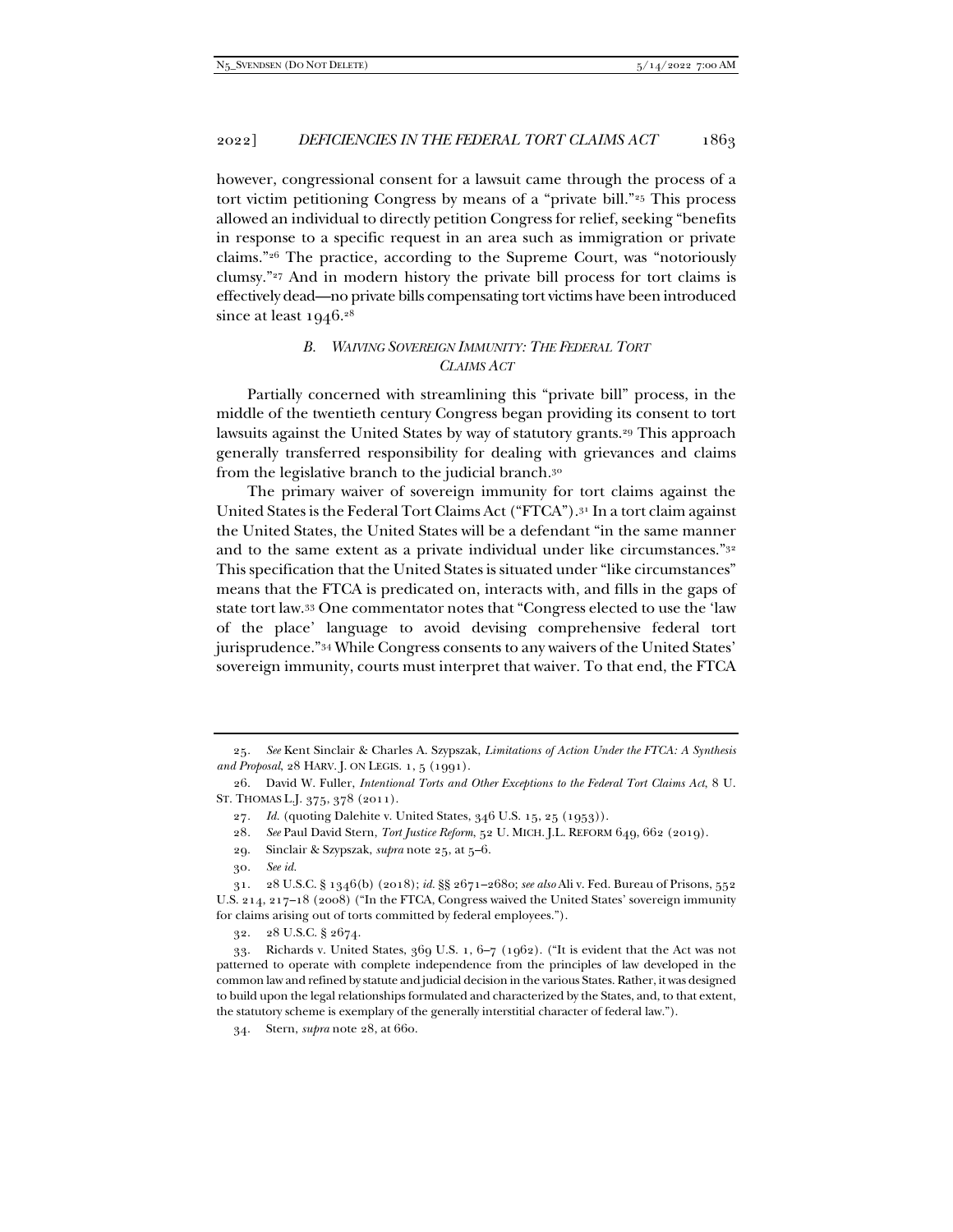however, congressional consent for a lawsuit came through the process of a tort victim petitioning Congress by means of a "private bill."[25] This process allowed an individual to directly petition Congress for relief, seeking "benefits in response to a specific request in an area such as immigration or private claims."[26] The practice, according to the Supreme Court, was "notoriously clumsy."[27] And in modern history the private bill process for tort claims is effectively dead—no private bills compensating tort victims have been introduced since at least 1946.[28]

### *B. Waiving Sovereign Immunity: The Federal Tort Claims Act*

Partially concerned with streamlining this "private bill" process, in the middle of the twentieth century Congress began providing its consent to tort lawsuits against the United States by way of statutory grants.[29] This approach generally transferred responsibility for dealing with grievances and claims from the legislative branch to the judicial branch.[30]

The primary waiver of sovereign immunity for tort claims against the United States is the Federal Tort Claims Act ("FTCA").[31] In a tort claim against the United States, the United States will be a defendant "in the same manner and to the same extent as a private individual under like circumstances."[32] This specification that the United States is situated under "like circumstances" means that the FTCA is predicated on, interacts with, and fills in the gaps of state tort law.[33] One commentator notes that "Congress elected to use the 'law of the place' language to avoid devising comprehensive federal tort jurisprudence."[34] While Congress consents to any waivers of the United States' sovereign immunity, courts must interpret that waiver. To that end, the FTCA

---

25. *See* Kent Sinclair & Charles A. Szypszak, *Limitations of Action Under the FTCA: A Synthesis and Proposal*, 28 HARV. J. ON LEGIS. 1, 5 (1991).

26. David W. Fuller, *Intentional Torts and Other Exceptions to the Federal Tort Claims Act*, 8 U. ST. THOMAS L.J. 375, 378 (2011).

27. *Id.* (quoting Dalehite v. United States, 346 U.S. 15, 25 (1953)).

28. *See* Paul David Stern, *Tort Justice Reform*, 52 U. MICH. J.L. REFORM 649, 662 (2019).

29. Sinclair & Szypszak, *supra* note 25, at 5–6.

30. *See id.*

31. 28 U.S.C. § 1346(b) (2018); *id.* §§ 2671–2680; *see also* Ali v. Fed. Bureau of Prisons, 552 U.S. 214, 217–18 (2008) ("In the FTCA, Congress waived the United States' sovereign immunity for claims arising out of torts committed by federal employees.").

32. 28 U.S.C. § 2674.

33. Richards v. United States, 369 U.S. 1, 6–7 (1962). ("It is evident that the Act was not patterned to operate with complete independence from the principles of law developed in the common law and refined by statute and judicial decision in the various States. Rather, it was designed to build upon the legal relationships formulated and characterized by the States, and, to that extent, the statutory scheme is exemplary of the generally interstitial character of federal law.").

34. Stern, *supra* note 28, at 660.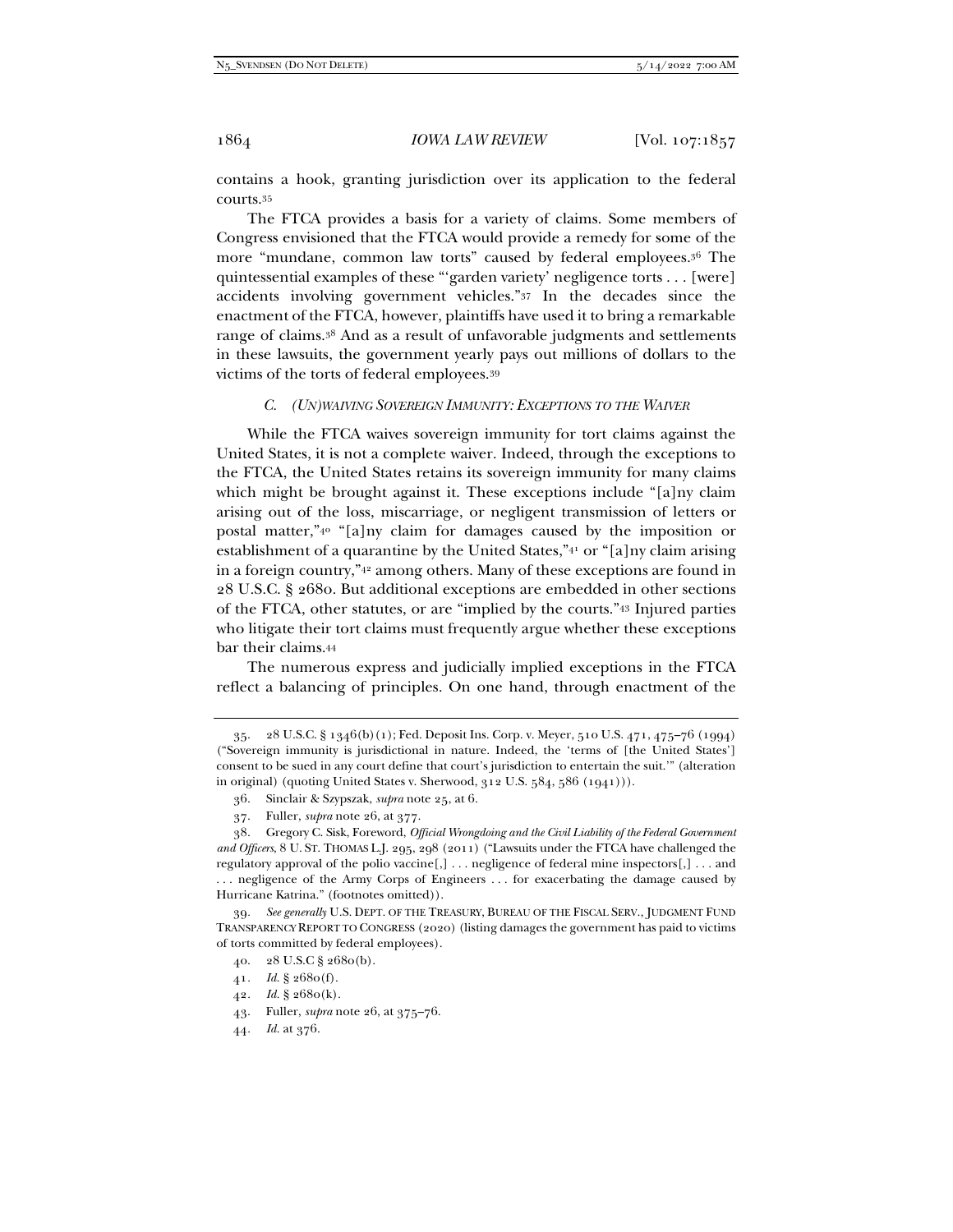contains a hook, granting jurisdiction over its application to the federal courts.[35]

The FTCA provides a basis for a variety of claims. Some members of Congress envisioned that the FTCA would provide a remedy for some of the more "mundane, common law torts" caused by federal employees.[36] The quintessential examples of these "'garden variety' negligence torts . . . [were] accidents involving government vehicles."[37] In the decades since the enactment of the FTCA, however, plaintiffs have used it to bring a remarkable range of claims.[38] And as a result of unfavorable judgments and settlements in these lawsuits, the government yearly pays out millions of dollars to the victims of the torts of federal employees.[39]

### *C. (UN)WAIVING SOVEREIGN IMMUNITY: EXCEPTIONS TO THE WAIVER*

While the FTCA waives sovereign immunity for tort claims against the United States, it is not a complete waiver. Indeed, through the exceptions to the FTCA, the United States retains its sovereign immunity for many claims which might be brought against it. These exceptions include "[a]ny claim arising out of the loss, miscarriage, or negligent transmission of letters or postal matter,"[40] "[a]ny claim for damages caused by the imposition or establishment of a quarantine by the United States,"[41] or "[a]ny claim arising in a foreign country,"[42] among others. Many of these exceptions are found in 28 U.S.C. § 2680. But additional exceptions are embedded in other sections of the FTCA, other statutes, or are "implied by the courts."[43] Injured parties who litigate their tort claims must frequently argue whether these exceptions bar their claims.[44]

The numerous express and judicially implied exceptions in the FTCA reflect a balancing of principles. On one hand, through enactment of the

---

35. 28 U.S.C. § 1346(b)(1); Fed. Deposit Ins. Corp. v. Meyer, 510 U.S. 471, 475–76 (1994) ("Sovereign immunity is jurisdictional in nature. Indeed, the 'terms of [the United States'] consent to be sued in any court define that court's jurisdiction to entertain the suit.'" (alteration in original) (quoting United States v. Sherwood, 312 U.S. 584, 586 (1941))).

36. Sinclair & Szypszak, *supra* note 25, at 6.

37. Fuller, *supra* note 26, at 377.

38. Gregory C. Sisk, Foreword, *Official Wrongdoing and the Civil Liability of the Federal Government and Officers*, 8 U. ST. THOMAS L.J. 295, 298 (2011) ("Lawsuits under the FTCA have challenged the regulatory approval of the polio vaccine[,] . . . negligence of federal mine inspectors[,] . . . and . . . negligence of the Army Corps of Engineers . . . for exacerbating the damage caused by Hurricane Katrina." (footnotes omitted)).

39. *See generally* U.S. DEPT. OF THE TREASURY, BUREAU OF THE FISCAL SERV., JUDGMENT FUND TRANSPARENCY REPORT TO CONGRESS (2020) (listing damages the government has paid to victims of torts committed by federal employees).

40. 28 U.S.C § 2680(b).

41. *Id.* § 2680(f).

42. *Id.* § 2680(k).

43. Fuller, *supra* note 26, at 375–76.

44. *Id.* at 376.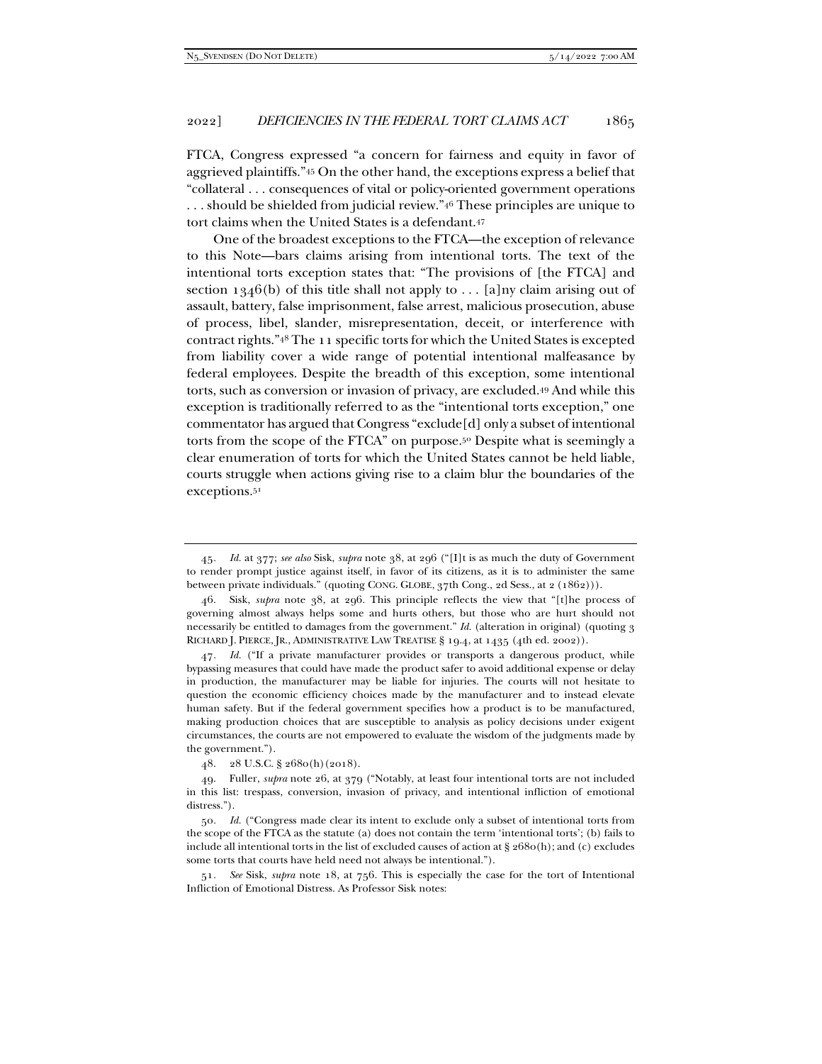FTCA, Congress expressed "a concern for fairness and equity in favor of aggrieved plaintiffs."[45] On the other hand, the exceptions express a belief that "collateral . . . consequences of vital or policy-oriented government operations . . . should be shielded from judicial review."[46] These principles are unique to tort claims when the United States is a defendant.[47]

One of the broadest exceptions to the FTCA—the exception of relevance to this Note—bars claims arising from intentional torts. The text of the intentional torts exception states that: "The provisions of [the FTCA] and section 1346(b) of this title shall not apply to . . . [a]ny claim arising out of assault, battery, false imprisonment, false arrest, malicious prosecution, abuse of process, libel, slander, misrepresentation, deceit, or interference with contract rights."[48] The 11 specific torts for which the United States is excepted from liability cover a wide range of potential intentional malfeasance by federal employees. Despite the breadth of this exception, some intentional torts, such as conversion or invasion of privacy, are excluded.[49] And while this exception is traditionally referred to as the "intentional torts exception," one commentator has argued that Congress "exclude[d] only a subset of intentional torts from the scope of the FTCA" on purpose.[50] Despite what is seemingly a clear enumeration of torts for which the United States cannot be held liable, courts struggle when actions giving rise to a claim blur the boundaries of the exceptions.[51]

---

45. *Id.* at 377; *see also* Sisk, *supra* note 38, at 296 ("[I]t is as much the duty of Government to render prompt justice against itself, in favor of its citizens, as it is to administer the same between private individuals." (quoting CONG. GLOBE, 37th Cong., 2d Sess., at 2 (1862))).

46. Sisk, *supra* note 38, at 296. This principle reflects the view that "[t]he process of governing almost always helps some and hurts others, but those who are hurt should not necessarily be entitled to damages from the government." *Id.* (alteration in original) (quoting 3 RICHARD J. PIERCE, JR., ADMINISTRATIVE LAW TREATISE § 19.4, at 1435 (4th ed. 2002)).

47. *Id.* ("If a private manufacturer provides or transports a dangerous product, while bypassing measures that could have made the product safer to avoid additional expense or delay in production, the manufacturer may be liable for injuries. The courts will not hesitate to question the economic efficiency choices made by the manufacturer and to instead elevate human safety. But if the federal government specifies how a product is to be manufactured, making production choices that are susceptible to analysis as policy decisions under exigent circumstances, the courts are not empowered to evaluate the wisdom of the judgments made by the government.").

48. 28 U.S.C. § 2680(h) (2018).

49. Fuller, *supra* note 26, at 379 ("Notably, at least four intentional torts are not included in this list: trespass, conversion, invasion of privacy, and intentional infliction of emotional distress.").

50. *Id.* ("Congress made clear its intent to exclude only a subset of intentional torts from the scope of the FTCA as the statute (a) does not contain the term 'intentional torts'; (b) fails to include all intentional torts in the list of excluded causes of action at § 2680(h); and (c) excludes some torts that courts have held need not always be intentional.").

51. *See* Sisk, *supra* note 18, at 756. This is especially the case for the tort of Intentional Infliction of Emotional Distress. As Professor Sisk notes: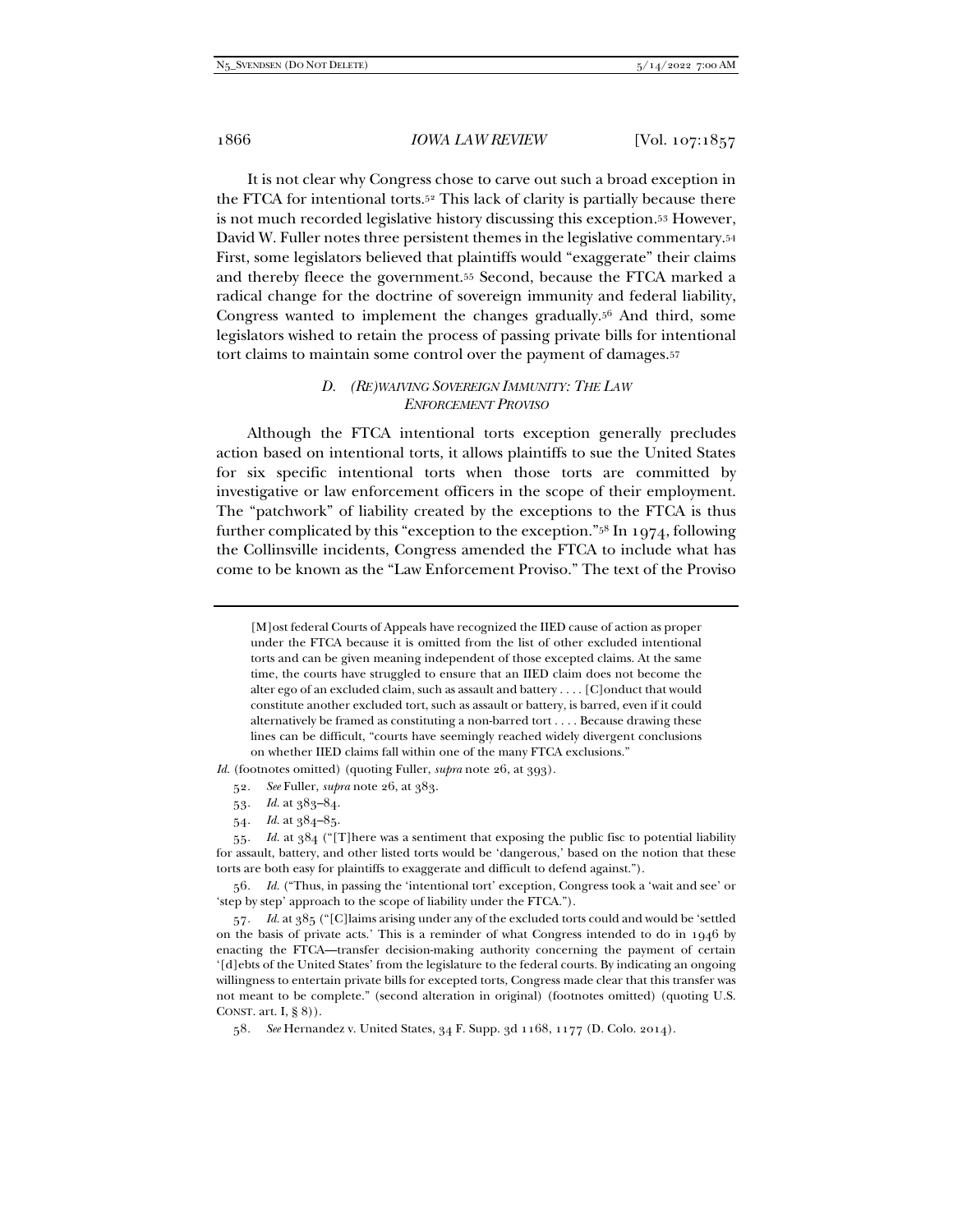It is not clear why Congress chose to carve out such a broad exception in the FTCA for intentional torts.[52] This lack of clarity is partially because there is not much recorded legislative history discussing this exception.[53] However, David W. Fuller notes three persistent themes in the legislative commentary.[54] First, some legislators believed that plaintiffs would "exaggerate" their claims and thereby fleece the government.[55] Second, because the FTCA marked a radical change for the doctrine of sovereign immunity and federal liability, Congress wanted to implement the changes gradually.[56] And third, some legislators wished to retain the process of passing private bills for intentional tort claims to maintain some control over the payment of damages.[57]

### *D. (RE)WAIVING SOVEREIGN IMMUNITY: THE LAW ENFORCEMENT PROVISO*

Although the FTCA intentional torts exception generally precludes action based on intentional torts, it allows plaintiffs to sue the United States for six specific intentional torts when those torts are committed by investigative or law enforcement officers in the scope of their employment. The "patchwork" of liability created by the exceptions to the FTCA is thus further complicated by this "exception to the exception."[58] In 1974, following the Collinsville incidents, Congress amended the FTCA to include what has come to be known as the "Law Enforcement Proviso." The text of the Proviso

---

> [M]ost federal Courts of Appeals have recognized the IIED cause of action as proper under the FTCA because it is omitted from the list of other excluded intentional torts and can be given meaning independent of those excepted claims. At the same time, the courts have struggled to ensure that an IIED claim does not become the alter ego of an excluded claim, such as assault and battery . . . . [C]onduct that would constitute another excluded tort, such as assault or battery, is barred, even if it could alternatively be framed as constituting a non-barred tort . . . . Because drawing these lines can be difficult, "courts have seemingly reached widely divergent conclusions on whether IIED claims fall within one of the many FTCA exclusions."

*Id.* (footnotes omitted) (quoting Fuller, *supra* note 26, at 393).

52. *See* Fuller, *supra* note 26, at 383.

53. *Id.* at 383–84.

54. *Id.* at 384–85.

55. *Id.* at 384 ("[T]here was a sentiment that exposing the public fisc to potential liability for assault, battery, and other listed torts would be 'dangerous,' based on the notion that these torts are both easy for plaintiffs to exaggerate and difficult to defend against.").

56. *Id.* ("Thus, in passing the 'intentional tort' exception, Congress took a 'wait and see' or 'step by step' approach to the scope of liability under the FTCA.").

57. *Id.* at 385 ("[C]laims arising under any of the excluded torts could and would be 'settled on the basis of private acts.' This is a reminder of what Congress intended to do in 1946 by enacting the FTCA—transfer decision-making authority concerning the payment of certain '[d]ebts of the United States' from the legislature to the federal courts. By indicating an ongoing willingness to entertain private bills for excepted torts, Congress made clear that this transfer was not meant to be complete." (second alteration in original) (footnotes omitted) (quoting U.S. CONST. art. I, § 8)).

58. *See* Hernandez v. United States, 34 F. Supp. 3d 1168, 1177 (D. Colo. 2014).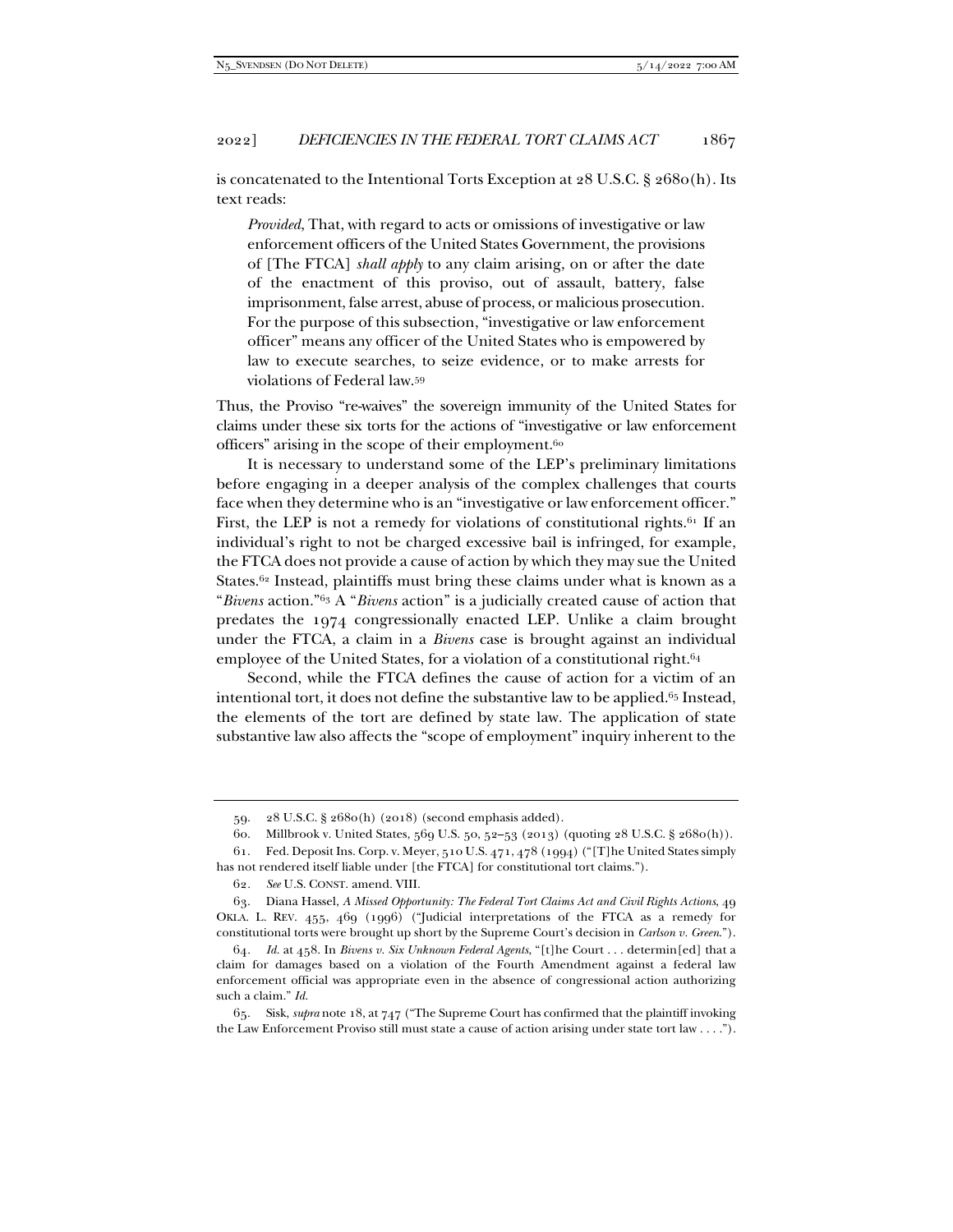is concatenated to the Intentional Torts Exception at 28 U.S.C. § 2680(h). Its text reads:

> *Provided*, That, with regard to acts or omissions of investigative or law enforcement officers of the United States Government, the provisions of [The FTCA] *shall apply* to any claim arising, on or after the date of the enactment of this proviso, out of assault, battery, false imprisonment, false arrest, abuse of process, or malicious prosecution. For the purpose of this subsection, "investigative or law enforcement officer" means any officer of the United States who is empowered by law to execute searches, to seize evidence, or to make arrests for violations of Federal law.[59]

Thus, the Proviso "re-waives" the sovereign immunity of the United States for claims under these six torts for the actions of "investigative or law enforcement officers" arising in the scope of their employment.[60]

It is necessary to understand some of the LEP's preliminary limitations before engaging in a deeper analysis of the complex challenges that courts face when they determine who is an "investigative or law enforcement officer." First, the LEP is not a remedy for violations of constitutional rights.[61] If an individual's right to not be charged excessive bail is infringed, for example, the FTCA does not provide a cause of action by which they may sue the United States.[62] Instead, plaintiffs must bring these claims under what is known as a "*Bivens* action."[63] A "*Bivens* action" is a judicially created cause of action that predates the 1974 congressionally enacted LEP. Unlike a claim brought under the FTCA, a claim in a *Bivens* case is brought against an individual employee of the United States, for a violation of a constitutional right.[64]

Second, while the FTCA defines the cause of action for a victim of an intentional tort, it does not define the substantive law to be applied.[65] Instead, the elements of the tort are defined by state law. The application of state substantive law also affects the "scope of employment" inquiry inherent to the

---

59. 28 U.S.C. § 2680(h) (2018) (second emphasis added).

60. Millbrook v. United States, 569 U.S. 50, 52–53 (2013) (quoting 28 U.S.C. § 2680(h)).

61. Fed. Deposit Ins. Corp. v. Meyer, 510 U.S. 471, 478 (1994) ("[T]he United States simply has not rendered itself liable under [the FTCA] for constitutional tort claims.").

62. *See* U.S. CONST. amend. VIII.

63. Diana Hassel, *A Missed Opportunity: The Federal Tort Claims Act and Civil Rights Actions*, 49 OKLA. L. REV. 455, 469 (1996) ("Judicial interpretations of the FTCA as a remedy for constitutional torts were brought up short by the Supreme Court's decision in *Carlson v. Green*.").

64. *Id.* at 458. In *Bivens v. Six Unknown Federal Agents*, "[t]he Court . . . determin[ed] that a claim for damages based on a violation of the Fourth Amendment against a federal law enforcement official was appropriate even in the absence of congressional action authorizing such a claim." *Id.*

65. Sisk, *supra* note 18, at 747 ("The Supreme Court has confirmed that the plaintiff invoking the Law Enforcement Proviso still must state a cause of action arising under state tort law . . . .").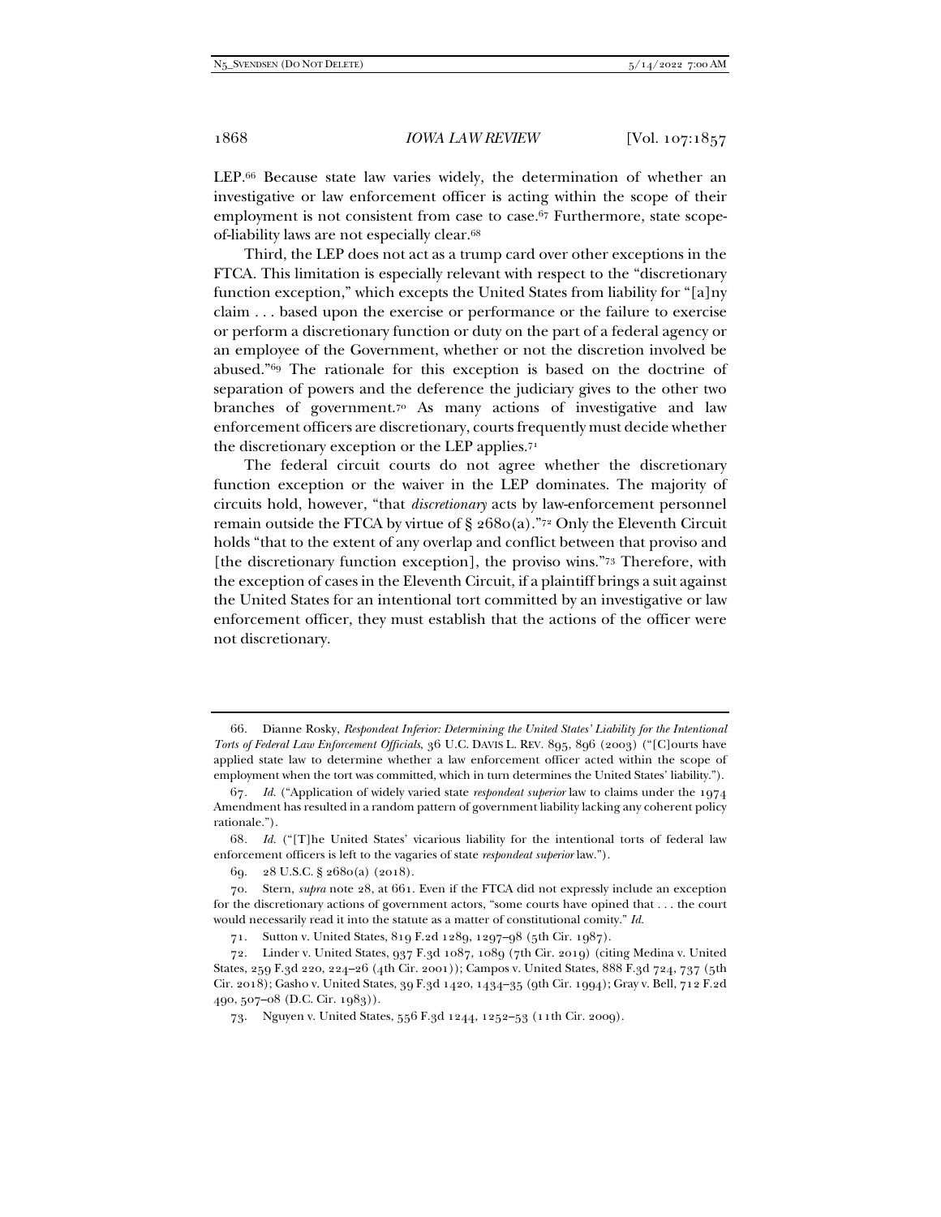LEP.[66] Because state law varies widely, the determination of whether an investigative or law enforcement officer is acting within the scope of their employment is not consistent from case to case.[67] Furthermore, state scope-of-liability laws are not especially clear.[68]

Third, the LEP does not act as a trump card over other exceptions in the FTCA. This limitation is especially relevant with respect to the "discretionary function exception," which excepts the United States from liability for "[a]ny claim . . . based upon the exercise or performance or the failure to exercise or perform a discretionary function or duty on the part of a federal agency or an employee of the Government, whether or not the discretion involved be abused."[69] The rationale for this exception is based on the doctrine of separation of powers and the deference the judiciary gives to the other two branches of government.[70] As many actions of investigative and law enforcement officers are discretionary, courts frequently must decide whether the discretionary exception or the LEP applies.[71]

The federal circuit courts do not agree whether the discretionary function exception or the waiver in the LEP dominates. The majority of circuits hold, however, "that *discretionary* acts by law-enforcement personnel remain outside the FTCA by virtue of § 2680(a)."[72] Only the Eleventh Circuit holds "that to the extent of any overlap and conflict between that proviso and [the discretionary function exception], the proviso wins."[73] Therefore, with the exception of cases in the Eleventh Circuit, if a plaintiff brings a suit against the United States for an intentional tort committed by an investigative or law enforcement officer, they must establish that the actions of the officer were not discretionary.

---

66. Dianne Rosky, *Respondeat Inferior: Determining the United States' Liability for the Intentional Torts of Federal Law Enforcement Officials*, 36 U.C. DAVIS L. REV. 895, 896 (2003) ("[C]ourts have applied state law to determine whether a law enforcement officer acted within the scope of employment when the tort was committed, which in turn determines the United States' liability.").

67. *Id.* ("Application of widely varied state *respondeat superior* law to claims under the 1974 Amendment has resulted in a random pattern of government liability lacking any coherent policy rationale.").

68. *Id.* ("[T]he United States' vicarious liability for the intentional torts of federal law enforcement officers is left to the vagaries of state *respondeat superior* law.").

69. 28 U.S.C. § 2680(a) (2018).

70. Stern, *supra* note 28, at 661. Even if the FTCA did not expressly include an exception for the discretionary actions of government actors, "some courts have opined that . . . the court would necessarily read it into the statute as a matter of constitutional comity." *Id.*

71. Sutton v. United States, 819 F.2d 1289, 1297–98 (5th Cir. 1987).

72. Linder v. United States, 937 F.3d 1087, 1089 (7th Cir. 2019) (citing Medina v. United States, 259 F.3d 220, 224–26 (4th Cir. 2001)); Campos v. United States, 888 F.3d 724, 737 (5th Cir. 2018); Gasho v. United States, 39 F.3d 1420, 1434–35 (9th Cir. 1994); Gray v. Bell, 712 F.2d 490, 507–08 (D.C. Cir. 1983)).

73. Nguyen v. United States, 556 F.3d 1244, 1252–53 (11th Cir. 2009).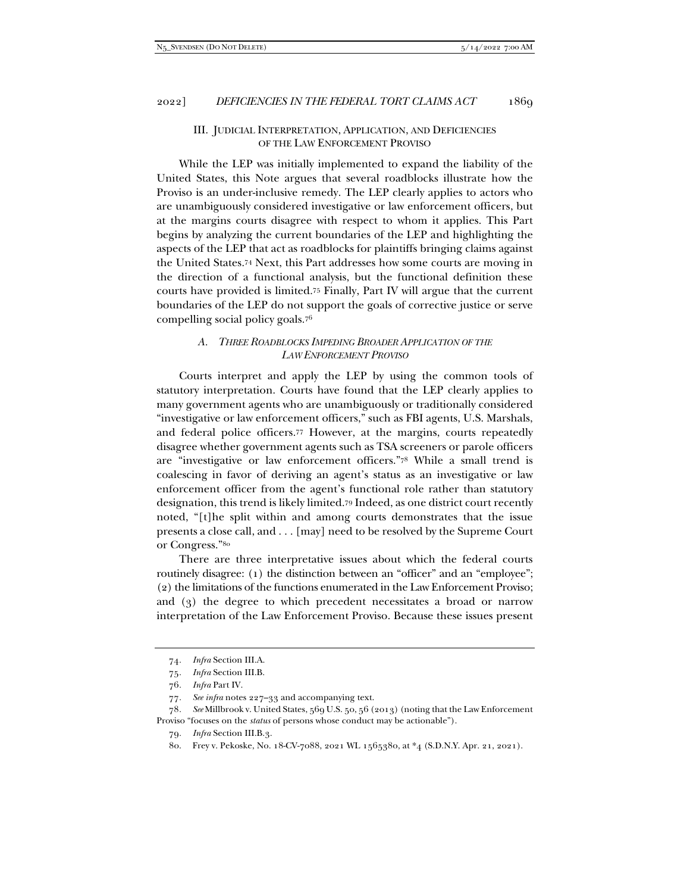## III. Judicial Interpretation, Application, and Deficiencies of the Law Enforcement Proviso

While the LEP was initially implemented to expand the liability of the United States, this Note argues that several roadblocks illustrate how the Proviso is an under-inclusive remedy. The LEP clearly applies to actors who are unambiguously considered investigative or law enforcement officers, but at the margins courts disagree with respect to whom it applies. This Part begins by analyzing the current boundaries of the LEP and highlighting the aspects of the LEP that act as roadblocks for plaintiffs bringing claims against the United States.[74] Next, this Part addresses how some courts are moving in the direction of a functional analysis, but the functional definition these courts have provided is limited.[75] Finally, Part IV will argue that the current boundaries of the LEP do not support the goals of corrective justice or serve compelling social policy goals.[76]

### *A. Three Roadblocks Impeding Broader Application of the Law Enforcement Proviso*

Courts interpret and apply the LEP by using the common tools of statutory interpretation. Courts have found that the LEP clearly applies to many government agents who are unambiguously or traditionally considered "investigative or law enforcement officers," such as FBI agents, U.S. Marshals, and federal police officers.[77] However, at the margins, courts repeatedly disagree whether government agents such as TSA screeners or parole officers are "investigative or law enforcement officers."[78] While a small trend is coalescing in favor of deriving an agent's status as an investigative or law enforcement officer from the agent's functional role rather than statutory designation, this trend is likely limited.[79] Indeed, as one district court recently noted, "[t]he split within and among courts demonstrates that the issue presents a close call, and . . . [may] need to be resolved by the Supreme Court or Congress."[80]

There are three interpretative issues about which the federal courts routinely disagree: (1) the distinction between an "officer" and an "employee"; (2) the limitations of the functions enumerated in the Law Enforcement Proviso; and (3) the degree to which precedent necessitates a broad or narrow interpretation of the Law Enforcement Proviso. Because these issues present

---

74. *Infra* Section III.A.

75. *Infra* Section III.B.

76. *Infra* Part IV.

77. *See infra* notes 227–33 and accompanying text.

78. *See* Millbrook v. United States, 569 U.S. 50, 56 (2013) (noting that the Law Enforcement Proviso "focuses on the *status* of persons whose conduct may be actionable").

79. *Infra* Section III.B.3.

80. Frey v. Pekoske, No. 18-CV-7088, 2021 WL 1565380, at *4 (S.D.N.Y. Apr. 21, 2021).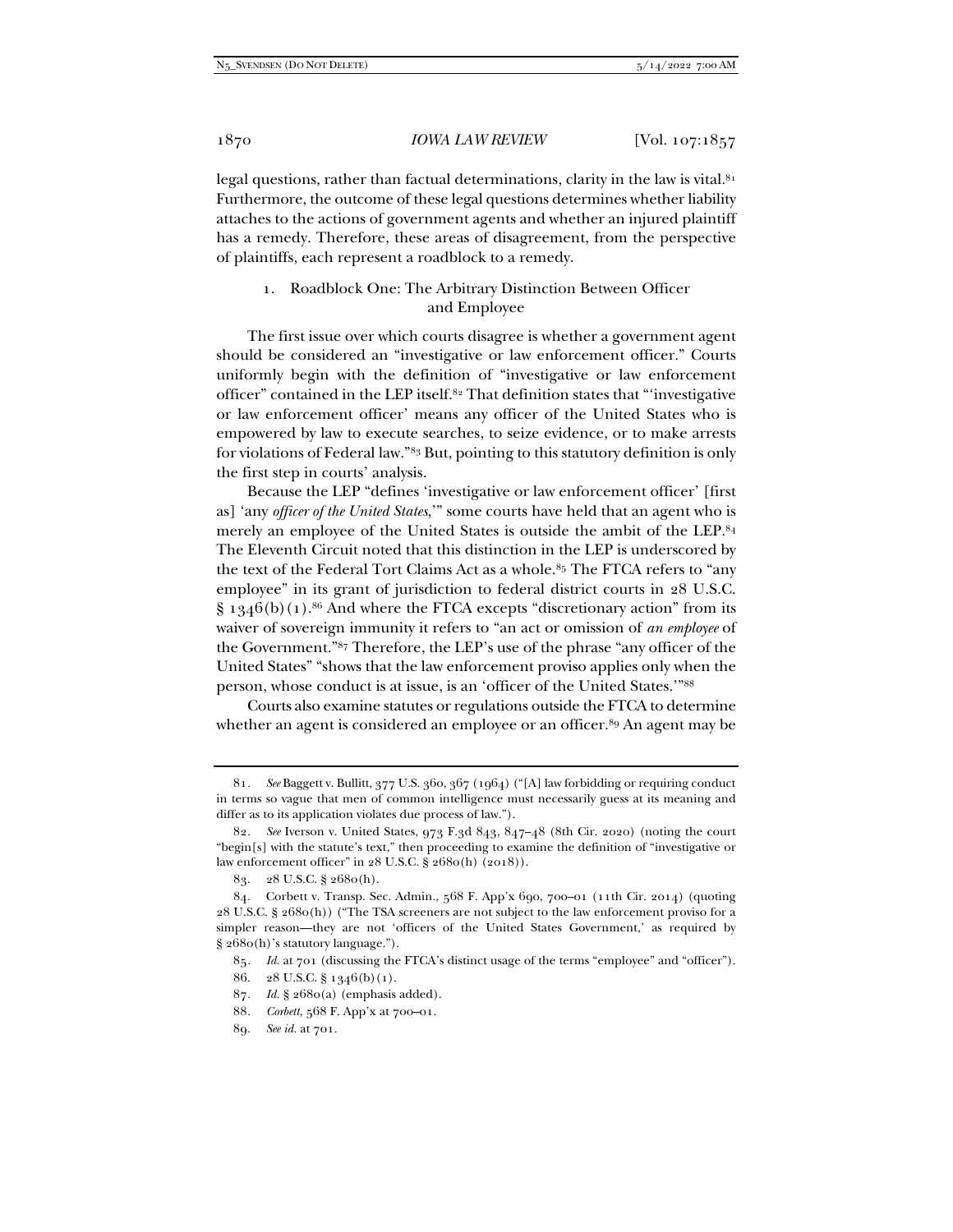legal questions, rather than factual determinations, clarity in the law is vital.[81] Furthermore, the outcome of these legal questions determines whether liability attaches to the actions of government agents and whether an injured plaintiff has a remedy. Therefore, these areas of disagreement, from the perspective of plaintiffs, each represent a roadblock to a remedy.

### 1. Roadblock One: The Arbitrary Distinction Between Officer and Employee

The first issue over which courts disagree is whether a government agent should be considered an "investigative or law enforcement officer." Courts uniformly begin with the definition of "investigative or law enforcement officer" contained in the LEP itself.[82] That definition states that "'investigative or law enforcement officer' means any officer of the United States who is empowered by law to execute searches, to seize evidence, or to make arrests for violations of Federal law."[83] But, pointing to this statutory definition is only the first step in courts' analysis.

Because the LEP "defines 'investigative or law enforcement officer' [first as] 'any *officer of the United States*,'" some courts have held that an agent who is merely an employee of the United States is outside the ambit of the LEP.[84] The Eleventh Circuit noted that this distinction in the LEP is underscored by the text of the Federal Tort Claims Act as a whole.[85] The FTCA refers to "any employee" in its grant of jurisdiction to federal district courts in 28 U.S.C. § 1346(b)(1).[86] And where the FTCA excepts "discretionary action" from its waiver of sovereign immunity it refers to "an act or omission of *an employee* of the Government."[87] Therefore, the LEP's use of the phrase "any officer of the United States" "shows that the law enforcement proviso applies only when the person, whose conduct is at issue, is an 'officer of the United States.'"[88]

Courts also examine statutes or regulations outside the FTCA to determine whether an agent is considered an employee or an officer.[89] An agent may be

---

81. *See* Baggett v. Bullitt, 377 U.S. 360, 367 (1964) ("[A] law forbidding or requiring conduct in terms so vague that men of common intelligence must necessarily guess at its meaning and differ as to its application violates due process of law.").

82. *See* Iverson v. United States, 973 F.3d 843, 847–48 (8th Cir. 2020) (noting the court "begin[s] with the statute's text," then proceeding to examine the definition of "investigative or law enforcement officer" in 28 U.S.C. § 2680(h) (2018)).

83. 28 U.S.C. § 2680(h).

84. Corbett v. Transp. Sec. Admin., 568 F. App'x 690, 700–01 (11th Cir. 2014) (quoting 28 U.S.C. § 2680(h)) ("The TSA screeners are not subject to the law enforcement proviso for a simpler reason—they are not 'officers of the United States Government,' as required by § 2680(h)'s statutory language.").

85. *Id.* at 701 (discussing the FTCA's distinct usage of the terms "employee" and "officer").

86. 28 U.S.C. § 1346(b)(1).

87. *Id.* § 2680(a) (emphasis added).

88. *Corbett*, 568 F. App'x at 700–01.

89. *See id.* at 701.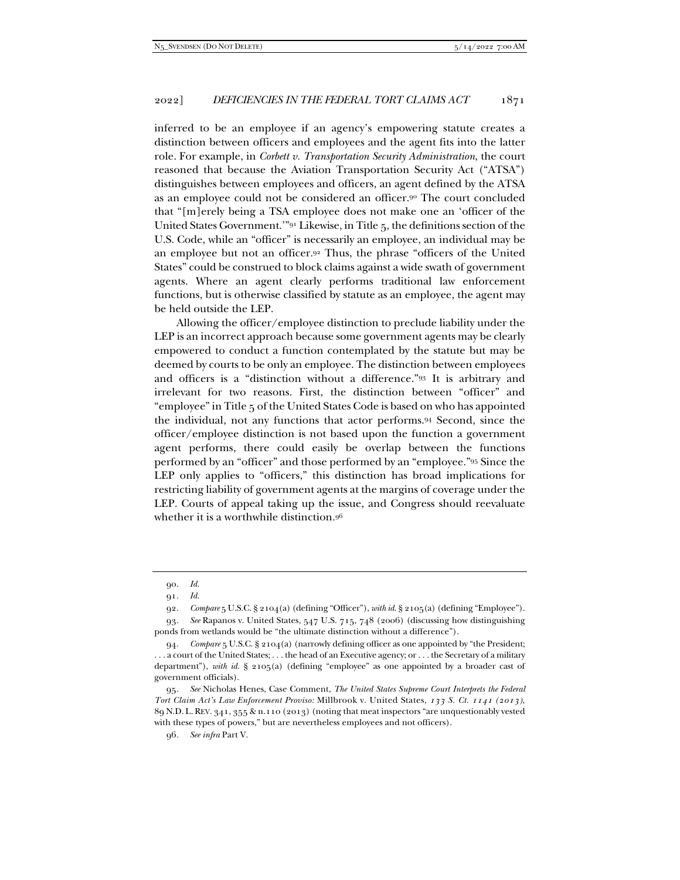inferred to be an employee if an agency's empowering statute creates a distinction between officers and employees and the agent fits into the latter role. For example, in *Corbett v. Transportation Security Administration*, the court reasoned that because the Aviation Transportation Security Act ("ATSA") distinguishes between employees and officers, an agent defined by the ATSA as an employee could not be considered an officer.[90] The court concluded that "[m]erely being a TSA employee does not make one an 'officer of the United States Government.'"[91] Likewise, in Title 5, the definitions section of the U.S. Code, while an "officer" is necessarily an employee, an individual may be an employee but not an officer.[92] Thus, the phrase "officers of the United States" could be construed to block claims against a wide swath of government agents. Where an agent clearly performs traditional law enforcement functions, but is otherwise classified by statute as an employee, the agent may be held outside the LEP.

Allowing the officer/employee distinction to preclude liability under the LEP is an incorrect approach because some government agents may be clearly empowered to conduct a function contemplated by the statute but may be deemed by courts to be only an employee. The distinction between employees and officers is a "distinction without a difference."[93] It is arbitrary and irrelevant for two reasons. First, the distinction between "officer" and "employee" in Title 5 of the United States Code is based on who has appointed the individual, not any functions that actor performs.[94] Second, since the officer/employee distinction is not based upon the function a government agent performs, there could easily be overlap between the functions performed by an "officer" and those performed by an "employee."[95] Since the LEP only applies to "officers," this distinction has broad implications for restricting liability of government agents at the margins of coverage under the LEP. Courts of appeal taking up the issue, and Congress should reevaluate whether it is a worthwhile distinction.[96]

---

90. *Id.*

91. *Id.*

92. *Compare* 5 U.S.C. § 2104(a) (defining "Officer"), *with id.* § 2105(a) (defining "Employee").

93. *See* Rapanos v. United States, 547 U.S. 715, 748 (2006) (discussing how distinguishing ponds from wetlands would be "the ultimate distinction without a difference").

94. *Compare* 5 U.S.C. § 2104(a) (narrowly defining officer as one appointed by "the President; . . . a court of the United States; . . . the head of an Executive agency; or . . . the Secretary of a military department"), *with id.* § 2105(a) (defining "employee" as one appointed by a broader cast of government officials).

95. *See* Nicholas Henes, Case Comment, *The United States Supreme Court Interprets the Federal Tort Claim Act's Law Enforcement Proviso:* Millbrook v. United States, *133 S. Ct. 1141 (2013)*, 89 N.D. L. REV. 341, 355 & n.110 (2013) (noting that meat inspectors "are unquestionably vested with these types of powers," but are nevertheless employees and not officers).

96. *See infra* Part V.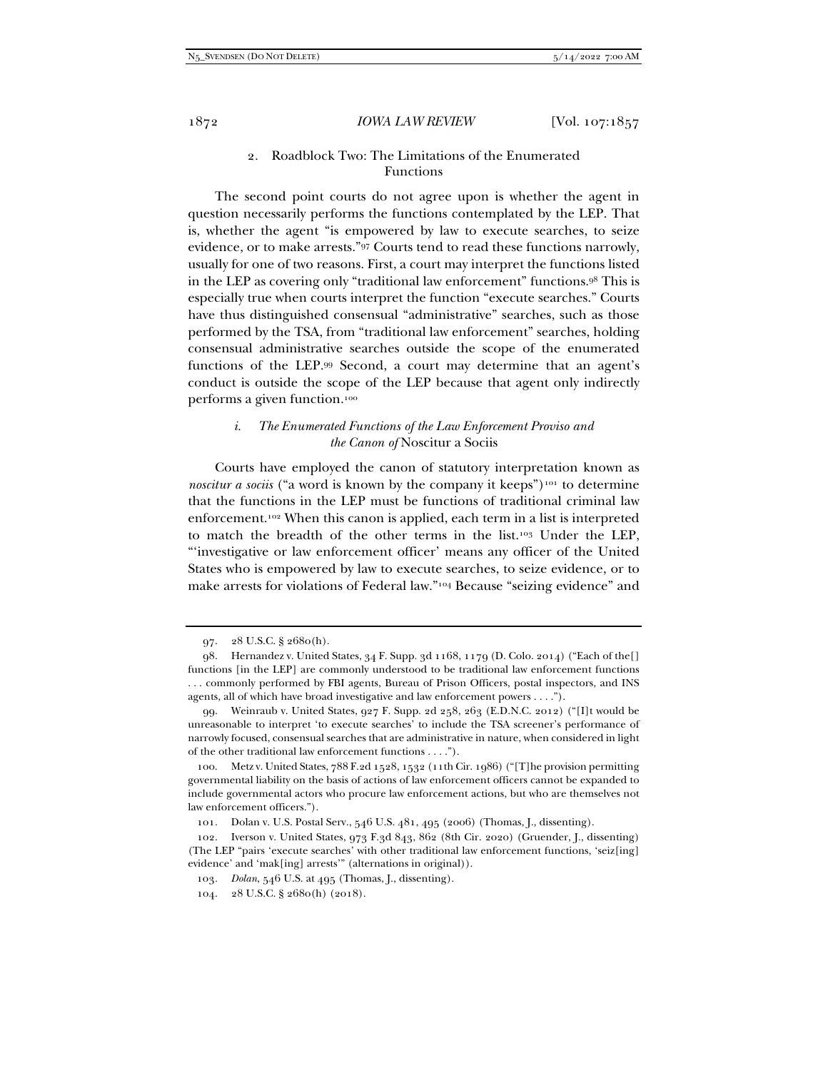### 2. Roadblock Two: The Limitations of the Enumerated Functions

The second point courts do not agree upon is whether the agent in question necessarily performs the functions contemplated by the LEP. That is, whether the agent "is empowered by law to execute searches, to seize evidence, or to make arrests."[97] Courts tend to read these functions narrowly, usually for one of two reasons. First, a court may interpret the functions listed in the LEP as covering only "traditional law enforcement" functions.[98] This is especially true when courts interpret the function "execute searches." Courts have thus distinguished consensual "administrative" searches, such as those performed by the TSA, from "traditional law enforcement" searches, holding consensual administrative searches outside the scope of the enumerated functions of the LEP.[99] Second, a court may determine that an agent's conduct is outside the scope of the LEP because that agent only indirectly performs a given function.[100]

#### *i. The Enumerated Functions of the Law Enforcement Proviso and the Canon of* Noscitur a Sociis

Courts have employed the canon of statutory interpretation known as *noscitur a sociis* ("a word is known by the company it keeps")[101] to determine that the functions in the LEP must be functions of traditional criminal law enforcement.[102] When this canon is applied, each term in a list is interpreted to match the breadth of the other terms in the list.[103] Under the LEP, "'investigative or law enforcement officer' means any officer of the United States who is empowered by law to execute searches, to seize evidence, or to make arrests for violations of Federal law."[104] Because "seizing evidence" and

---

97. 28 U.S.C. § 2680(h).

98. Hernandez v. United States, 34 F. Supp. 3d 1168, 1179 (D. Colo. 2014) ("Each of the[] functions [in the LEP] are commonly understood to be traditional law enforcement functions . . . commonly performed by FBI agents, Bureau of Prison Officers, postal inspectors, and INS agents, all of which have broad investigative and law enforcement powers . . . .").

99. Weinraub v. United States, 927 F. Supp. 2d 258, 263 (E.D.N.C. 2012) ("[I]t would be unreasonable to interpret 'to execute searches' to include the TSA screener's performance of narrowly focused, consensual searches that are administrative in nature, when considered in light of the other traditional law enforcement functions . . . .").

100. Metz v. United States, 788 F.2d 1528, 1532 (11th Cir. 1986) ("[T]he provision permitting governmental liability on the basis of actions of law enforcement officers cannot be expanded to include governmental actors who procure law enforcement actions, but who are themselves not law enforcement officers.").

101. Dolan v. U.S. Postal Serv., 546 U.S. 481, 495 (2006) (Thomas, J., dissenting).

102. Iverson v. United States, 973 F.3d 843, 862 (8th Cir. 2020) (Gruender, J., dissenting) (The LEP "pairs 'execute searches' with other traditional law enforcement functions, 'seiz[ing] evidence' and 'mak[ing] arrests'" (alternations in original)).

103. *Dolan*, 546 U.S. at 495 (Thomas, J., dissenting).

104. 28 U.S.C. § 2680(h) (2018).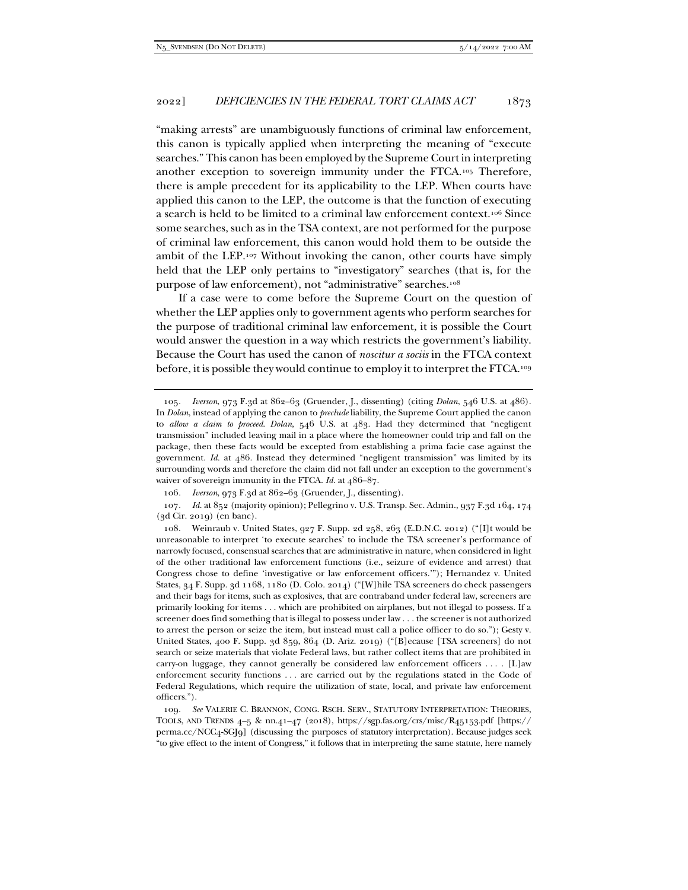"making arrests" are unambiguously functions of criminal law enforcement, this canon is typically applied when interpreting the meaning of "execute searches." This canon has been employed by the Supreme Court in interpreting another exception to sovereign immunity under the FTCA.[105] Therefore, there is ample precedent for its applicability to the LEP. When courts have applied this canon to the LEP, the outcome is that the function of executing a search is held to be limited to a criminal law enforcement context.[106] Since some searches, such as in the TSA context, are not performed for the purpose of criminal law enforcement, this canon would hold them to be outside the ambit of the LEP.[107] Without invoking the canon, other courts have simply held that the LEP only pertains to "investigatory" searches (that is, for the purpose of law enforcement), not "administrative" searches.[108]

If a case were to come before the Supreme Court on the question of whether the LEP applies only to government agents who perform searches for the purpose of traditional criminal law enforcement, it is possible the Court would answer the question in a way which restricts the government's liability. Because the Court has used the canon of *noscitur a sociis* in the FTCA context before, it is possible they would continue to employ it to interpret the FTCA.[109]

---

105. *Iverson*, 973 F.3d at 862–63 (Gruender, J., dissenting) (citing *Dolan*, 546 U.S. at 486). In *Dolan*, instead of applying the canon to *preclude* liability, the Supreme Court applied the canon to *allow a claim to proceed*. *Dolan*, 546 U.S. at 483. Had they determined that "negligent transmission" included leaving mail in a place where the homeowner could trip and fall on the package, then these facts would be excepted from establishing a prima facie case against the government. *Id.* at 486. Instead they determined "negligent transmission" was limited by its surrounding words and therefore the claim did not fall under an exception to the government's waiver of sovereign immunity in the FTCA. *Id.* at 486–87.

106. *Iverson*, 973 F.3d at 862–63 (Gruender, J., dissenting).

107. *Id.* at 852 (majority opinion); Pellegrino v. U.S. Transp. Sec. Admin., 937 F.3d 164, 174 (3d Cir. 2019) (en banc).

108. Weinraub v. United States, 927 F. Supp. 2d 258, 263 (E.D.N.C. 2012) ("[I]t would be unreasonable to interpret 'to execute searches' to include the TSA screener's performance of narrowly focused, consensual searches that are administrative in nature, when considered in light of the other traditional law enforcement functions (i.e., seizure of evidence and arrest) that Congress chose to define 'investigative or law enforcement officers.'"); Hernandez v. United States, 34 F. Supp. 3d 1168, 1180 (D. Colo. 2014) ("[W]hile TSA screeners do check passengers and their bags for items, such as explosives, that are contraband under federal law, screeners are primarily looking for items . . . which are prohibited on airplanes, but not illegal to possess. If a screener does find something that is illegal to possess under law . . . the screener is not authorized to arrest the person or seize the item, but instead must call a police officer to do so."); Gesty v. United States, 400 F. Supp. 3d 859, 864 (D. Ariz. 2019) ("[B]ecause [TSA screeners] do not search or seize materials that violate Federal laws, but rather collect items that are prohibited in carry-on luggage, they cannot generally be considered law enforcement officers . . . . [L]aw enforcement security functions . . . are carried out by the regulations stated in the Code of Federal Regulations, which require the utilization of state, local, and private law enforcement officers.").

109. *See* VALERIE C. BRANNON, CONG. RSCH. SERV., STATUTORY INTERPRETATION: THEORIES, TOOLS, AND TRENDS 4–5 & nn.41–47 (2018), https://sgp.fas.org/crs/misc/R45153.pdf [https://perma.cc/NCC4-SGJ9] (discussing the purposes of statutory interpretation). Because judges seek "to give effect to the intent of Congress," it follows that in interpreting the same statute, here namely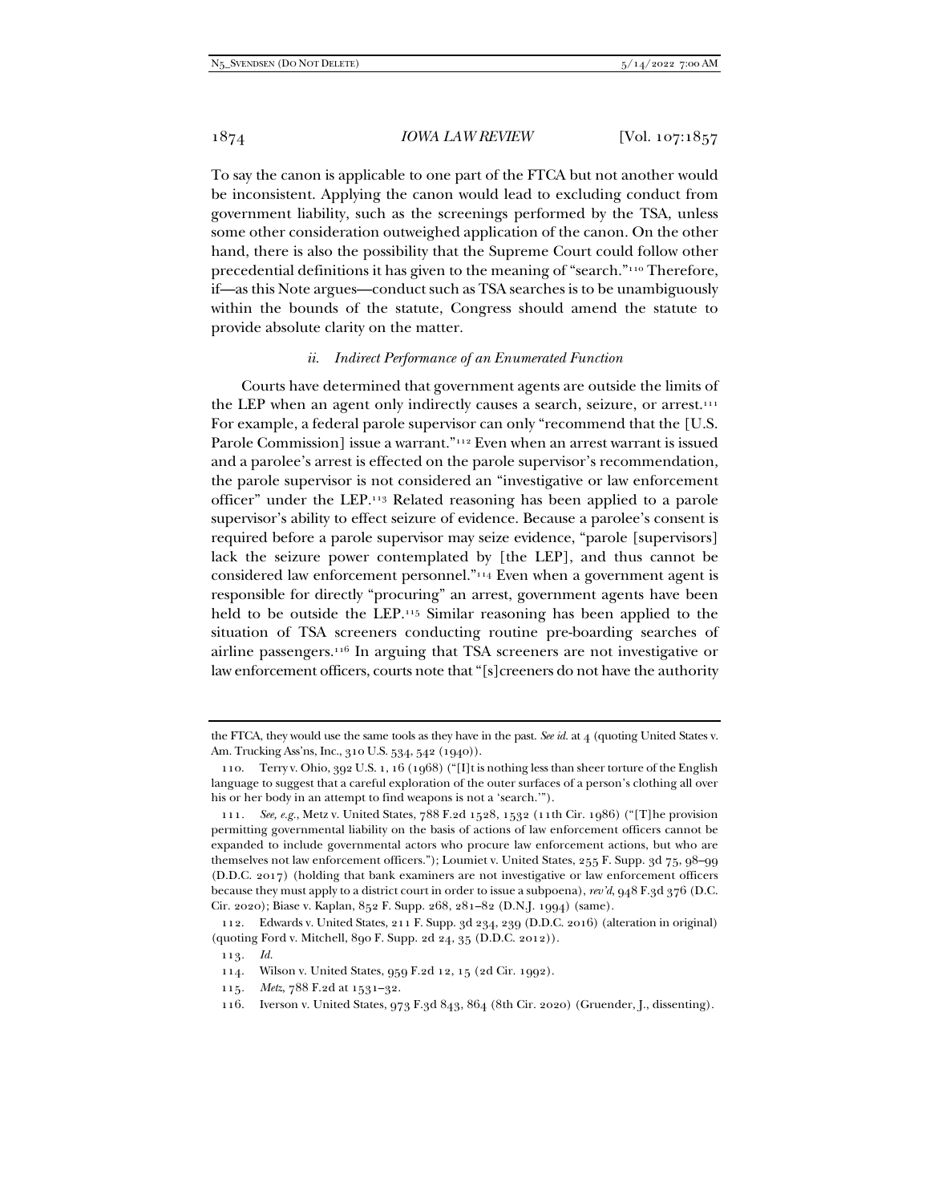To say the canon is applicable to one part of the FTCA but not another would be inconsistent. Applying the canon would lead to excluding conduct from government liability, such as the screenings performed by the TSA, unless some other consideration outweighed application of the canon. On the other hand, there is also the possibility that the Supreme Court could follow other precedential definitions it has given to the meaning of "search."[110] Therefore, if—as this Note argues—conduct such as TSA searches is to be unambiguously within the bounds of the statute, Congress should amend the statute to provide absolute clarity on the matter.

#### *ii. Indirect Performance of an Enumerated Function*

Courts have determined that government agents are outside the limits of the LEP when an agent only indirectly causes a search, seizure, or arrest.[111] For example, a federal parole supervisor can only "recommend that the [U.S. Parole Commission] issue a warrant."[112] Even when an arrest warrant is issued and a parolee's arrest is effected on the parole supervisor's recommendation, the parole supervisor is not considered an "investigative or law enforcement officer" under the LEP.[113] Related reasoning has been applied to a parole supervisor's ability to effect seizure of evidence. Because a parolee's consent is required before a parole supervisor may seize evidence, "parole [supervisors] lack the seizure power contemplated by [the LEP], and thus cannot be considered law enforcement personnel."[114] Even when a government agent is responsible for directly "procuring" an arrest, government agents have been held to be outside the LEP.[115] Similar reasoning has been applied to the situation of TSA screeners conducting routine pre-boarding searches of airline passengers.[116] In arguing that TSA screeners are not investigative or law enforcement officers, courts note that "[s]creeners do not have the authority

---

the FTCA, they would use the same tools as they have in the past. *See id.* at 4 (quoting United States v. Am. Trucking Ass'ns, Inc., 310 U.S. 534, 542 (1940)).

110. Terry v. Ohio, 392 U.S. 1, 16 (1968) ("[I]t is nothing less than sheer torture of the English language to suggest that a careful exploration of the outer surfaces of a person's clothing all over his or her body in an attempt to find weapons is not a 'search.'").

111. *See, e.g.*, Metz v. United States, 788 F.2d 1528, 1532 (11th Cir. 1986) ("[T]he provision permitting governmental liability on the basis of actions of law enforcement officers cannot be expanded to include governmental actors who procure law enforcement actions, but who are themselves not law enforcement officers."); Loumiet v. United States, 255 F. Supp. 3d 75, 98–99 (D.D.C. 2017) (holding that bank examiners are not investigative or law enforcement officers because they must apply to a district court in order to issue a subpoena), *rev'd*, 948 F.3d 376 (D.C. Cir. 2020); Biase v. Kaplan, 852 F. Supp. 268, 281–82 (D.N.J. 1994) (same).

112. Edwards v. United States, 211 F. Supp. 3d 234, 239 (D.D.C. 2016) (alteration in original) (quoting Ford v. Mitchell, 890 F. Supp. 2d 24, 35 (D.D.C. 2012)).

113. *Id.*

114. Wilson v. United States, 959 F.2d 12, 15 (2d Cir. 1992).

115. *Metz*, 788 F.2d at 1531–32.

116. Iverson v. United States, 973 F.3d 843, 864 (8th Cir. 2020) (Gruender, J., dissenting).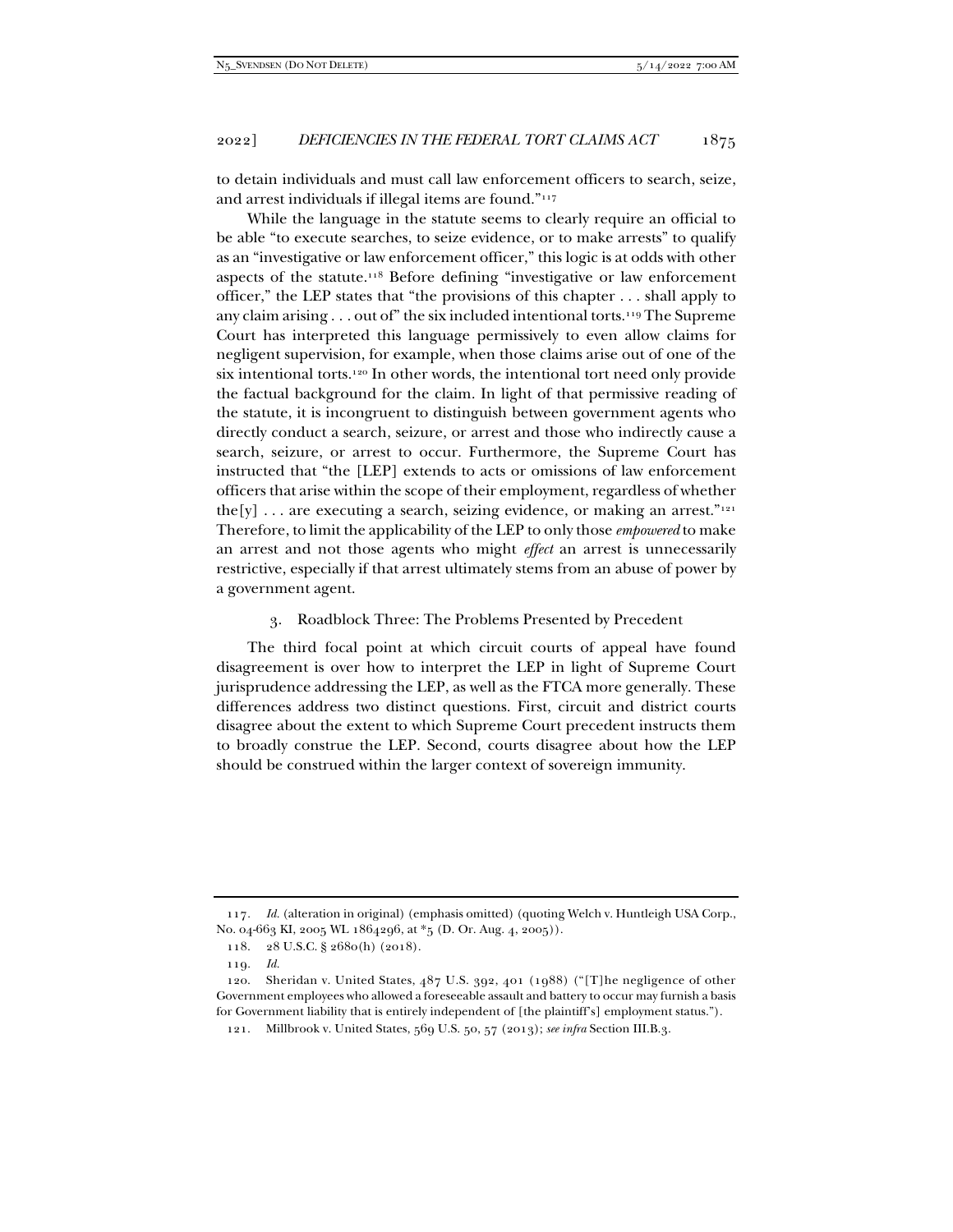to detain individuals and must call law enforcement officers to search, seize, and arrest individuals if illegal items are found."[117]

While the language in the statute seems to clearly require an official to be able "to execute searches, to seize evidence, or to make arrests" to qualify as an "investigative or law enforcement officer," this logic is at odds with other aspects of the statute.[118] Before defining "investigative or law enforcement officer," the LEP states that "the provisions of this chapter . . . shall apply to any claim arising . . . out of" the six included intentional torts.[119] The Supreme Court has interpreted this language permissively to even allow claims for negligent supervision, for example, when those claims arise out of one of the six intentional torts.[120] In other words, the intentional tort need only provide the factual background for the claim. In light of that permissive reading of the statute, it is incongruent to distinguish between government agents who directly conduct a search, seizure, or arrest and those who indirectly cause a search, seizure, or arrest to occur. Furthermore, the Supreme Court has instructed that "the [LEP] extends to acts or omissions of law enforcement officers that arise within the scope of their employment, regardless of whether the[y] . . . are executing a search, seizing evidence, or making an arrest."[121] Therefore, to limit the applicability of the LEP to only those *empowered* to make an arrest and not those agents who might *effect* an arrest is unnecessarily restrictive, especially if that arrest ultimately stems from an abuse of power by a government agent.

### 3. Roadblock Three: The Problems Presented by Precedent

The third focal point at which circuit courts of appeal have found disagreement is over how to interpret the LEP in light of Supreme Court jurisprudence addressing the LEP, as well as the FTCA more generally. These differences address two distinct questions. First, circuit and district courts disagree about the extent to which Supreme Court precedent instructs them to broadly construe the LEP. Second, courts disagree about how the LEP should be construed within the larger context of sovereign immunity.

---

117. *Id.* (alteration in original) (emphasis omitted) (quoting Welch v. Huntleigh USA Corp., No. 04-663 KI, 2005 WL 1864296, at *5 (D. Or. Aug. 4, 2005)).

118. 28 U.S.C. § 2680(h) (2018).

119. *Id.*

120. Sheridan v. United States, 487 U.S. 392, 401 (1988) ("[T]he negligence of other Government employees who allowed a foreseeable assault and battery to occur may furnish a basis for Government liability that is entirely independent of [the plaintiff's] employment status.").

121. Millbrook v. United States, 569 U.S. 50, 57 (2013); *see infra* Section III.B.3.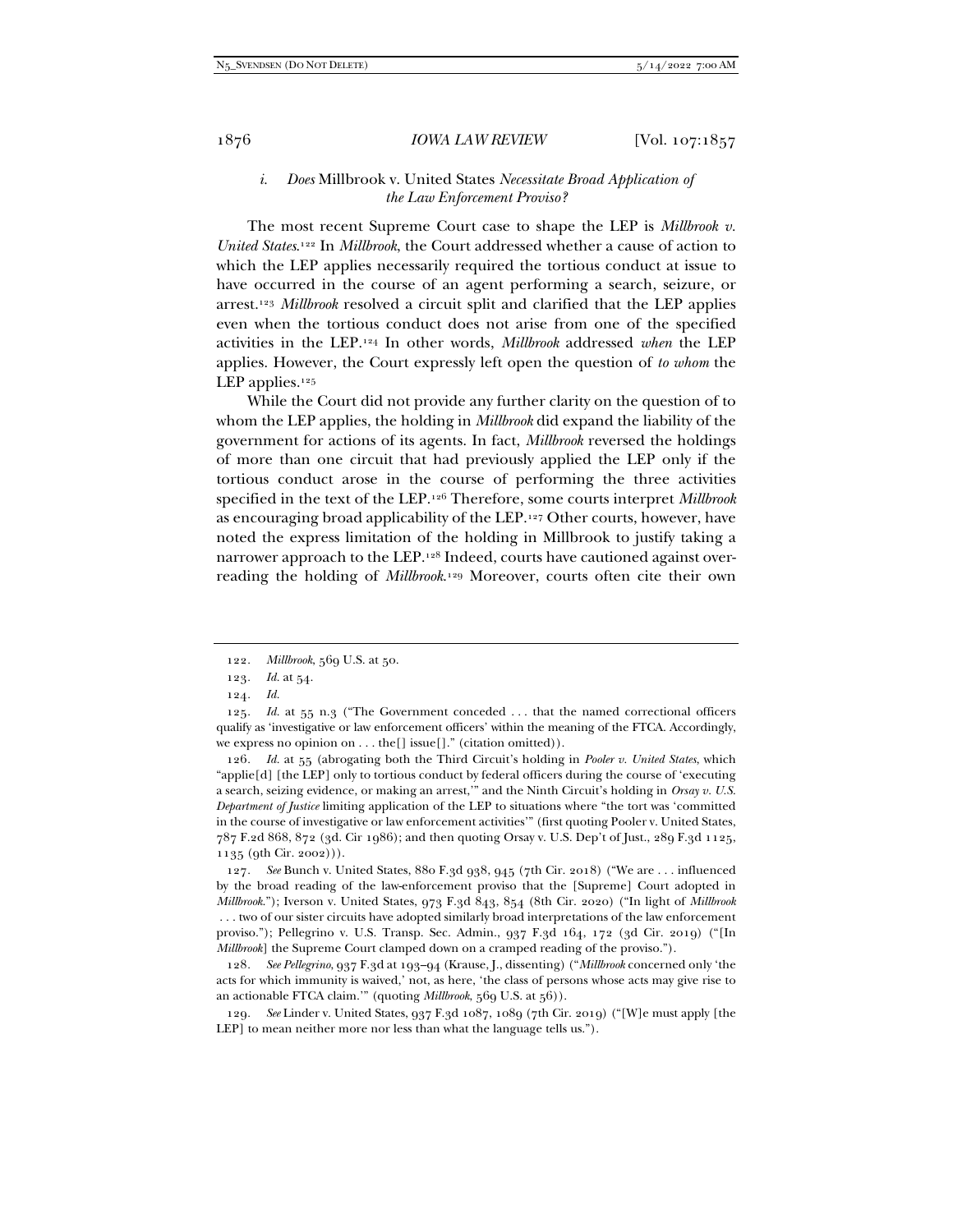### *i. Does* Millbrook v. United States *Necessitate Broad Application of the Law Enforcement Proviso?*

The most recent Supreme Court case to shape the LEP is *Millbrook v. United States*.[122] In *Millbrook*, the Court addressed whether a cause of action to which the LEP applies necessarily required the tortious conduct at issue to have occurred in the course of an agent performing a search, seizure, or arrest.[123] *Millbrook* resolved a circuit split and clarified that the LEP applies even when the tortious conduct does not arise from one of the specified activities in the LEP.[124] In other words, *Millbrook* addressed *when* the LEP applies. However, the Court expressly left open the question of *to whom* the LEP applies.[125]

While the Court did not provide any further clarity on the question of to whom the LEP applies, the holding in *Millbrook* did expand the liability of the government for actions of its agents. In fact, *Millbrook* reversed the holdings of more than one circuit that had previously applied the LEP only if the tortious conduct arose in the course of performing the three activities specified in the text of the LEP.[126] Therefore, some courts interpret *Millbrook* as encouraging broad applicability of the LEP.[127] Other courts, however, have noted the express limitation of the holding in Millbrook to justify taking a narrower approach to the LEP.[128] Indeed, courts have cautioned against over-reading the holding of *Millbrook*.[129] Moreover, courts often cite their own

---

122. *Millbrook*, 569 U.S. at 50.

123. *Id.* at 54.

124. *Id.*

125. *Id.* at 55 n.3 ("The Government conceded . . . that the named correctional officers qualify as 'investigative or law enforcement officers' within the meaning of the FTCA. Accordingly, we express no opinion on . . . the[] issue[]." (citation omitted)).

126. *Id.* at 55 (abrogating both the Third Circuit's holding in *Pooler v. United States*, which "applie[d] [the LEP] only to tortious conduct by federal officers during the course of 'executing a search, seizing evidence, or making an arrest,'" and the Ninth Circuit's holding in *Orsay v. U.S. Department of Justice* limiting application of the LEP to situations where "the tort was 'committed in the course of investigative or law enforcement activities'" (first quoting Pooler v. United States, 787 F.2d 868, 872 (3d. Cir 1986); and then quoting Orsay v. U.S. Dep't of Just., 289 F.3d 1125, 1135 (9th Cir. 2002))).

127. *See* Bunch v. United States, 880 F.3d 938, 945 (7th Cir. 2018) ("We are . . . influenced by the broad reading of the law-enforcement proviso that the [Supreme] Court adopted in *Millbrook*."); Iverson v. United States, 973 F.3d 843, 854 (8th Cir. 2020) ("In light of *Millbrook* . . . two of our sister circuits have adopted similarly broad interpretations of the law enforcement proviso."); Pellegrino v. U.S. Transp. Sec. Admin., 937 F.3d 164, 172 (3d Cir. 2019) ("[In *Millbrook*] the Supreme Court clamped down on a cramped reading of the proviso.").

128. *See Pellegrino*, 937 F.3d at 193–94 (Krause, J., dissenting) ("*Millbrook* concerned only 'the acts for which immunity is waived,' not, as here, 'the class of persons whose acts may give rise to an actionable FTCA claim.'" (quoting *Millbrook*, 569 U.S. at 56)).

129. *See* Linder v. United States, 937 F.3d 1087, 1089 (7th Cir. 2019) ("[W]e must apply [the LEP] to mean neither more nor less than what the language tells us.").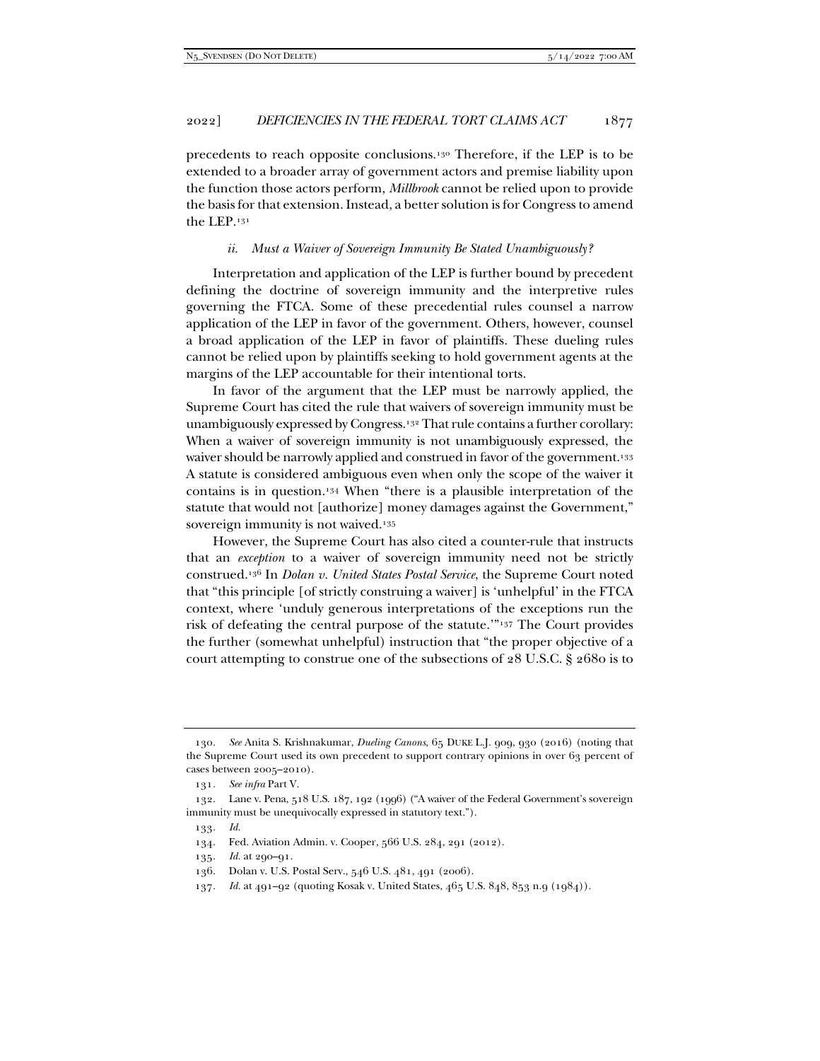precedents to reach opposite conclusions.[130] Therefore, if the LEP is to be extended to a broader array of government actors and premise liability upon the function those actors perform, *Millbrook* cannot be relied upon to provide the basis for that extension. Instead, a better solution is for Congress to amend the LEP.[131]

#### *ii. Must a Waiver of Sovereign Immunity Be Stated Unambiguously?*

Interpretation and application of the LEP is further bound by precedent defining the doctrine of sovereign immunity and the interpretive rules governing the FTCA. Some of these precedential rules counsel a narrow application of the LEP in favor of the government. Others, however, counsel a broad application of the LEP in favor of plaintiffs. These dueling rules cannot be relied upon by plaintiffs seeking to hold government agents at the margins of the LEP accountable for their intentional torts.

In favor of the argument that the LEP must be narrowly applied, the Supreme Court has cited the rule that waivers of sovereign immunity must be unambiguously expressed by Congress.[132] That rule contains a further corollary: When a waiver of sovereign immunity is not unambiguously expressed, the waiver should be narrowly applied and construed in favor of the government.[133] A statute is considered ambiguous even when only the scope of the waiver it contains is in question.[134] When "there is a plausible interpretation of the statute that would not [authorize] money damages against the Government," sovereign immunity is not waived.[135]

However, the Supreme Court has also cited a counter-rule that instructs that an *exception* to a waiver of sovereign immunity need not be strictly construed.[136] In *Dolan v. United States Postal Service*, the Supreme Court noted that "this principle [of strictly construing a waiver] is 'unhelpful' in the FTCA context, where 'unduly generous interpretations of the exceptions run the risk of defeating the central purpose of the statute.'"[137] The Court provides the further (somewhat unhelpful) instruction that "the proper objective of a court attempting to construe one of the subsections of 28 U.S.C. § 2680 is to

---

130. *See* Anita S. Krishnakumar, *Dueling Canons*, 65 DUKE L.J. 909, 930 (2016) (noting that the Supreme Court used its own precedent to support contrary opinions in over 63 percent of cases between 2005–2010).

131. *See infra* Part V.

132. Lane v. Pena, 518 U.S. 187, 192 (1996) ("A waiver of the Federal Government's sovereign immunity must be unequivocally expressed in statutory text.").

133. *Id.*

134. Fed. Aviation Admin. v. Cooper, 566 U.S. 284, 291 (2012).

135. *Id.* at 290–91.

136. Dolan v. U.S. Postal Serv., 546 U.S. 481, 491 (2006).

137. *Id.* at 491–92 (quoting Kosak v. United States, 465 U.S. 848, 853 n.9 (1984)).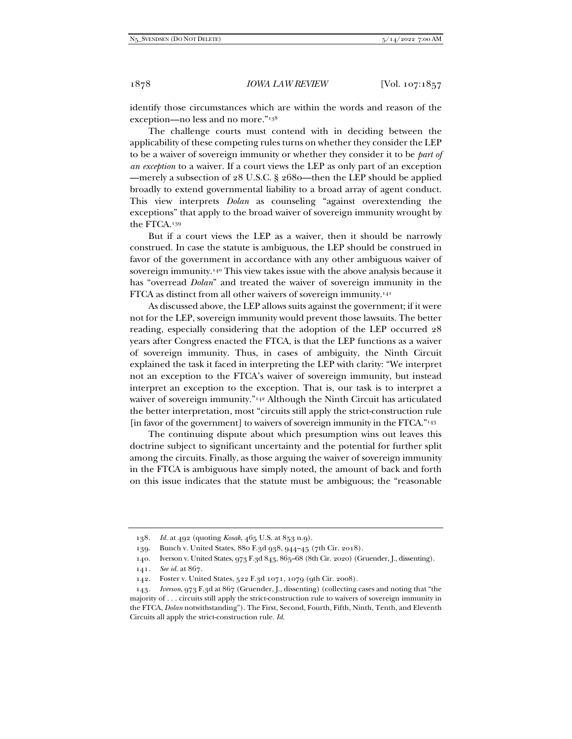identify those circumstances which are within the words and reason of the exception—no less and no more."[138]

The challenge courts must contend with in deciding between the applicability of these competing rules turns on whether they consider the LEP to be a waiver of sovereign immunity or whether they consider it to be *part of an exception* to a waiver. If a court views the LEP as only part of an exception—merely a subsection of 28 U.S.C. § 2680—then the LEP should be applied broadly to extend governmental liability to a broad array of agent conduct. This view interprets *Dolan* as counseling "against overextending the exceptions" that apply to the broad waiver of sovereign immunity wrought by the FTCA.[139]

But if a court views the LEP as a waiver, then it should be narrowly construed. In case the statute is ambiguous, the LEP should be construed in favor of the government in accordance with any other ambiguous waiver of sovereign immunity.[140] This view takes issue with the above analysis because it has "overread *Dolan*" and treated the waiver of sovereign immunity in the FTCA as distinct from all other waivers of sovereign immunity.[141]

As discussed above, the LEP allows suits against the government; if it were not for the LEP, sovereign immunity would prevent those lawsuits. The better reading, especially considering that the adoption of the LEP occurred 28 years after Congress enacted the FTCA, is that the LEP functions as a waiver of sovereign immunity. Thus, in cases of ambiguity, the Ninth Circuit explained the task it faced in interpreting the LEP with clarity: "We interpret not an exception to the FTCA's waiver of sovereign immunity, but instead interpret an exception to the exception. That is, our task is to interpret a waiver of sovereign immunity."[142] Although the Ninth Circuit has articulated the better interpretation, most "circuits still apply the strict-construction rule [in favor of the government] to waivers of sovereign immunity in the FTCA."[143]

The continuing dispute about which presumption wins out leaves this doctrine subject to significant uncertainty and the potential for further split among the circuits. Finally, as those arguing the waiver of sovereign immunity in the FTCA is ambiguous have simply noted, the amount of back and forth on this issue indicates that the statute must be ambiguous; the "reasonable

---

138. *Id.* at 492 (quoting *Kosak*, 465 U.S. at 853 n.9).

139. Bunch v. United States, 880 F.3d 938, 944–45 (7th Cir. 2018).

140. Iverson v. United States, 973 F.3d 843, 865–68 (8th Cir. 2020) (Gruender, J., dissenting).

141. *See id.* at 867.

142. Foster v. United States, 522 F.3d 1071, 1079 (9th Cir. 2008).

143. *Iverson*, 973 F.3d at 867 (Gruender, J., dissenting) (collecting cases and noting that "the majority of . . . circuits still apply the strict-construction rule to waivers of sovereign immunity in the FTCA, *Dolan* notwithstanding"). The First, Second, Fourth, Fifth, Ninth, Tenth, and Eleventh Circuits all apply the strict-construction rule. *Id.*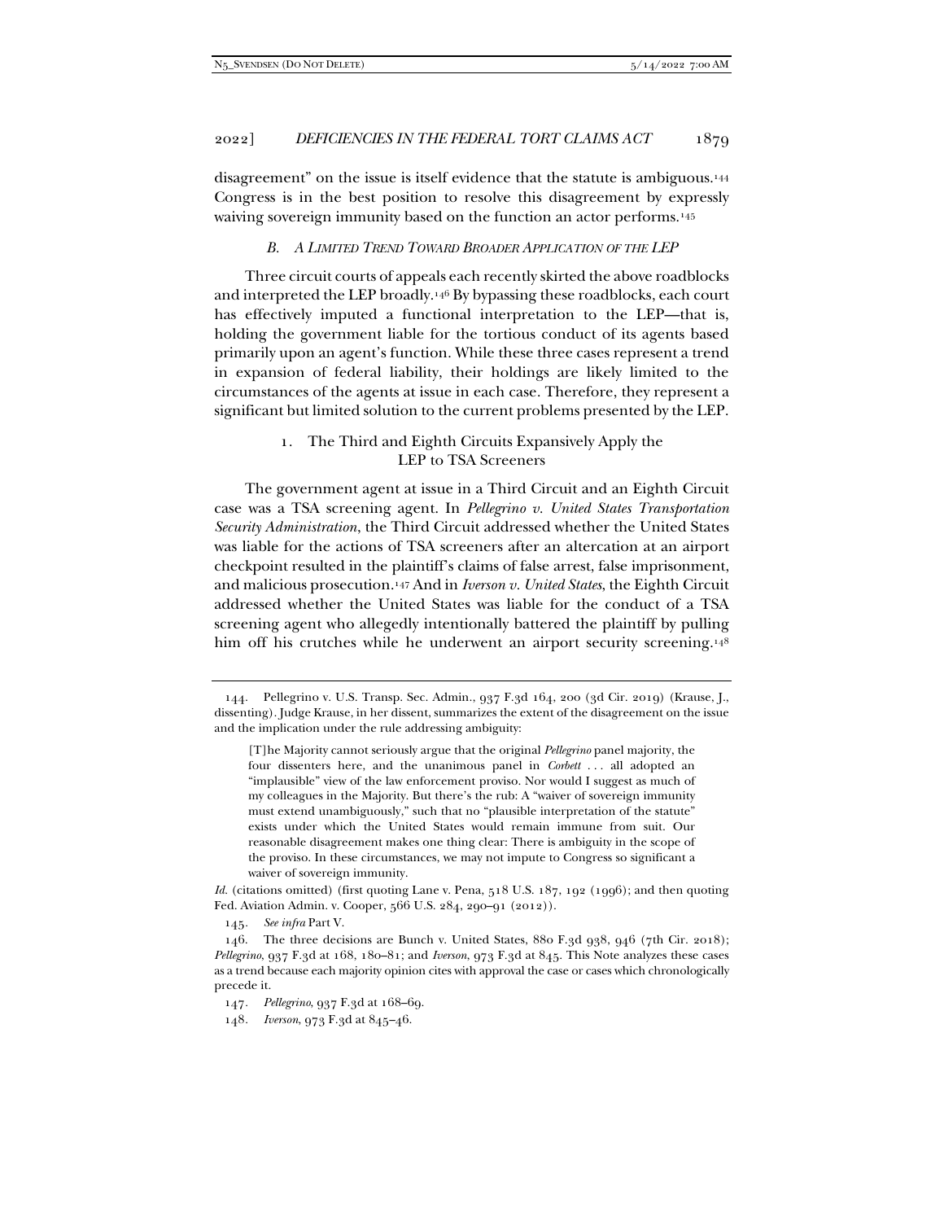disagreement" on the issue is itself evidence that the statute is ambiguous.[144] Congress is in the best position to resolve this disagreement by expressly waiving sovereign immunity based on the function an actor performs.[145]

### *B. A Limited Trend Toward Broader Application of the LEP*

Three circuit courts of appeals each recently skirted the above roadblocks and interpreted the LEP broadly.[146] By bypassing these roadblocks, each court has effectively imputed a functional interpretation to the LEP—that is, holding the government liable for the tortious conduct of its agents based primarily upon an agent's function. While these three cases represent a trend in expansion of federal liability, their holdings are likely limited to the circumstances of the agents at issue in each case. Therefore, they represent a significant but limited solution to the current problems presented by the LEP.

#### 1. The Third and Eighth Circuits Expansively Apply the LEP to TSA Screeners

The government agent at issue in a Third Circuit and an Eighth Circuit case was a TSA screening agent. In *Pellegrino v. United States Transportation Security Administration*, the Third Circuit addressed whether the United States was liable for the actions of TSA screeners after an altercation at an airport checkpoint resulted in the plaintiff's claims of false arrest, false imprisonment, and malicious prosecution.[147] And in *Iverson v. United States*, the Eighth Circuit addressed whether the United States was liable for the conduct of a TSA screening agent who allegedly intentionally battered the plaintiff by pulling him off his crutches while he underwent an airport security screening.[148]

---

144. Pellegrino v. U.S. Transp. Sec. Admin., 937 F.3d 164, 200 (3d Cir. 2019) (Krause, J., dissenting). Judge Krause, in her dissent, summarizes the extent of the disagreement on the issue and the implication under the rule addressing ambiguity:

> [T]he Majority cannot seriously argue that the original *Pellegrino* panel majority, the four dissenters here, and the unanimous panel in *Corbett* . . . all adopted an "implausible" view of the law enforcement proviso. Nor would I suggest as much of my colleagues in the Majority. But there's the rub: A "waiver of sovereign immunity must extend unambiguously," such that no "plausible interpretation of the statute" exists under which the United States would remain immune from suit. Our reasonable disagreement makes one thing clear: There is ambiguity in the scope of the proviso. In these circumstances, we may not impute to Congress so significant a waiver of sovereign immunity.

*Id.* (citations omitted) (first quoting Lane v. Pena, 518 U.S. 187, 192 (1996); and then quoting Fed. Aviation Admin. v. Cooper, 566 U.S. 284, 290–91 (2012)).

145. *See infra* Part V.

146. The three decisions are Bunch v. United States, 880 F.3d 938, 946 (7th Cir. 2018); *Pellegrino*, 937 F.3d at 168, 180–81; and *Iverson*, 973 F.3d at 845. This Note analyzes these cases as a trend because each majority opinion cites with approval the case or cases which chronologically precede it.

147. *Pellegrino*, 937 F.3d at 168–69.

148. *Iverson*, 973 F.3d at 845–46.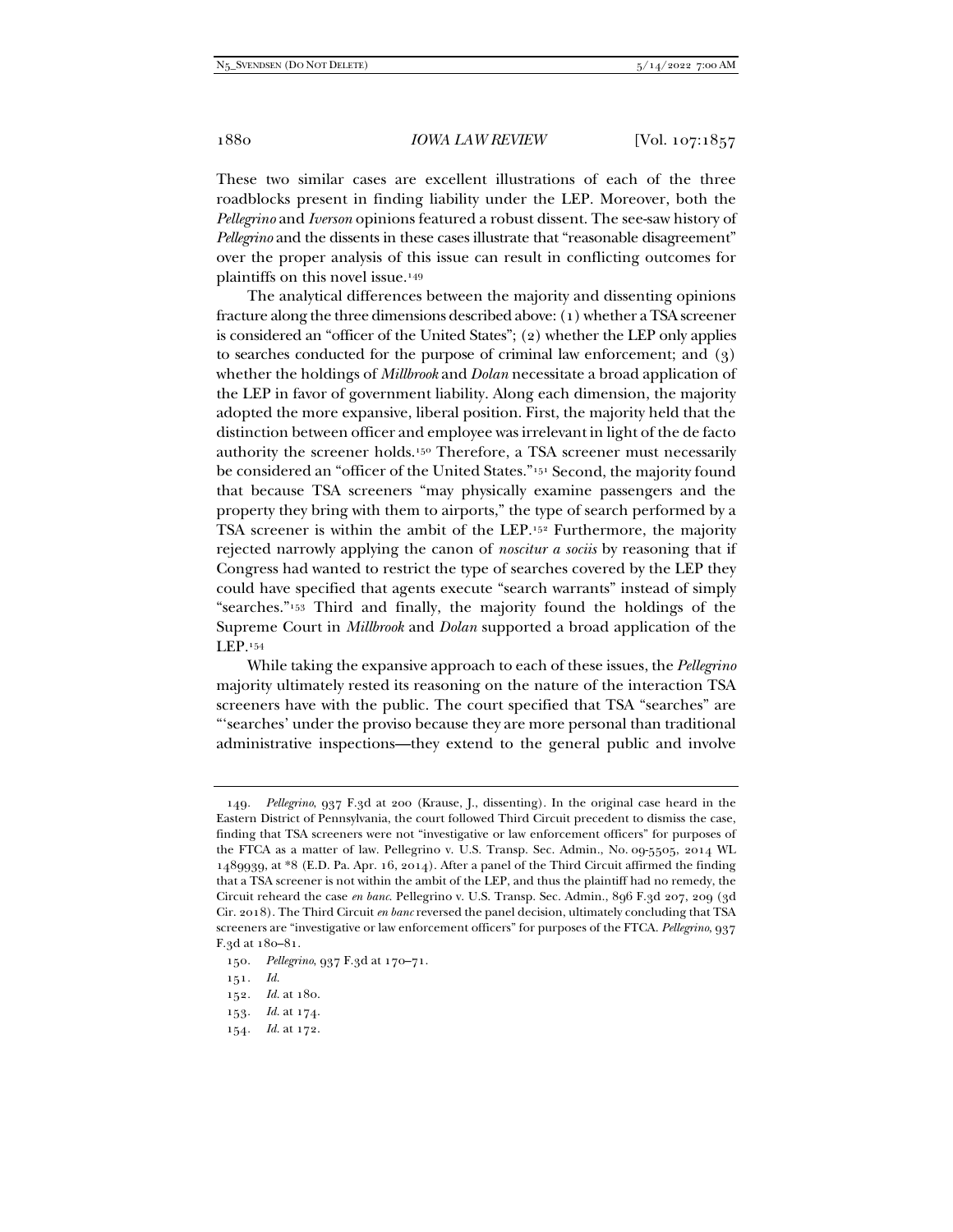These two similar cases are excellent illustrations of each of the three roadblocks present in finding liability under the LEP. Moreover, both the *Pellegrino* and *Iverson* opinions featured a robust dissent. The see-saw history of *Pellegrino* and the dissents in these cases illustrate that "reasonable disagreement" over the proper analysis of this issue can result in conflicting outcomes for plaintiffs on this novel issue.[149]

The analytical differences between the majority and dissenting opinions fracture along the three dimensions described above: (1) whether a TSA screener is considered an "officer of the United States"; (2) whether the LEP only applies to searches conducted for the purpose of criminal law enforcement; and (3) whether the holdings of *Millbrook* and *Dolan* necessitate a broad application of the LEP in favor of government liability. Along each dimension, the majority adopted the more expansive, liberal position. First, the majority held that the distinction between officer and employee was irrelevant in light of the de facto authority the screener holds.[150] Therefore, a TSA screener must necessarily be considered an "officer of the United States."[151] Second, the majority found that because TSA screeners "may physically examine passengers and the property they bring with them to airports," the type of search performed by a TSA screener is within the ambit of the LEP.[152] Furthermore, the majority rejected narrowly applying the canon of *noscitur a sociis* by reasoning that if Congress had wanted to restrict the type of searches covered by the LEP they could have specified that agents execute "search warrants" instead of simply "searches."[153] Third and finally, the majority found the holdings of the Supreme Court in *Millbrook* and *Dolan* supported a broad application of the LEP.[154]

While taking the expansive approach to each of these issues, the *Pellegrino* majority ultimately rested its reasoning on the nature of the interaction TSA screeners have with the public. The court specified that TSA "searches" are "'searches' under the proviso because they are more personal than traditional administrative inspections—they extend to the general public and involve

---

149. *Pellegrino*, 937 F.3d at 200 (Krause, J., dissenting). In the original case heard in the Eastern District of Pennsylvania, the court followed Third Circuit precedent to dismiss the case, finding that TSA screeners were not "investigative or law enforcement officers" for purposes of the FTCA as a matter of law. Pellegrino v. U.S. Transp. Sec. Admin., No. 09-5505, 2014 WL 1489939, at *8 (E.D. Pa. Apr. 16, 2014). After a panel of the Third Circuit affirmed the finding that a TSA screener is not within the ambit of the LEP, and thus the plaintiff had no remedy, the Circuit reheard the case *en banc*. Pellegrino v. U.S. Transp. Sec. Admin., 896 F.3d 207, 209 (3d Cir. 2018). The Third Circuit *en banc* reversed the panel decision, ultimately concluding that TSA screeners are "investigative or law enforcement officers" for purposes of the FTCA. *Pellegrino*, 937 F.3d at 180–81.

150. *Pellegrino*, 937 F.3d at 170–71.

151. *Id.*

152. *Id.* at 180.

153. *Id.* at 174.

154. *Id.* at 172.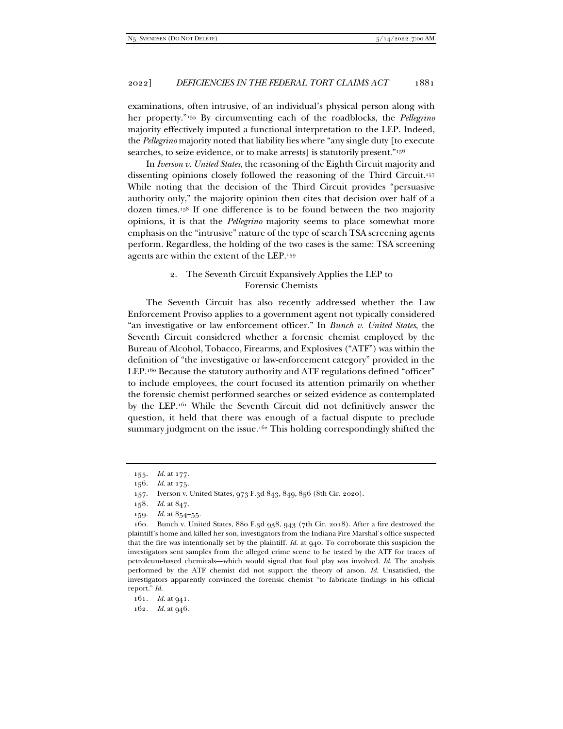examinations, often intrusive, of an individual's physical person along with her property."[155] By circumventing each of the roadblocks, the *Pellegrino* majority effectively imputed a functional interpretation to the LEP. Indeed, the *Pellegrino* majority noted that liability lies where "any single duty [to execute searches, to seize evidence, or to make arrests] is statutorily present."[156]

In *Iverson v. United States*, the reasoning of the Eighth Circuit majority and dissenting opinions closely followed the reasoning of the Third Circuit.[157] While noting that the decision of the Third Circuit provides "persuasive authority only," the majority opinion then cites that decision over half of a dozen times.[158] If one difference is to be found between the two majority opinions, it is that the *Pellegrino* majority seems to place somewhat more emphasis on the "intrusive" nature of the type of search TSA screening agents perform. Regardless, the holding of the two cases is the same: TSA screening agents are within the extent of the LEP.[159]

### 2. The Seventh Circuit Expansively Applies the LEP to Forensic Chemists

The Seventh Circuit has also recently addressed whether the Law Enforcement Proviso applies to a government agent not typically considered "an investigative or law enforcement officer." In *Bunch v. United States*, the Seventh Circuit considered whether a forensic chemist employed by the Bureau of Alcohol, Tobacco, Firearms, and Explosives ("ATF") was within the definition of "the investigative or law-enforcement category" provided in the LEP.[160] Because the statutory authority and ATF regulations defined "officer" to include employees, the court focused its attention primarily on whether the forensic chemist performed searches or seized evidence as contemplated by the LEP.[161] While the Seventh Circuit did not definitively answer the question, it held that there was enough of a factual dispute to preclude summary judgment on the issue.[162] This holding correspondingly shifted the

---

155. *Id.* at 177.

156. *Id.* at 175.

157. Iverson v. United States, 973 F.3d 843, 849, 856 (8th Cir. 2020).

158. *Id.* at 847.

159. *Id.* at 854–55.

160. Bunch v. United States, 880 F.3d 938, 943 (7th Cir. 2018). After a fire destroyed the plaintiff's home and killed her son, investigators from the Indiana Fire Marshal's office suspected that the fire was intentionally set by the plaintiff. *Id.* at 940. To corroborate this suspicion the investigators sent samples from the alleged crime scene to be tested by the ATF for traces of petroleum-based chemicals—which would signal that foul play was involved. *Id.* The analysis performed by the ATF chemist did not support the theory of arson. *Id.* Unsatisfied, the investigators apparently convinced the forensic chemist "to fabricate findings in his official report." *Id.*

161. *Id.* at 941.

162. *Id.* at 946.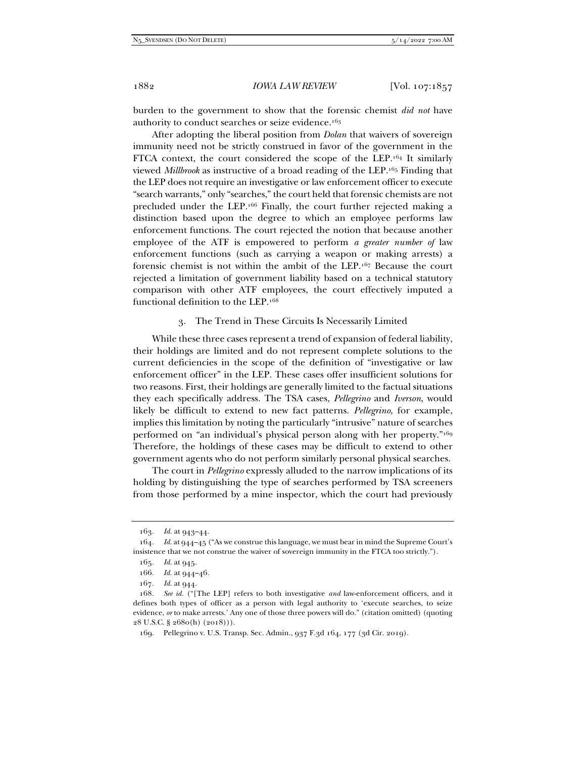burden to the government to show that the forensic chemist *did not* have authority to conduct searches or seize evidence.[163]

After adopting the liberal position from *Dolan* that waivers of sovereign immunity need not be strictly construed in favor of the government in the FTCA context, the court considered the scope of the LEP.[164] It similarly viewed *Millbrook* as instructive of a broad reading of the LEP.[165] Finding that the LEP does not require an investigative or law enforcement officer to execute "search warrants," only "searches," the court held that forensic chemists are not precluded under the LEP.[166] Finally, the court further rejected making a distinction based upon the degree to which an employee performs law enforcement functions. The court rejected the notion that because another employee of the ATF is empowered to perform *a greater number of* law enforcement functions (such as carrying a weapon or making arrests) a forensic chemist is not within the ambit of the LEP.[167] Because the court rejected a limitation of government liability based on a technical statutory comparison with other ATF employees, the court effectively imputed a functional definition to the LEP.[168]

### 3. The Trend in These Circuits Is Necessarily Limited

While these three cases represent a trend of expansion of federal liability, their holdings are limited and do not represent complete solutions to the current deficiencies in the scope of the definition of "investigative or law enforcement officer" in the LEP. These cases offer insufficient solutions for two reasons. First, their holdings are generally limited to the factual situations they each specifically address. The TSA cases, *Pellegrino* and *Iverson*, would likely be difficult to extend to new fact patterns. *Pellegrino*, for example, implies this limitation by noting the particularly "intrusive" nature of searches performed on "an individual's physical person along with her property."[169] Therefore, the holdings of these cases may be difficult to extend to other government agents who do not perform similarly personal physical searches.

The court in *Pellegrino* expressly alluded to the narrow implications of its holding by distinguishing the type of searches performed by TSA screeners from those performed by a mine inspector, which the court had previously

---

163. *Id.* at 943–44.

164. *Id.* at 944–45 ("As we construe this language, we must bear in mind the Supreme Court's insistence that we not construe the waiver of sovereign immunity in the FTCA too strictly.").

165. *Id.* at 945.

166. *Id.* at 944–46.

167. *Id.* at 944.

168. *See id.* ("[The LEP] refers to both investigative *and* law-enforcement officers, and it defines both types of officer as a person with legal authority to 'execute searches, to seize evidence, *or* to make arrests.' Any one of those three powers will do." (citation omitted) (quoting 28 U.S.C. § 2680(h) (2018))).

169. Pellegrino v. U.S. Transp. Sec. Admin., 937 F.3d 164, 177 (3d Cir. 2019).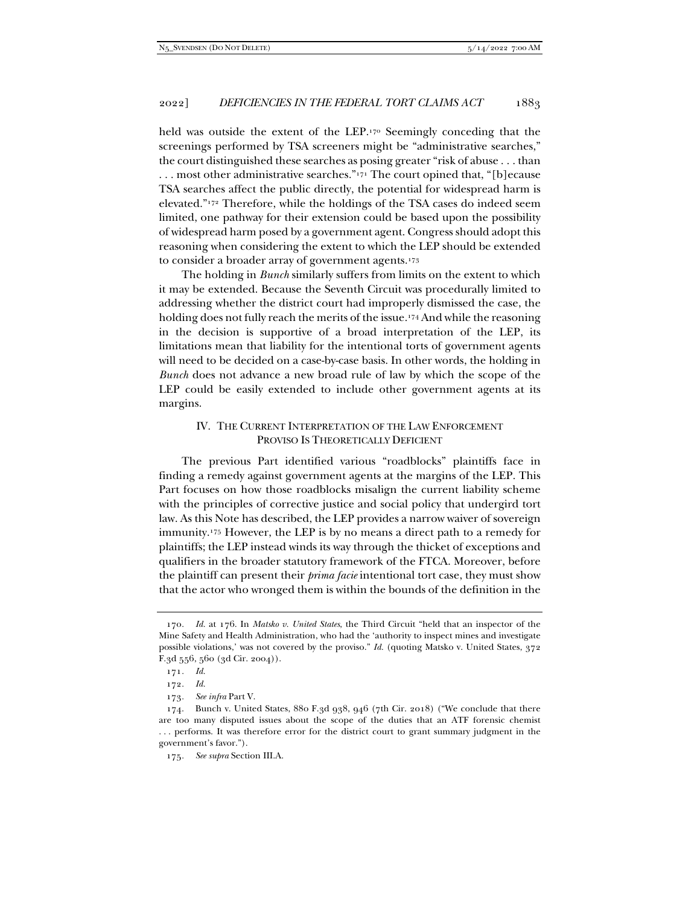held was outside the extent of the LEP.[170] Seemingly conceding that the screenings performed by TSA screeners might be "administrative searches," the court distinguished these searches as posing greater "risk of abuse . . . than . . . most other administrative searches."[171] The court opined that, "[b]ecause TSA searches affect the public directly, the potential for widespread harm is elevated."[172] Therefore, while the holdings of the TSA cases do indeed seem limited, one pathway for their extension could be based upon the possibility of widespread harm posed by a government agent. Congress should adopt this reasoning when considering the extent to which the LEP should be extended to consider a broader array of government agents.[173]

The holding in *Bunch* similarly suffers from limits on the extent to which it may be extended. Because the Seventh Circuit was procedurally limited to addressing whether the district court had improperly dismissed the case, the holding does not fully reach the merits of the issue.[174] And while the reasoning in the decision is supportive of a broad interpretation of the LEP, its limitations mean that liability for the intentional torts of government agents will need to be decided on a case-by-case basis. In other words, the holding in *Bunch* does not advance a new broad rule of law by which the scope of the LEP could be easily extended to include other government agents at its margins.

## IV. The Current Interpretation of the Law Enforcement Proviso Is Theoretically Deficient

The previous Part identified various "roadblocks" plaintiffs face in finding a remedy against government agents at the margins of the LEP. This Part focuses on how those roadblocks misalign the current liability scheme with the principles of corrective justice and social policy that undergird tort law. As this Note has described, the LEP provides a narrow waiver of sovereign immunity.[175] However, the LEP is by no means a direct path to a remedy for plaintiffs; the LEP instead winds its way through the thicket of exceptions and qualifiers in the broader statutory framework of the FTCA. Moreover, before the plaintiff can present their *prima facie* intentional tort case, they must show that the actor who wronged them is within the bounds of the definition in the

---

170. *Id.* at 176. In *Matsko v. United States*, the Third Circuit "held that an inspector of the Mine Safety and Health Administration, who had the 'authority to inspect mines and investigate possible violations,' was not covered by the proviso." *Id.* (quoting Matsko v. United States, 372 F.3d 556, 560 (3d Cir. 2004)).

171. *Id.*

172. *Id.*

173. *See infra* Part V.

174. Bunch v. United States, 880 F.3d 938, 946 (7th Cir. 2018) ("We conclude that there are too many disputed issues about the scope of the duties that an ATF forensic chemist . . . performs. It was therefore error for the district court to grant summary judgment in the government's favor.").

175. *See supra* Section III.A.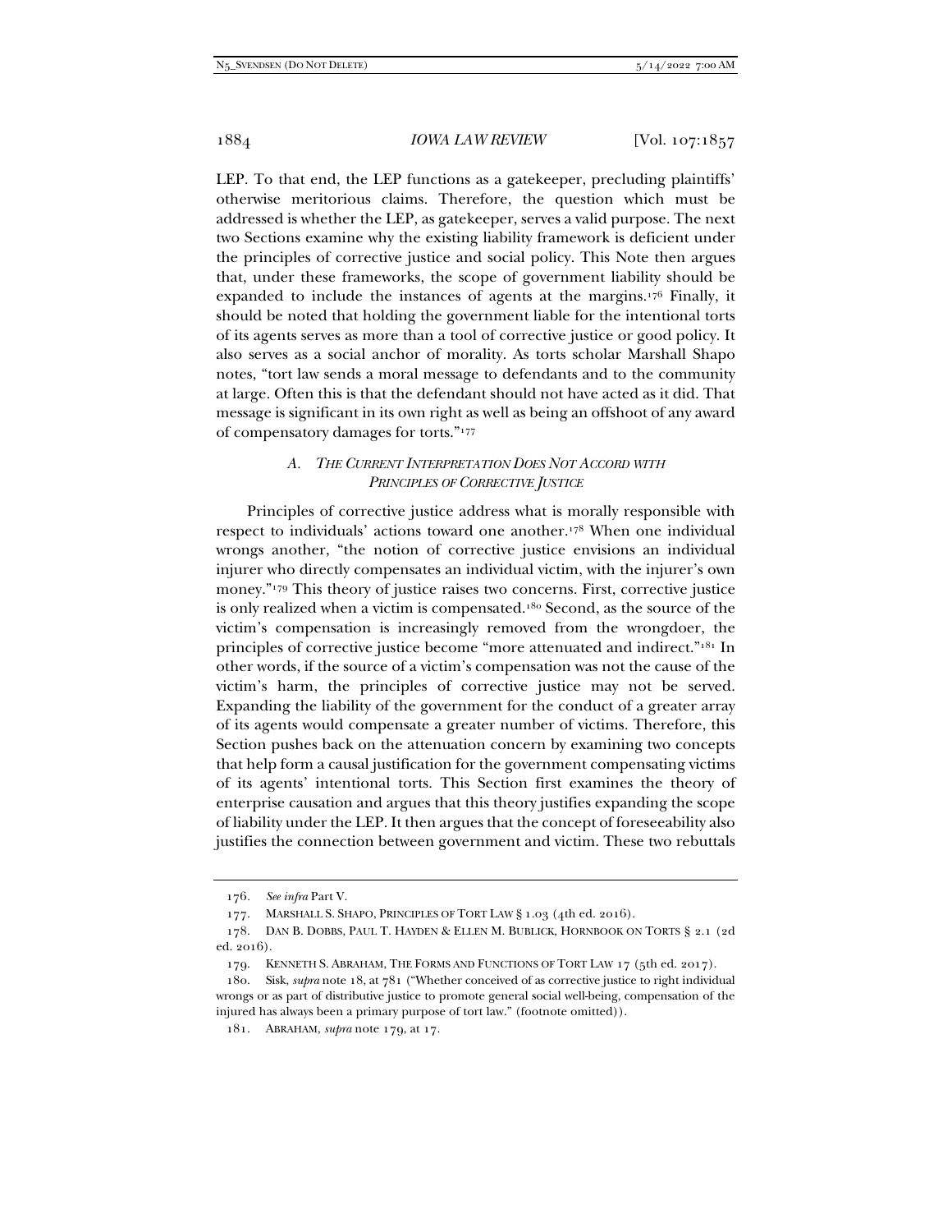LEP. To that end, the LEP functions as a gatekeeper, precluding plaintiffs' otherwise meritorious claims. Therefore, the question which must be addressed is whether the LEP, as gatekeeper, serves a valid purpose. The next two Sections examine why the existing liability framework is deficient under the principles of corrective justice and social policy. This Note then argues that, under these frameworks, the scope of government liability should be expanded to include the instances of agents at the margins.[176] Finally, it should be noted that holding the government liable for the intentional torts of its agents serves as more than a tool of corrective justice or good policy. It also serves as a social anchor of morality. As torts scholar Marshall Shapo notes, "tort law sends a moral message to defendants and to the community at large. Often this is that the defendant should not have acted as it did. That message is significant in its own right as well as being an offshoot of any award of compensatory damages for torts."[177]

### *A. The Current Interpretation Does Not Accord with Principles of Corrective Justice*

Principles of corrective justice address what is morally responsible with respect to individuals' actions toward one another.[178] When one individual wrongs another, "the notion of corrective justice envisions an individual injurer who directly compensates an individual victim, with the injurer's own money."[179] This theory of justice raises two concerns. First, corrective justice is only realized when a victim is compensated.[180] Second, as the source of the victim's compensation is increasingly removed from the wrongdoer, the principles of corrective justice become "more attenuated and indirect."[181] In other words, if the source of a victim's compensation was not the cause of the victim's harm, the principles of corrective justice may not be served. Expanding the liability of the government for the conduct of a greater array of its agents would compensate a greater number of victims. Therefore, this Section pushes back on the attenuation concern by examining two concepts that help form a causal justification for the government compensating victims of its agents' intentional torts. This Section first examines the theory of enterprise causation and argues that this theory justifies expanding the scope of liability under the LEP. It then argues that the concept of foreseeability also justifies the connection between government and victim. These two rebuttals

---

176. *See infra* Part V.

177. MARSHALL S. SHAPO, PRINCIPLES OF TORT LAW § 1.03 (4th ed. 2016).

178. DAN B. DOBBS, PAUL T. HAYDEN & ELLEN M. BUBLICK, HORNBOOK ON TORTS § 2.1 (2d ed. 2016).

179. KENNETH S. ABRAHAM, THE FORMS AND FUNCTIONS OF TORT LAW 17 (5th ed. 2017).

180. Sisk, *supra* note 18, at 781 ("Whether conceived of as corrective justice to right individual wrongs or as part of distributive justice to promote general social well-being, compensation of the injured has always been a primary purpose of tort law." (footnote omitted)).

181. ABRAHAM, *supra* note 179, at 17.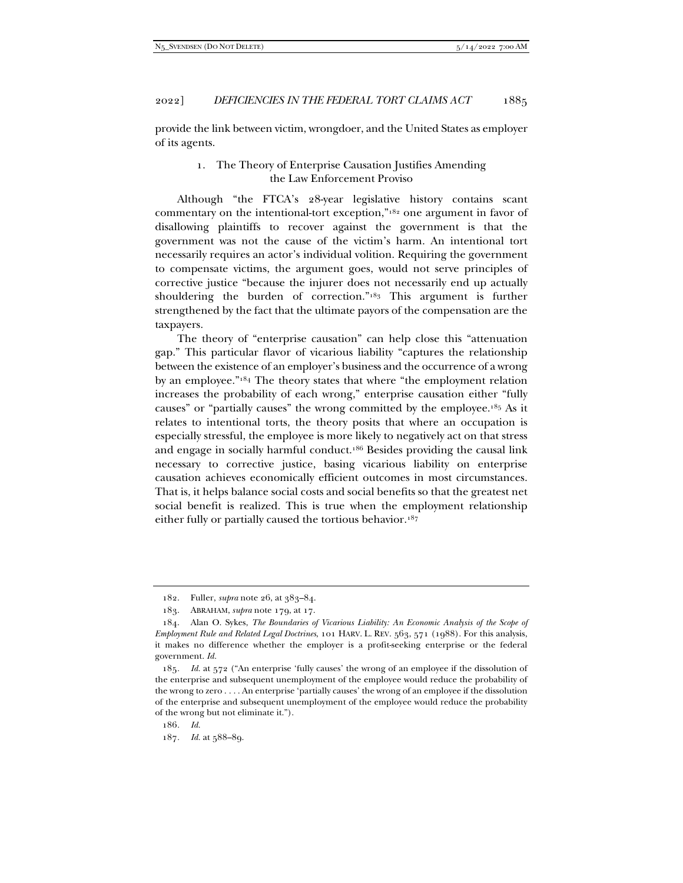provide the link between victim, wrongdoer, and the United States as employer of its agents.

### 1. The Theory of Enterprise Causation Justifies Amending the Law Enforcement Proviso

Although "the FTCA's 28-year legislative history contains scant commentary on the intentional-tort exception,"[182] one argument in favor of disallowing plaintiffs to recover against the government is that the government was not the cause of the victim's harm. An intentional tort necessarily requires an actor's individual volition. Requiring the government to compensate victims, the argument goes, would not serve principles of corrective justice "because the injurer does not necessarily end up actually shouldering the burden of correction."[183] This argument is further strengthened by the fact that the ultimate payors of the compensation are the taxpayers.

The theory of "enterprise causation" can help close this "attenuation gap." This particular flavor of vicarious liability "captures the relationship between the existence of an employer's business and the occurrence of a wrong by an employee."[184] The theory states that where "the employment relation increases the probability of each wrong," enterprise causation either "fully causes" or "partially causes" the wrong committed by the employee.[185] As it relates to intentional torts, the theory posits that where an occupation is especially stressful, the employee is more likely to negatively act on that stress and engage in socially harmful conduct.[186] Besides providing the causal link necessary to corrective justice, basing vicarious liability on enterprise causation achieves economically efficient outcomes in most circumstances. That is, it helps balance social costs and social benefits so that the greatest net social benefit is realized. This is true when the employment relationship either fully or partially caused the tortious behavior.[187]

---

182. Fuller, *supra* note 26, at 383–84.

183. ABRAHAM, *supra* note 179, at 17.

184. Alan O. Sykes, *The Boundaries of Vicarious Liability: An Economic Analysis of the Scope of Employment Rule and Related Legal Doctrines*, 101 HARV. L. REV. 563, 571 (1988). For this analysis, it makes no difference whether the employer is a profit-seeking enterprise or the federal government. *Id.*

185. *Id.* at 572 ("An enterprise 'fully causes' the wrong of an employee if the dissolution of the enterprise and subsequent unemployment of the employee would reduce the probability of the wrong to zero . . . . An enterprise 'partially causes' the wrong of an employee if the dissolution of the enterprise and subsequent unemployment of the employee would reduce the probability of the wrong but not eliminate it.").

186. *Id.*

187. *Id.* at 588–89.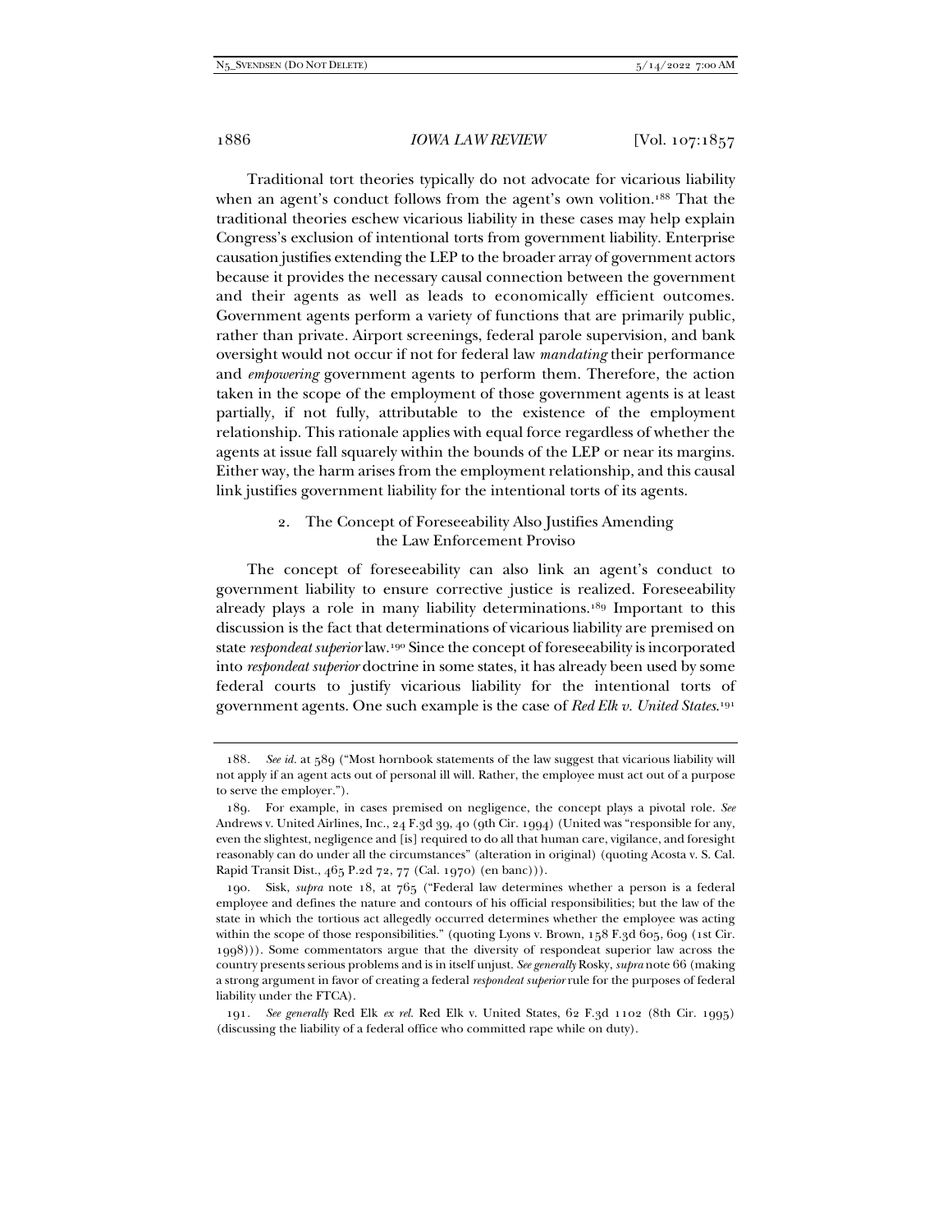Traditional tort theories typically do not advocate for vicarious liability when an agent's conduct follows from the agent's own volition.[188] That the traditional theories eschew vicarious liability in these cases may help explain Congress's exclusion of intentional torts from government liability. Enterprise causation justifies extending the LEP to the broader array of government actors because it provides the necessary causal connection between the government and their agents as well as leads to economically efficient outcomes. Government agents perform a variety of functions that are primarily public, rather than private. Airport screenings, federal parole supervision, and bank oversight would not occur if not for federal law *mandating* their performance and *empowering* government agents to perform them. Therefore, the action taken in the scope of the employment of those government agents is at least partially, if not fully, attributable to the existence of the employment relationship. This rationale applies with equal force regardless of whether the agents at issue fall squarely within the bounds of the LEP or near its margins. Either way, the harm arises from the employment relationship, and this causal link justifies government liability for the intentional torts of its agents.

### 2. The Concept of Foreseeability Also Justifies Amending the Law Enforcement Proviso

The concept of foreseeability can also link an agent's conduct to government liability to ensure corrective justice is realized. Foreseeability already plays a role in many liability determinations.[189] Important to this discussion is the fact that determinations of vicarious liability are premised on state *respondeat superior* law.[190] Since the concept of foreseeability is incorporated into *respondeat superior* doctrine in some states, it has already been used by some federal courts to justify vicarious liability for the intentional torts of government agents. One such example is the case of *Red Elk v. United States*.[191]

---

188. *See id.* at 589 ("Most hornbook statements of the law suggest that vicarious liability will not apply if an agent acts out of personal ill will. Rather, the employee must act out of a purpose to serve the employer.").

189. For example, in cases premised on negligence, the concept plays a pivotal role. *See* Andrews v. United Airlines, Inc., 24 F.3d 39, 40 (9th Cir. 1994) (United was "responsible for any, even the slightest, negligence and [is] required to do all that human care, vigilance, and foresight reasonably can do under all the circumstances" (alteration in original) (quoting Acosta v. S. Cal. Rapid Transit Dist., 465 P.2d 72, 77 (Cal. 1970) (en banc))).

190. Sisk, *supra* note 18, at 765 ("Federal law determines whether a person is a federal employee and defines the nature and contours of his official responsibilities; but the law of the state in which the tortious act allegedly occurred determines whether the employee was acting within the scope of those responsibilities." (quoting Lyons v. Brown, 158 F.3d 605, 609 (1st Cir. 1998))). Some commentators argue that the diversity of respondeat superior law across the country presents serious problems and is in itself unjust. *See generally* Rosky, *supra* note 66 (making a strong argument in favor of creating a federal *respondeat superior* rule for the purposes of federal liability under the FTCA).

191. *See generally* Red Elk *ex rel.* Red Elk v. United States, 62 F.3d 1102 (8th Cir. 1995) (discussing the liability of a federal office who committed rape while on duty).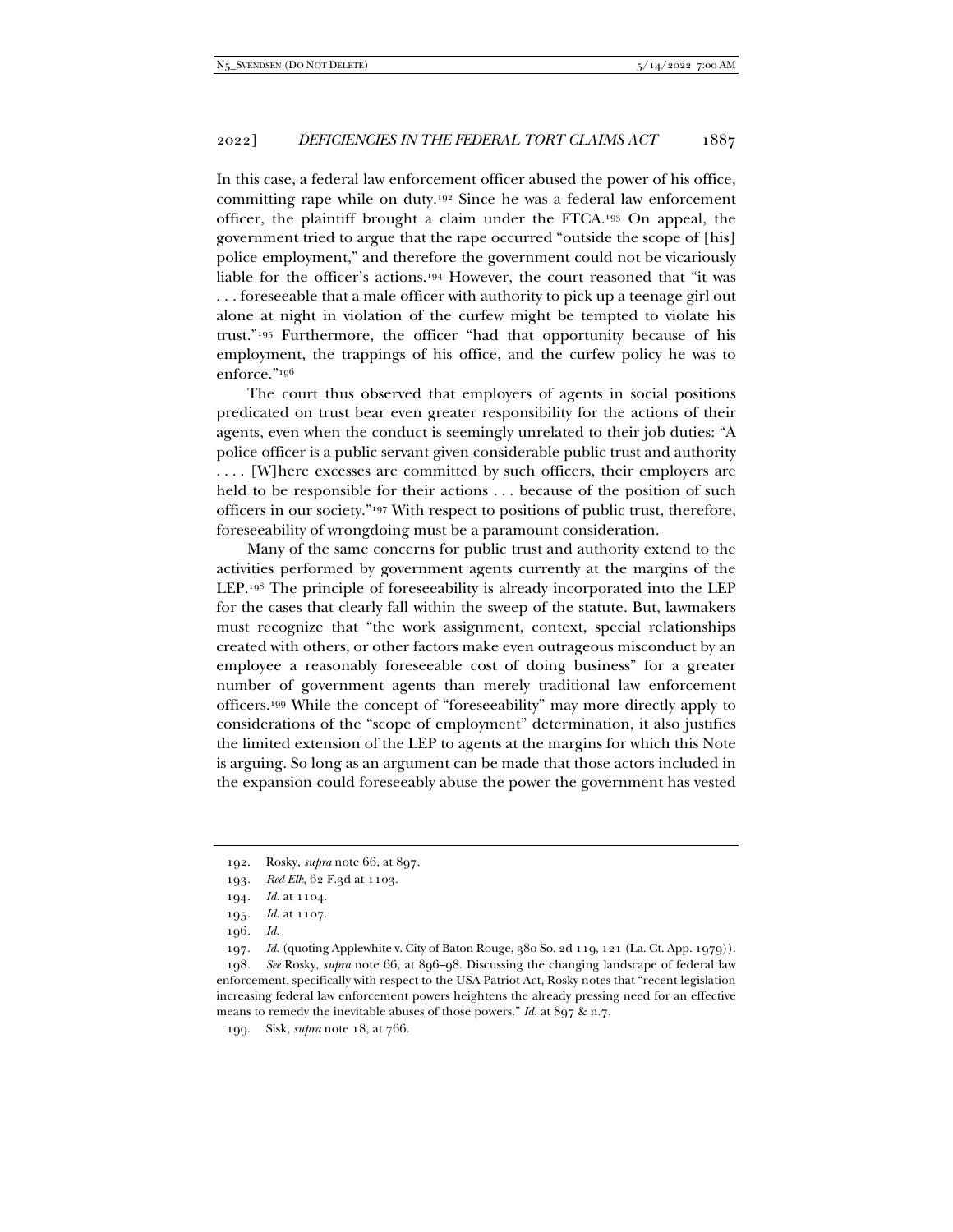In this case, a federal law enforcement officer abused the power of his office, committing rape while on duty.[192] Since he was a federal law enforcement officer, the plaintiff brought a claim under the FTCA.[193] On appeal, the government tried to argue that the rape occurred "outside the scope of [his] police employment," and therefore the government could not be vicariously liable for the officer's actions.[194] However, the court reasoned that "it was . . . foreseeable that a male officer with authority to pick up a teenage girl out alone at night in violation of the curfew might be tempted to violate his trust."[195] Furthermore, the officer "had that opportunity because of his employment, the trappings of his office, and the curfew policy he was to enforce."[196]

The court thus observed that employers of agents in social positions predicated on trust bear even greater responsibility for the actions of their agents, even when the conduct is seemingly unrelated to their job duties: "A police officer is a public servant given considerable public trust and authority . . . . [W]here excesses are committed by such officers, their employers are held to be responsible for their actions . . . because of the position of such officers in our society."[197] With respect to positions of public trust, therefore, foreseeability of wrongdoing must be a paramount consideration.

Many of the same concerns for public trust and authority extend to the activities performed by government agents currently at the margins of the LEP.[198] The principle of foreseeability is already incorporated into the LEP for the cases that clearly fall within the sweep of the statute. But, lawmakers must recognize that "the work assignment, context, special relationships created with others, or other factors make even outrageous misconduct by an employee a reasonably foreseeable cost of doing business" for a greater number of government agents than merely traditional law enforcement officers.[199] While the concept of "foreseeability" may more directly apply to considerations of the "scope of employment" determination, it also justifies the limited extension of the LEP to agents at the margins for which this Note is arguing. So long as an argument can be made that those actors included in the expansion could foreseeably abuse the power the government has vested

---

192. Rosky, *supra* note 66, at 897.

193. *Red Elk*, 62 F.3d at 1103.

194. *Id.* at 1104.

195. *Id.* at 1107.

196. *Id.*

197. *Id.* (quoting Applewhite v. City of Baton Rouge, 380 So. 2d 119, 121 (La. Ct. App. 1979)).

198. *See* Rosky, *supra* note 66, at 896–98. Discussing the changing landscape of federal law enforcement, specifically with respect to the USA Patriot Act, Rosky notes that "recent legislation increasing federal law enforcement powers heightens the already pressing need for an effective means to remedy the inevitable abuses of those powers." *Id.* at 897 & n.7.

199. Sisk, *supra* note 18, at 766.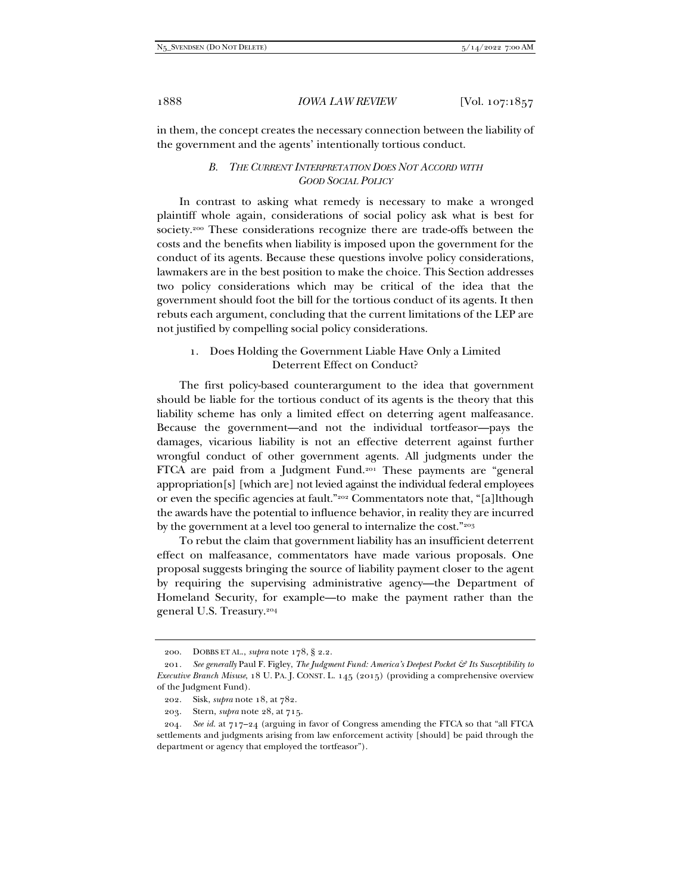in them, the concept creates the necessary connection between the liability of the government and the agents' intentionally tortious conduct.

### *B. The Current Interpretation Does Not Accord with Good Social Policy*

In contrast to asking what remedy is necessary to make a wronged plaintiff whole again, considerations of social policy ask what is best for society.[200] These considerations recognize there are trade-offs between the costs and the benefits when liability is imposed upon the government for the conduct of its agents. Because these questions involve policy considerations, lawmakers are in the best position to make the choice. This Section addresses two policy considerations which may be critical of the idea that the government should foot the bill for the tortious conduct of its agents. It then rebuts each argument, concluding that the current limitations of the LEP are not justified by compelling social policy considerations.

#### 1. Does Holding the Government Liable Have Only a Limited Deterrent Effect on Conduct?

The first policy-based counterargument to the idea that government should be liable for the tortious conduct of its agents is the theory that this liability scheme has only a limited effect on deterring agent malfeasance. Because the government—and not the individual tortfeasor—pays the damages, vicarious liability is not an effective deterrent against further wrongful conduct of other government agents. All judgments under the FTCA are paid from a Judgment Fund.[201] These payments are "general appropriation[s] [which are] not levied against the individual federal employees or even the specific agencies at fault."[202] Commentators note that, "[a]lthough the awards have the potential to influence behavior, in reality they are incurred by the government at a level too general to internalize the cost."[203]

To rebut the claim that government liability has an insufficient deterrent effect on malfeasance, commentators have made various proposals. One proposal suggests bringing the source of liability payment closer to the agent by requiring the supervising administrative agency—the Department of Homeland Security, for example—to make the payment rather than the general U.S. Treasury.[204]

---

200. DOBBS ET AL., *supra* note 178, § 2.2.

201. *See generally* Paul F. Figley, *The Judgment Fund: America's Deepest Pocket & Its Susceptibility to Executive Branch Misuse*, 18 U. PA. J. CONST. L. 145 (2015) (providing a comprehensive overview of the Judgment Fund).

202. Sisk, *supra* note 18, at 782.

203. Stern, *supra* note 28, at 715.

204. *See id.* at 717–24 (arguing in favor of Congress amending the FTCA so that "all FTCA settlements and judgments arising from law enforcement activity [should] be paid through the department or agency that employed the tortfeasor").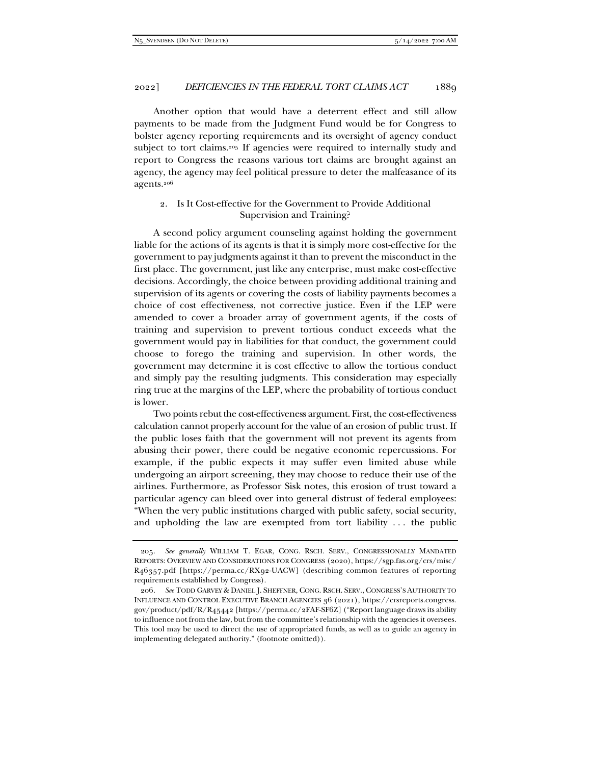Another option that would have a deterrent effect and still allow payments to be made from the Judgment Fund would be for Congress to bolster agency reporting requirements and its oversight of agency conduct subject to tort claims.[205] If agencies were required to internally study and report to Congress the reasons various tort claims are brought against an agency, the agency may feel political pressure to deter the malfeasance of its agents.[206]

### 2. Is It Cost-effective for the Government to Provide Additional Supervision and Training?

A second policy argument counseling against holding the government liable for the actions of its agents is that it is simply more cost-effective for the government to pay judgments against it than to prevent the misconduct in the first place. The government, just like any enterprise, must make cost-effective decisions. Accordingly, the choice between providing additional training and supervision of its agents or covering the costs of liability payments becomes a choice of cost effectiveness, not corrective justice. Even if the LEP were amended to cover a broader array of government agents, if the costs of training and supervision to prevent tortious conduct exceeds what the government would pay in liabilities for that conduct, the government could choose to forego the training and supervision. In other words, the government may determine it is cost effective to allow the tortious conduct and simply pay the resulting judgments. This consideration may especially ring true at the margins of the LEP, where the probability of tortious conduct is lower.

Two points rebut the cost-effectiveness argument. First, the cost-effectiveness calculation cannot properly account for the value of an erosion of public trust. If the public loses faith that the government will not prevent its agents from abusing their power, there could be negative economic repercussions. For example, if the public expects it may suffer even limited abuse while undergoing an airport screening, they may choose to reduce their use of the airlines. Furthermore, as Professor Sisk notes, this erosion of trust toward a particular agency can bleed over into general distrust of federal employees: "When the very public institutions charged with public safety, social security, and upholding the law are exempted from tort liability . . . the public

---

205. *See generally* WILLIAM T. EGAR, CONG. RSCH. SERV., CONGRESSIONALLY MANDATED REPORTS: OVERVIEW AND CONSIDERATIONS FOR CONGRESS (2020), https://sgp.fas.org/crs/misc/R46357.pdf [https://perma.cc/RX92-UACW] (describing common features of reporting requirements established by Congress).

206. *See* TODD GARVEY & DANIEL J. SHEFFNER, CONG. RSCH. SERV., CONGRESS'S AUTHORITY TO INFLUENCE AND CONTROL EXECUTIVE BRANCH AGENCIES 36 (2021), https://crsreports.congress.gov/product/pdf/R/R45442 [https://perma.cc/2FAF-SF6Z] ("Report language draws its ability to influence not from the law, but from the committee's relationship with the agencies it oversees. This tool may be used to direct the use of appropriated funds, as well as to guide an agency in implementing delegated authority." (footnote omitted)).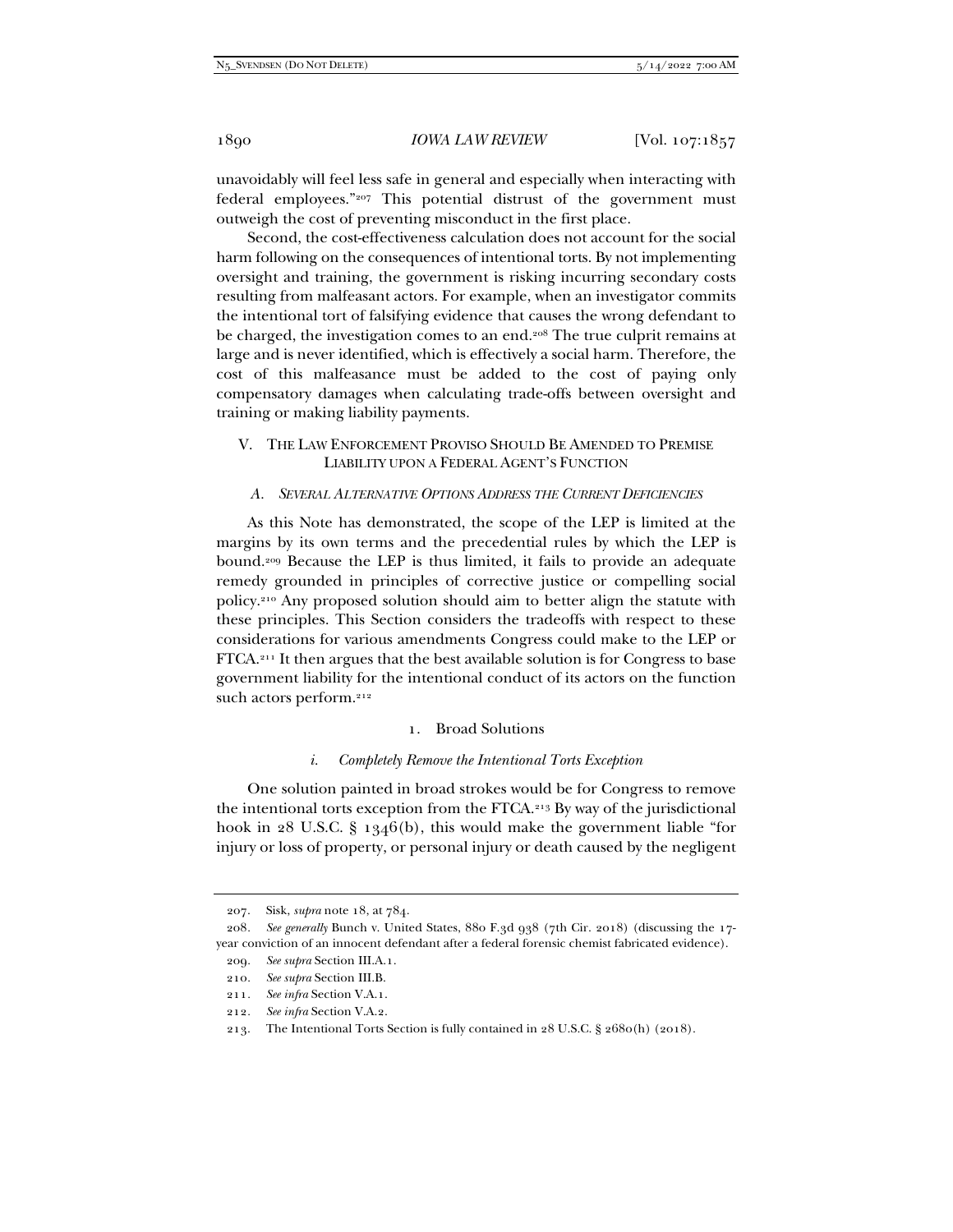unavoidably will feel less safe in general and especially when interacting with federal employees."[207] This potential distrust of the government must outweigh the cost of preventing misconduct in the first place.

Second, the cost-effectiveness calculation does not account for the social harm following on the consequences of intentional torts. By not implementing oversight and training, the government is risking incurring secondary costs resulting from malfeasant actors. For example, when an investigator commits the intentional tort of falsifying evidence that causes the wrong defendant to be charged, the investigation comes to an end.[208] The true culprit remains at large and is never identified, which is effectively a social harm. Therefore, the cost of this malfeasance must be added to the cost of paying only compensatory damages when calculating trade-offs between oversight and training or making liability payments.

## V. The Law Enforcement Proviso Should Be Amended to Premise Liability upon a Federal Agent's Function

### A. *Several Alternative Options Address the Current Deficiencies*

As this Note has demonstrated, the scope of the LEP is limited at the margins by its own terms and the precedential rules by which the LEP is bound.[209] Because the LEP is thus limited, it fails to provide an adequate remedy grounded in principles of corrective justice or compelling social policy.[210] Any proposed solution should aim to better align the statute with these principles. This Section considers the tradeoffs with respect to these considerations for various amendments Congress could make to the LEP or FTCA.[211] It then argues that the best available solution is for Congress to base government liability for the intentional conduct of its actors on the function such actors perform.[212]

#### 1. Broad Solutions

##### *i. Completely Remove the Intentional Torts Exception*

One solution painted in broad strokes would be for Congress to remove the intentional torts exception from the FTCA.[213] By way of the jurisdictional hook in 28 U.S.C. § 1346(b), this would make the government liable "for injury or loss of property, or personal injury or death caused by the negligent

---

207. Sisk, *supra* note 18, at 784.

208. *See generally* Bunch v. United States, 880 F.3d 938 (7th Cir. 2018) (discussing the 17-year conviction of an innocent defendant after a federal forensic chemist fabricated evidence).

209. *See supra* Section III.A.1.

210. *See supra* Section III.B.

211. *See infra* Section V.A.1.

212. *See infra* Section V.A.2.

213. The Intentional Torts Section is fully contained in 28 U.S.C. § 2680(h) (2018).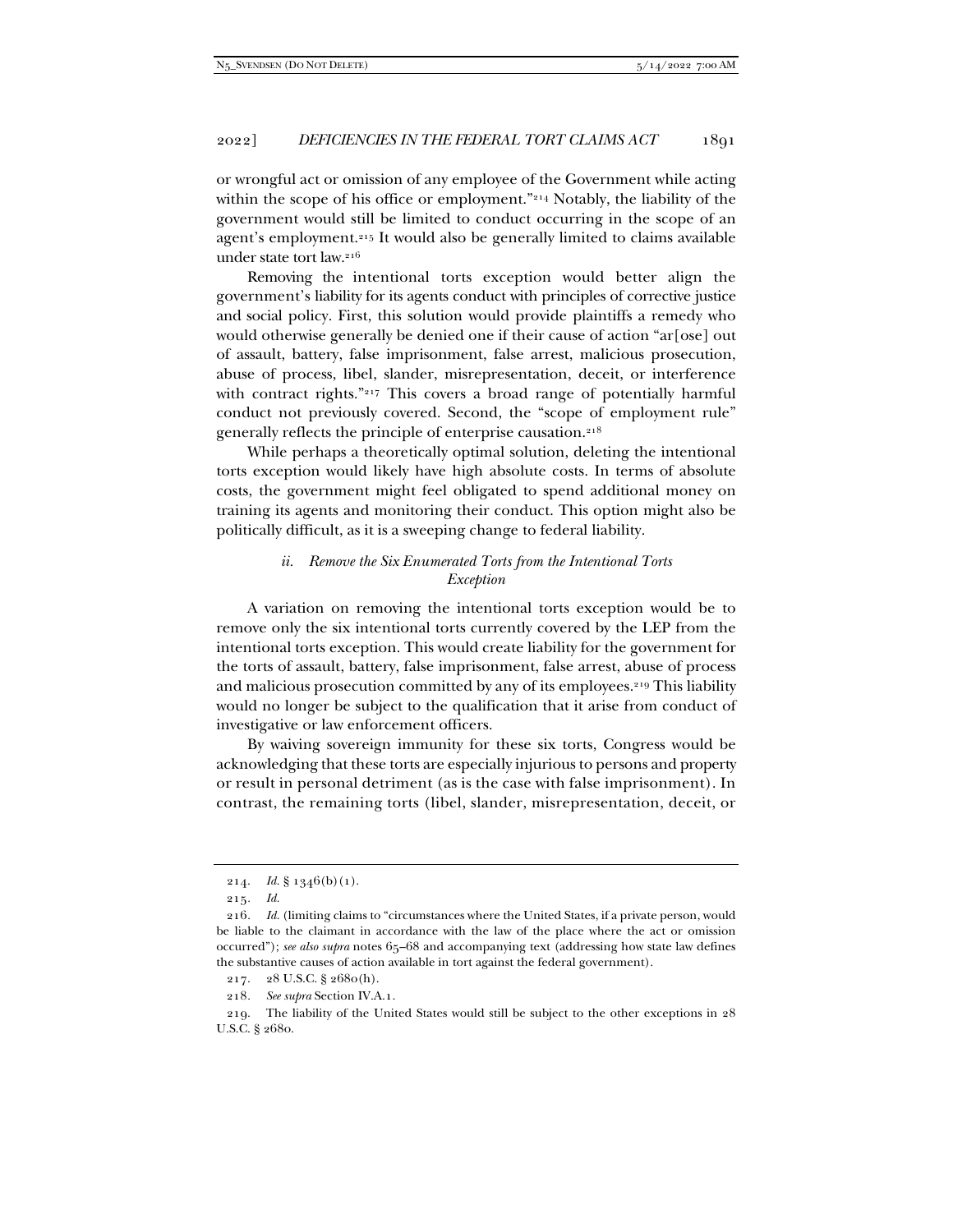or wrongful act or omission of any employee of the Government while acting within the scope of his office or employment."[214] Notably, the liability of the government would still be limited to conduct occurring in the scope of an agent's employment.[215] It would also be generally limited to claims available under state tort law.[216]

Removing the intentional torts exception would better align the government's liability for its agents conduct with principles of corrective justice and social policy. First, this solution would provide plaintiffs a remedy who would otherwise generally be denied one if their cause of action "ar[ose] out of assault, battery, false imprisonment, false arrest, malicious prosecution, abuse of process, libel, slander, misrepresentation, deceit, or interference with contract rights."[217] This covers a broad range of potentially harmful conduct not previously covered. Second, the "scope of employment rule" generally reflects the principle of enterprise causation.[218]

While perhaps a theoretically optimal solution, deleting the intentional torts exception would likely have high absolute costs. In terms of absolute costs, the government might feel obligated to spend additional money on training its agents and monitoring their conduct. This option might also be politically difficult, as it is a sweeping change to federal liability.

#### *ii. Remove the Six Enumerated Torts from the Intentional Torts Exception*

A variation on removing the intentional torts exception would be to remove only the six intentional torts currently covered by the LEP from the intentional torts exception. This would create liability for the government for the torts of assault, battery, false imprisonment, false arrest, abuse of process and malicious prosecution committed by any of its employees.[219] This liability would no longer be subject to the qualification that it arise from conduct of investigative or law enforcement officers.

By waiving sovereign immunity for these six torts, Congress would be acknowledging that these torts are especially injurious to persons and property or result in personal detriment (as is the case with false imprisonment). In contrast, the remaining torts (libel, slander, misrepresentation, deceit, or

---

214. *Id.* § 1346(b)(1).

215. *Id.*

216. *Id.* (limiting claims to "circumstances where the United States, if a private person, would be liable to the claimant in accordance with the law of the place where the act or omission occurred"); *see also supra* notes 65–68 and accompanying text (addressing how state law defines the substantive causes of action available in tort against the federal government).

217. 28 U.S.C. § 2680(h).

218. *See supra* Section IV.A.1.

219. The liability of the United States would still be subject to the other exceptions in 28 U.S.C. § 2680.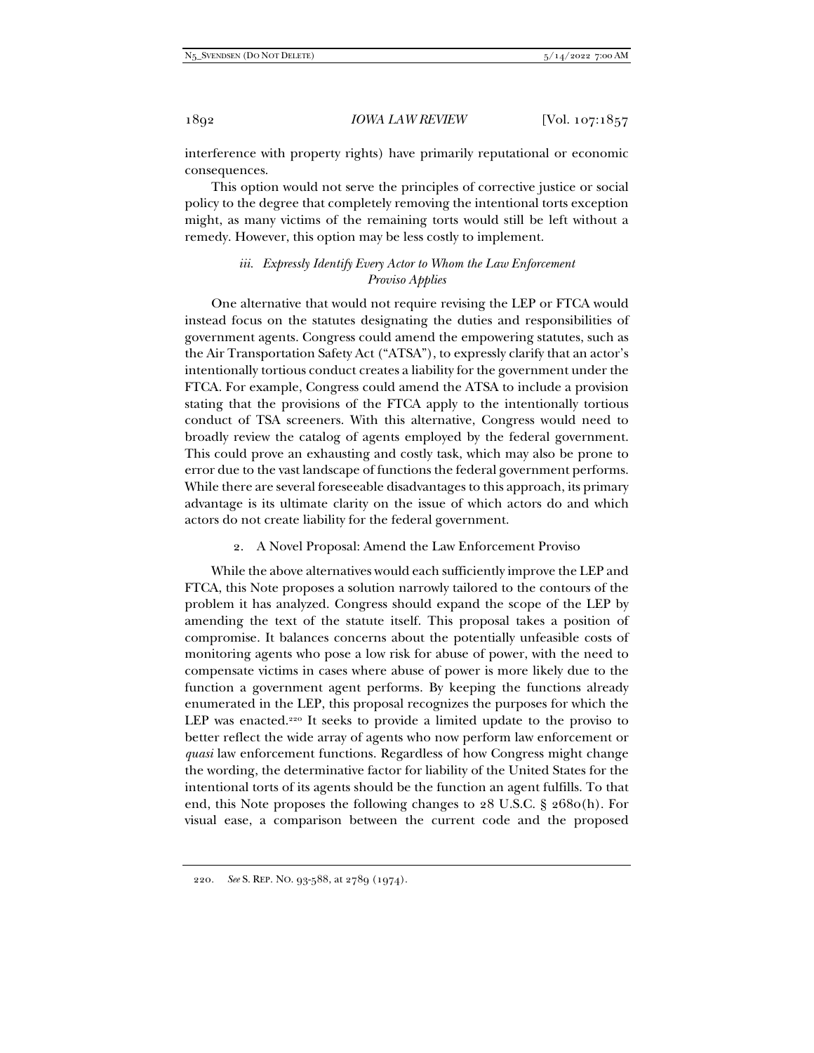interference with property rights) have primarily reputational or economic consequences.

This option would not serve the principles of corrective justice or social policy to the degree that completely removing the intentional torts exception might, as many victims of the remaining torts would still be left without a remedy. However, this option may be less costly to implement.

### *iii. Expressly Identify Every Actor to Whom the Law Enforcement Proviso Applies*

One alternative that would not require revising the LEP or FTCA would instead focus on the statutes designating the duties and responsibilities of government agents. Congress could amend the empowering statutes, such as the Air Transportation Safety Act ("ATSA"), to expressly clarify that an actor's intentionally tortious conduct creates a liability for the government under the FTCA. For example, Congress could amend the ATSA to include a provision stating that the provisions of the FTCA apply to the intentionally tortious conduct of TSA screeners. With this alternative, Congress would need to broadly review the catalog of agents employed by the federal government. This could prove an exhausting and costly task, which may also be prone to error due to the vast landscape of functions the federal government performs. While there are several foreseeable disadvantages to this approach, its primary advantage is its ultimate clarity on the issue of which actors do and which actors do not create liability for the federal government.

## 2. A Novel Proposal: Amend the Law Enforcement Proviso

While the above alternatives would each sufficiently improve the LEP and FTCA, this Note proposes a solution narrowly tailored to the contours of the problem it has analyzed. Congress should expand the scope of the LEP by amending the text of the statute itself. This proposal takes a position of compromise. It balances concerns about the potentially unfeasible costs of monitoring agents who pose a low risk for abuse of power, with the need to compensate victims in cases where abuse of power is more likely due to the function a government agent performs. By keeping the functions already enumerated in the LEP, this proposal recognizes the purposes for which the LEP was enacted.[220] It seeks to provide a limited update to the proviso to better reflect the wide array of agents who now perform law enforcement or *quasi* law enforcement functions. Regardless of how Congress might change the wording, the determinative factor for liability of the United States for the intentional torts of its agents should be the function an agent fulfills. To that end, this Note proposes the following changes to 28 U.S.C. § 2680(h). For visual ease, a comparison between the current code and the proposed

220. *See* S. REP. NO. 93-588, at 2789 (1974).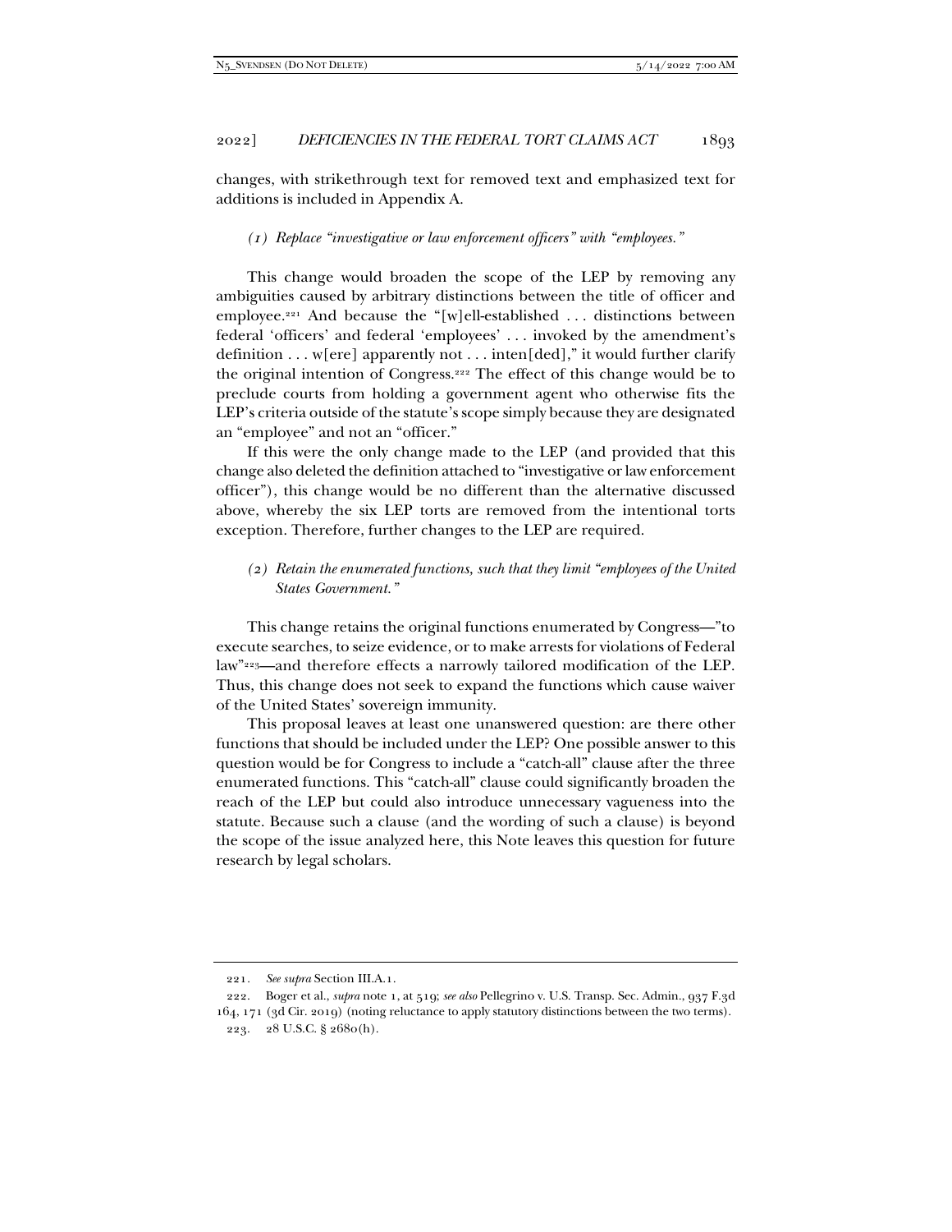changes, with strikethrough text for removed text and emphasized text for additions is included in Appendix A.

*(1) Replace "investigative or law enforcement officers" with "employees."*

This change would broaden the scope of the LEP by removing any ambiguities caused by arbitrary distinctions between the title of officer and employee.[221] And because the "[w]ell-established . . . distinctions between federal 'officers' and federal 'employees' . . . invoked by the amendment's definition . . . w[ere] apparently not . . . inten[ded]," it would further clarify the original intention of Congress.[222] The effect of this change would be to preclude courts from holding a government agent who otherwise fits the LEP's criteria outside of the statute's scope simply because they are designated an "employee" and not an "officer."

If this were the only change made to the LEP (and provided that this change also deleted the definition attached to "investigative or law enforcement officer"), this change would be no different than the alternative discussed above, whereby the six LEP torts are removed from the intentional torts exception. Therefore, further changes to the LEP are required.

*(2) Retain the enumerated functions, such that they limit "employees of the United States Government."*

This change retains the original functions enumerated by Congress—"to execute searches, to seize evidence, or to make arrests for violations of Federal law"[223]—and therefore effects a narrowly tailored modification of the LEP. Thus, this change does not seek to expand the functions which cause waiver of the United States' sovereign immunity.

This proposal leaves at least one unanswered question: are there other functions that should be included under the LEP? One possible answer to this question would be for Congress to include a "catch-all" clause after the three enumerated functions. This "catch-all" clause could significantly broaden the reach of the LEP but could also introduce unnecessary vagueness into the statute. Because such a clause (and the wording of such a clause) is beyond the scope of the issue analyzed here, this Note leaves this question for future research by legal scholars.

---

221. *See supra* Section III.A.1.

222. Boger et al., *supra* note 1, at 519; *see also* Pellegrino v. U.S. Transp. Sec. Admin., 937 F.3d 164, 171 (3d Cir. 2019) (noting reluctance to apply statutory distinctions between the two terms).

223. 28 U.S.C. § 2680(h).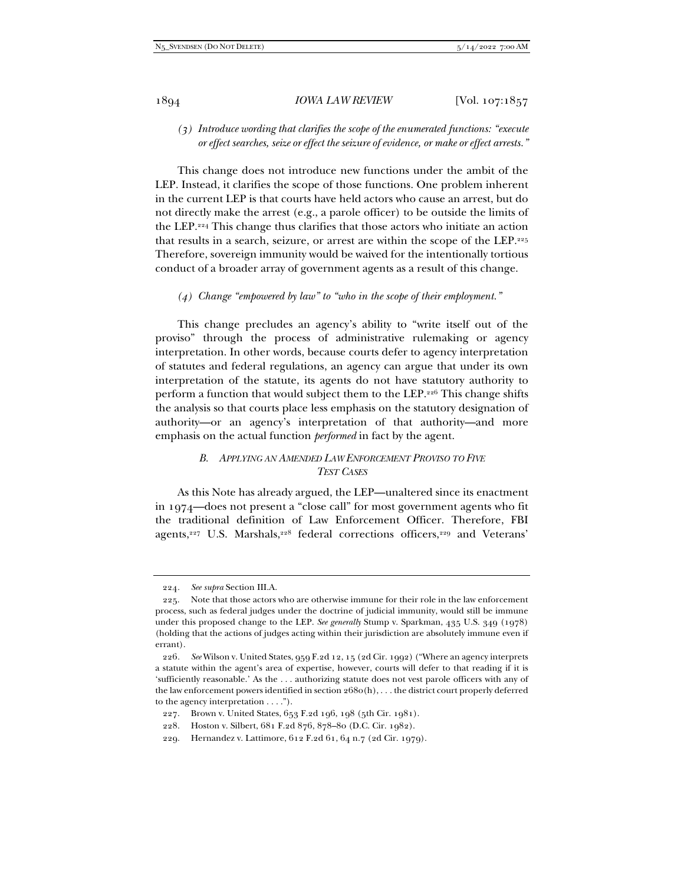*(3) Introduce wording that clarifies the scope of the enumerated functions: "execute or effect searches, seize or effect the seizure of evidence, or make or effect arrests."*

This change does not introduce new functions under the ambit of the LEP. Instead, it clarifies the scope of those functions. One problem inherent in the current LEP is that courts have held actors who cause an arrest, but do not directly make the arrest (e.g., a parole officer) to be outside the limits of the LEP.[224] This change thus clarifies that those actors who initiate an action that results in a search, seizure, or arrest are within the scope of the LEP.[225] Therefore, sovereign immunity would be waived for the intentionally tortious conduct of a broader array of government agents as a result of this change.

*(4) Change "empowered by law" to "who in the scope of their employment."*

This change precludes an agency's ability to "write itself out of the proviso" through the process of administrative rulemaking or agency interpretation. In other words, because courts defer to agency interpretation of statutes and federal regulations, an agency can argue that under its own interpretation of the statute, its agents do not have statutory authority to perform a function that would subject them to the LEP.[226] This change shifts the analysis so that courts place less emphasis on the statutory designation of authority—or an agency's interpretation of that authority—and more emphasis on the actual function *performed* in fact by the agent.

### *B. Applying an Amended Law Enforcement Proviso to Five Test Cases*

As this Note has already argued, the LEP—unaltered since its enactment in 1974—does not present a "close call" for most government agents who fit the traditional definition of Law Enforcement Officer. Therefore, FBI agents,[227] U.S. Marshals,[228] federal corrections officers,[229] and Veterans'

---

224. *See supra* Section III.A.

225. Note that those actors who are otherwise immune for their role in the law enforcement process, such as federal judges under the doctrine of judicial immunity, would still be immune under this proposed change to the LEP. *See generally* Stump v. Sparkman, 435 U.S. 349 (1978) (holding that the actions of judges acting within their jurisdiction are absolutely immune even if errant).

226. *See* Wilson v. United States, 959 F.2d 12, 15 (2d Cir. 1992) ("Where an agency interprets a statute within the agent's area of expertise, however, courts will defer to that reading if it is 'sufficiently reasonable.' As the . . . authorizing statute does not vest parole officers with any of the law enforcement powers identified in section 2680(h), . . . the district court properly deferred to the agency interpretation . . . .").

227. Brown v. United States, 653 F.2d 196, 198 (5th Cir. 1981).

228. Hoston v. Silbert, 681 F.2d 876, 878–80 (D.C. Cir. 1982).

229. Hernandez v. Lattimore, 612 F.2d 61, 64 n.7 (2d Cir. 1979).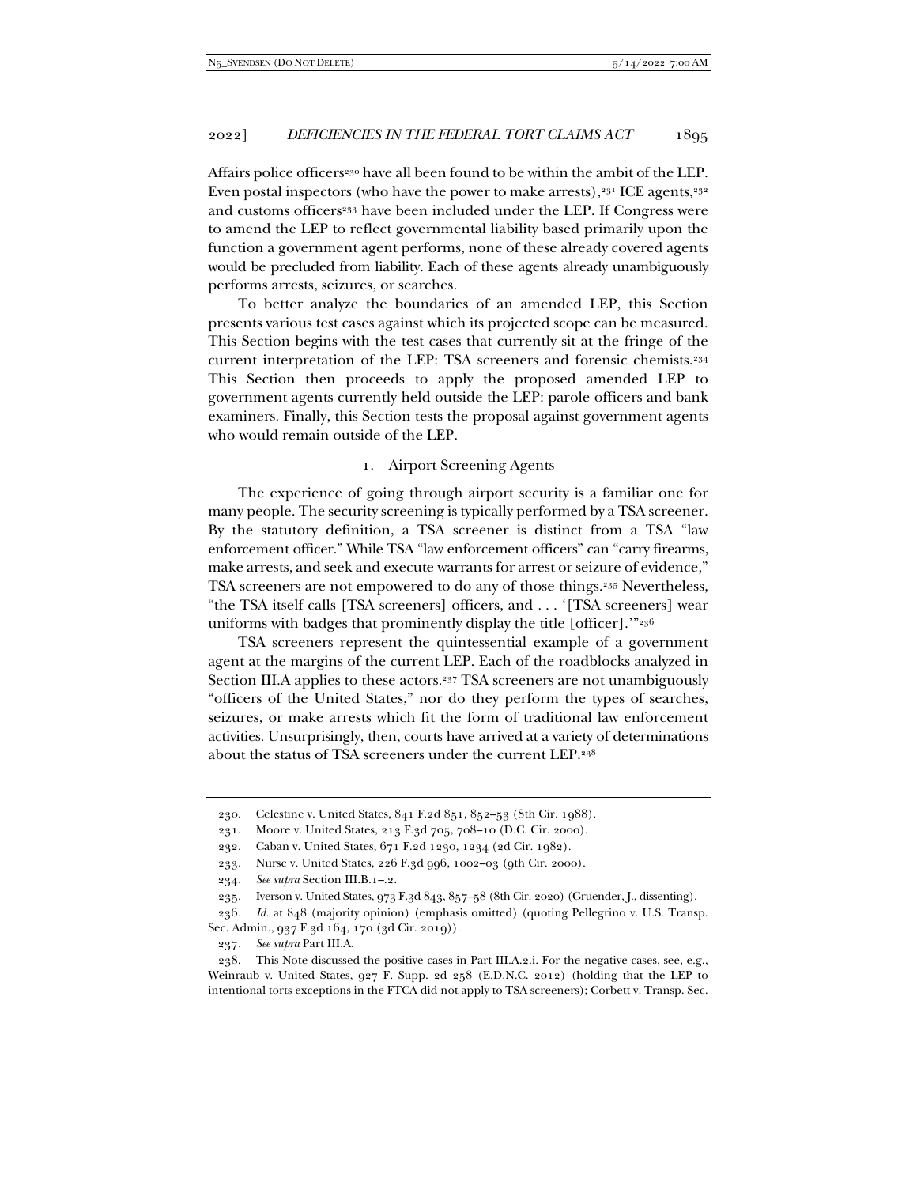Affairs police officers[230] have all been found to be within the ambit of the LEP. Even postal inspectors (who have the power to make arrests),[231] ICE agents,[232] and customs officers[233] have been included under the LEP. If Congress were to amend the LEP to reflect governmental liability based primarily upon the function a government agent performs, none of these already covered agents would be precluded from liability. Each of these agents already unambiguously performs arrests, seizures, or searches.

To better analyze the boundaries of an amended LEP, this Section presents various test cases against which its projected scope can be measured. This Section begins with the test cases that currently sit at the fringe of the current interpretation of the LEP: TSA screeners and forensic chemists.[234] This Section then proceeds to apply the proposed amended LEP to government agents currently held outside the LEP: parole officers and bank examiners. Finally, this Section tests the proposal against government agents who would remain outside of the LEP.

### 1. Airport Screening Agents

The experience of going through airport security is a familiar one for many people. The security screening is typically performed by a TSA screener. By the statutory definition, a TSA screener is distinct from a TSA "law enforcement officer." While TSA "law enforcement officers" can "carry firearms, make arrests, and seek and execute warrants for arrest or seizure of evidence," TSA screeners are not empowered to do any of those things.[235] Nevertheless, "the TSA itself calls [TSA screeners] officers, and . . . '[TSA screeners] wear uniforms with badges that prominently display the title [officer].'"[236]

TSA screeners represent the quintessential example of a government agent at the margins of the current LEP. Each of the roadblocks analyzed in Section III.A applies to these actors.[237] TSA screeners are not unambiguously "officers of the United States," nor do they perform the types of searches, seizures, or make arrests which fit the form of traditional law enforcement activities. Unsurprisingly, then, courts have arrived at a variety of determinations about the status of TSA screeners under the current LEP.[238]

---

230. Celestine v. United States, 841 F.2d 851, 852–53 (8th Cir. 1988).

231. Moore v. United States, 213 F.3d 705, 708–10 (D.C. Cir. 2000).

232. Caban v. United States, 671 F.2d 1230, 1234 (2d Cir. 1982).

233. Nurse v. United States, 226 F.3d 996, 1002–03 (9th Cir. 2000).

234. *See supra* Section III.B.1–.2.

235. Iverson v. United States, 973 F.3d 843, 857–58 (8th Cir. 2020) (Gruender, J., dissenting).

236. *Id.* at 848 (majority opinion) (emphasis omitted) (quoting Pellegrino v. U.S. Transp. Sec. Admin., 937 F.3d 164, 170 (3d Cir. 2019)).

237. *See supra* Part III.A.

238. This Note discussed the positive cases in Part III.A.2.i. For the negative cases, see, e.g., Weinraub v. United States, 927 F. Supp. 2d 258 (E.D.N.C. 2012) (holding that the LEP to intentional torts exceptions in the FTCA did not apply to TSA screeners); Corbett v. Transp. Sec.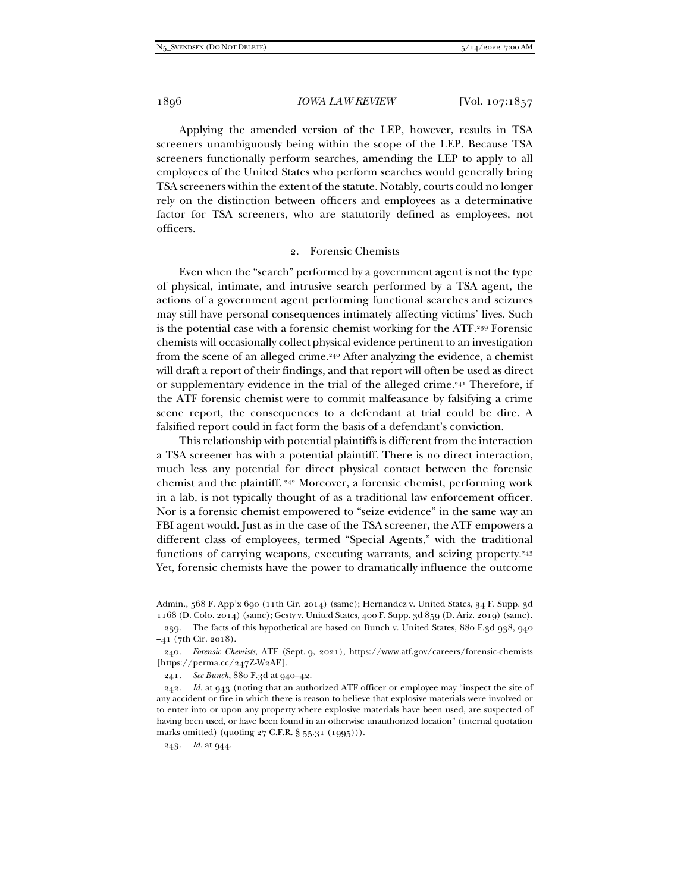Applying the amended version of the LEP, however, results in TSA screeners unambiguously being within the scope of the LEP. Because TSA screeners functionally perform searches, amending the LEP to apply to all employees of the United States who perform searches would generally bring TSA screeners within the extent of the statute. Notably, courts could no longer rely on the distinction between officers and employees as a determinative factor for TSA screeners, who are statutorily defined as employees, not officers.

### 2. Forensic Chemists

Even when the "search" performed by a government agent is not the type of physical, intimate, and intrusive search performed by a TSA agent, the actions of a government agent performing functional searches and seizures may still have personal consequences intimately affecting victims' lives. Such is the potential case with a forensic chemist working for the ATF.[239] Forensic chemists will occasionally collect physical evidence pertinent to an investigation from the scene of an alleged crime.[240] After analyzing the evidence, a chemist will draft a report of their findings, and that report will often be used as direct or supplementary evidence in the trial of the alleged crime.[241] Therefore, if the ATF forensic chemist were to commit malfeasance by falsifying a crime scene report, the consequences to a defendant at trial could be dire. A falsified report could in fact form the basis of a defendant's conviction.

This relationship with potential plaintiffs is different from the interaction a TSA screener has with a potential plaintiff. There is no direct interaction, much less any potential for direct physical contact between the forensic chemist and the plaintiff.[242] Moreover, a forensic chemist, performing work in a lab, is not typically thought of as a traditional law enforcement officer. Nor is a forensic chemist empowered to "seize evidence" in the same way an FBI agent would. Just as in the case of the TSA screener, the ATF empowers a different class of employees, termed "Special Agents," with the traditional functions of carrying weapons, executing warrants, and seizing property.[243] Yet, forensic chemists have the power to dramatically influence the outcome

---

Admin., 568 F. App'x 690 (11th Cir. 2014) (same); Hernandez v. United States, 34 F. Supp. 3d 1168 (D. Colo. 2014) (same); Gesty v. United States, 400 F. Supp. 3d 859 (D. Ariz. 2019) (same).

239. The facts of this hypothetical are based on Bunch v. United States, 880 F.3d 938, 940–41 (7th Cir. 2018).

240. *Forensic Chemists*, ATF (Sept. 9, 2021), https://www.atf.gov/careers/forensic-chemists [https://perma.cc/247Z-W2AE].

241. *See Bunch*, 880 F.3d at 940–42.

242. *Id.* at 943 (noting that an authorized ATF officer or employee may "inspect the site of any accident or fire in which there is reason to believe that explosive materials were involved or to enter into or upon any property where explosive materials have been used, are suspected of having been used, or have been found in an otherwise unauthorized location" (internal quotation marks omitted) (quoting 27 C.F.R. § 55.31 (1995))).

243. *Id.* at 944.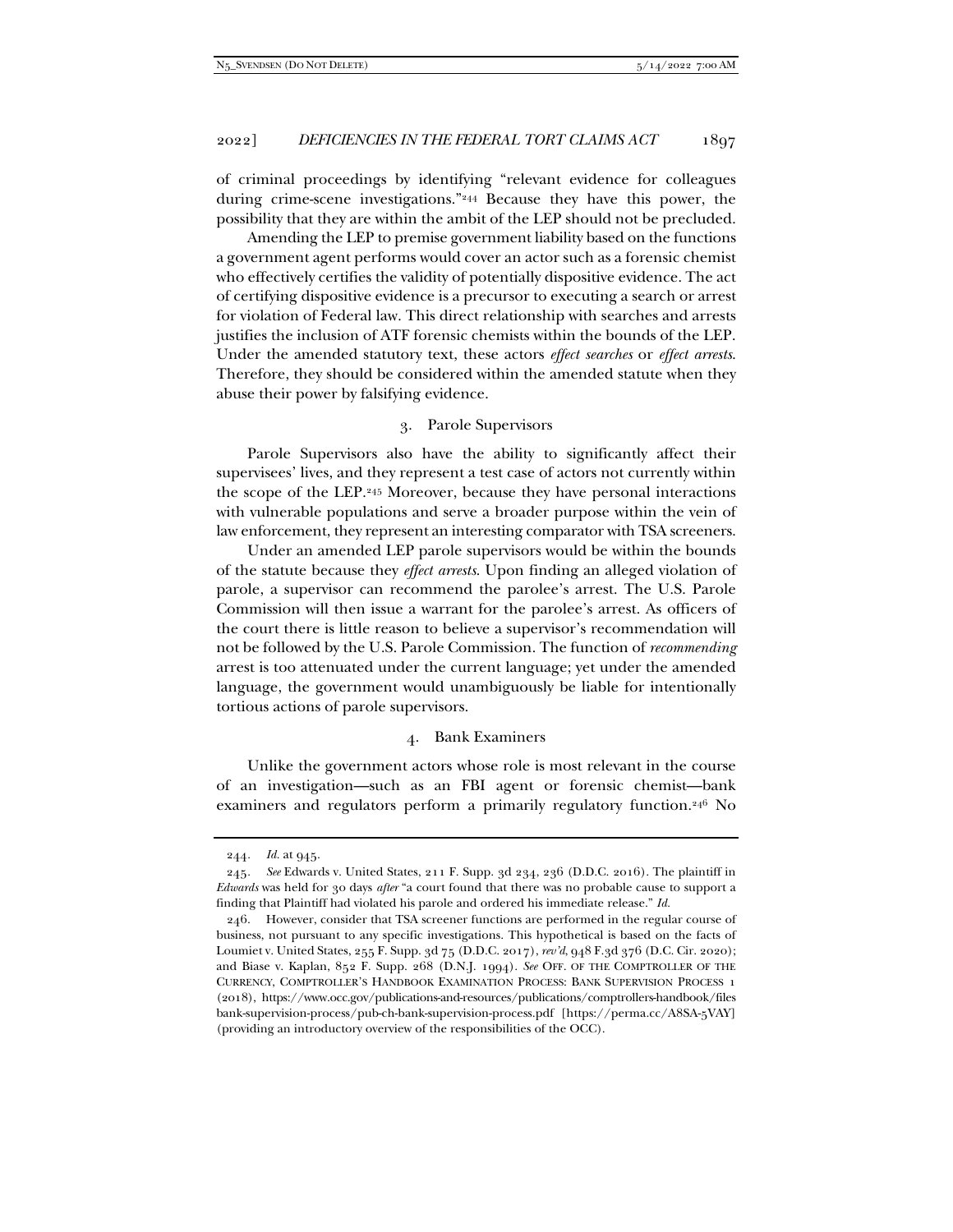of criminal proceedings by identifying "relevant evidence for colleagues during crime-scene investigations."[244] Because they have this power, the possibility that they are within the ambit of the LEP should not be precluded.

Amending the LEP to premise government liability based on the functions a government agent performs would cover an actor such as a forensic chemist who effectively certifies the validity of potentially dispositive evidence. The act of certifying dispositive evidence is a precursor to executing a search or arrest for violation of Federal law. This direct relationship with searches and arrests justifies the inclusion of ATF forensic chemists within the bounds of the LEP. Under the amended statutory text, these actors *effect searches* or *effect arrests*. Therefore, they should be considered within the amended statute when they abuse their power by falsifying evidence.

### 3. Parole Supervisors

Parole Supervisors also have the ability to significantly affect their supervisees' lives, and they represent a test case of actors not currently within the scope of the LEP.[245] Moreover, because they have personal interactions with vulnerable populations and serve a broader purpose within the vein of law enforcement, they represent an interesting comparator with TSA screeners.

Under an amended LEP parole supervisors would be within the bounds of the statute because they *effect arrests*. Upon finding an alleged violation of parole, a supervisor can recommend the parolee's arrest. The U.S. Parole Commission will then issue a warrant for the parolee's arrest. As officers of the court there is little reason to believe a supervisor's recommendation will not be followed by the U.S. Parole Commission. The function of *recommending* arrest is too attenuated under the current language; yet under the amended language, the government would unambiguously be liable for intentionally tortious actions of parole supervisors.

### 4. Bank Examiners

Unlike the government actors whose role is most relevant in the course of an investigation—such as an FBI agent or forensic chemist—bank examiners and regulators perform a primarily regulatory function.[246] No

---

244. *Id.* at 945.

245. *See* Edwards v. United States, 211 F. Supp. 3d 234, 236 (D.D.C. 2016). The plaintiff in *Edwards* was held for 30 days *after* "a court found that there was no probable cause to support a finding that Plaintiff had violated his parole and ordered his immediate release." *Id.*

246. However, consider that TSA screener functions are performed in the regular course of business, not pursuant to any specific investigations. This hypothetical is based on the facts of Loumiet v. United States, 255 F. Supp. 3d 75 (D.D.C. 2017), *rev'd*, 948 F.3d 376 (D.C. Cir. 2020); and Biase v. Kaplan, 852 F. Supp. 268 (D.N.J. 1994). *See* OFF. OF THE COMPTROLLER OF THE CURRENCY, COMPTROLLER'S HANDBOOK EXAMINATION PROCESS: BANK SUPERVISION PROCESS 1 (2018), https://www.occ.gov/publications-and-resources/publications/comptrollers-handbook/files bank-supervision-process/pub-ch-bank-supervision-process.pdf [https://perma.cc/A8SA-5VAY] (providing an introductory overview of the responsibilities of the OCC).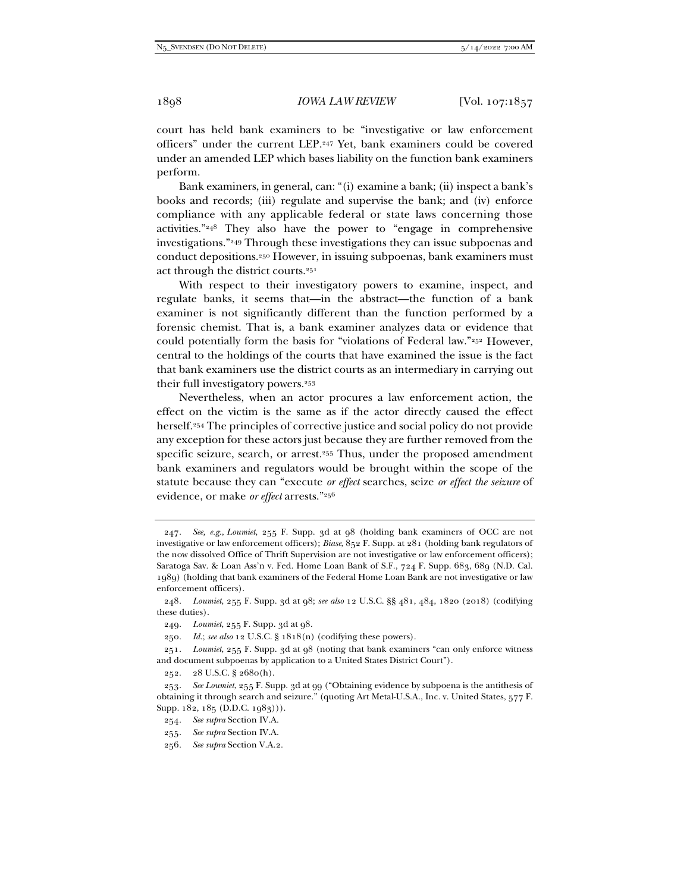court has held bank examiners to be "investigative or law enforcement officers" under the current LEP.[247] Yet, bank examiners could be covered under an amended LEP which bases liability on the function bank examiners perform.

Bank examiners, in general, can: "(i) examine a bank; (ii) inspect a bank's books and records; (iii) regulate and supervise the bank; and (iv) enforce compliance with any applicable federal or state laws concerning those activities."[248] They also have the power to "engage in comprehensive investigations."[249] Through these investigations they can issue subpoenas and conduct depositions.[250] However, in issuing subpoenas, bank examiners must act through the district courts.[251]

With respect to their investigatory powers to examine, inspect, and regulate banks, it seems that—in the abstract—the function of a bank examiner is not significantly different than the function performed by a forensic chemist. That is, a bank examiner analyzes data or evidence that could potentially form the basis for "violations of Federal law."[252] However, central to the holdings of the courts that have examined the issue is the fact that bank examiners use the district courts as an intermediary in carrying out their full investigatory powers.[253]

Nevertheless, when an actor procures a law enforcement action, the effect on the victim is the same as if the actor directly caused the effect herself.[254] The principles of corrective justice and social policy do not provide any exception for these actors just because they are further removed from the specific seizure, search, or arrest.[255] Thus, under the proposed amendment bank examiners and regulators would be brought within the scope of the statute because they can "execute *or effect* searches, seize *or effect the seizure* of evidence, or make *or effect* arrests."[256]

---

247. *See, e.g.*, *Loumiet*, 255 F. Supp. 3d at 98 (holding bank examiners of OCC are not investigative or law enforcement officers); *Biase*, 852 F. Supp. at 281 (holding bank regulators of the now dissolved Office of Thrift Supervision are not investigative or law enforcement officers); Saratoga Sav. & Loan Ass'n v. Fed. Home Loan Bank of S.F., 724 F. Supp. 683, 689 (N.D. Cal. 1989) (holding that bank examiners of the Federal Home Loan Bank are not investigative or law enforcement officers).

248. *Loumiet*, 255 F. Supp. 3d at 98; *see also* 12 U.S.C. §§ 481, 484, 1820 (2018) (codifying these duties).

249. *Loumiet*, 255 F. Supp. 3d at 98.

250. *Id.*; *see also* 12 U.S.C. § 1818(n) (codifying these powers).

251. *Loumiet*, 255 F. Supp. 3d at 98 (noting that bank examiners "can only enforce witness and document subpoenas by application to a United States District Court").

252. 28 U.S.C. § 2680(h).

253. *See Loumiet*, 255 F. Supp. 3d at 99 ("Obtaining evidence by subpoena is the antithesis of obtaining it through search and seizure." (quoting Art Metal-U.S.A., Inc. v. United States, 577 F. Supp. 182, 185 (D.D.C. 1983))).

254. *See supra* Section IV.A.

255. *See supra* Section IV.A.

256. *See supra* Section V.A.2.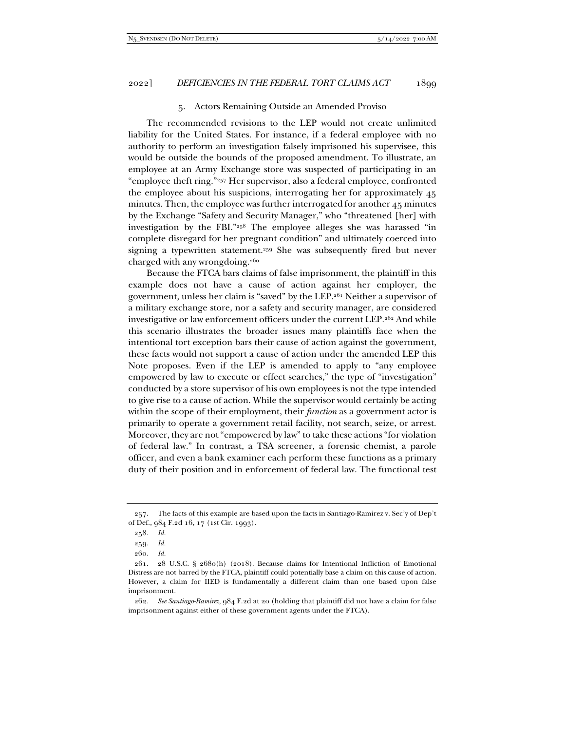### 5. Actors Remaining Outside an Amended Proviso

The recommended revisions to the LEP would not create unlimited liability for the United States. For instance, if a federal employee with no authority to perform an investigation falsely imprisoned his supervisee, this would be outside the bounds of the proposed amendment. To illustrate, an employee at an Army Exchange store was suspected of participating in an "employee theft ring."[257] Her supervisor, also a federal employee, confronted the employee about his suspicions, interrogating her for approximately 45 minutes. Then, the employee was further interrogated for another 45 minutes by the Exchange "Safety and Security Manager," who "threatened [her] with investigation by the FBI."[258] The employee alleges she was harassed "in complete disregard for her pregnant condition" and ultimately coerced into signing a typewritten statement.[259] She was subsequently fired but never charged with any wrongdoing.[260]

Because the FTCA bars claims of false imprisonment, the plaintiff in this example does not have a cause of action against her employer, the government, unless her claim is "saved" by the LEP.[261] Neither a supervisor of a military exchange store, nor a safety and security manager, are considered investigative or law enforcement officers under the current LEP.[262] And while this scenario illustrates the broader issues many plaintiffs face when the intentional tort exception bars their cause of action against the government, these facts would not support a cause of action under the amended LEP this Note proposes. Even if the LEP is amended to apply to "any employee empowered by law to execute or effect searches," the type of "investigation" conducted by a store supervisor of his own employees is not the type intended to give rise to a cause of action. While the supervisor would certainly be acting within the scope of their employment, their *function* as a government actor is primarily to operate a government retail facility, not search, seize, or arrest. Moreover, they are not "empowered by law" to take these actions "for violation of federal law." In contrast, a TSA screener, a forensic chemist, a parole officer, and even a bank examiner each perform these functions as a primary duty of their position and in enforcement of federal law. The functional test

---

257. The facts of this example are based upon the facts in Santiago-Ramirez v. Sec'y of Dep't of Def., 984 F.2d 16, 17 (1st Cir. 1993).

258. *Id.*

259. *Id.*

260. *Id.*

261. 28 U.S.C. § 2680(h) (2018). Because claims for Intentional Infliction of Emotional Distress are not barred by the FTCA, plaintiff could potentially base a claim on this cause of action. However, a claim for IIED is fundamentally a different claim than one based upon false imprisonment.

262. *See Santiago-Ramirez*, 984 F.2d at 20 (holding that plaintiff did not have a claim for false imprisonment against either of these government agents under the FTCA).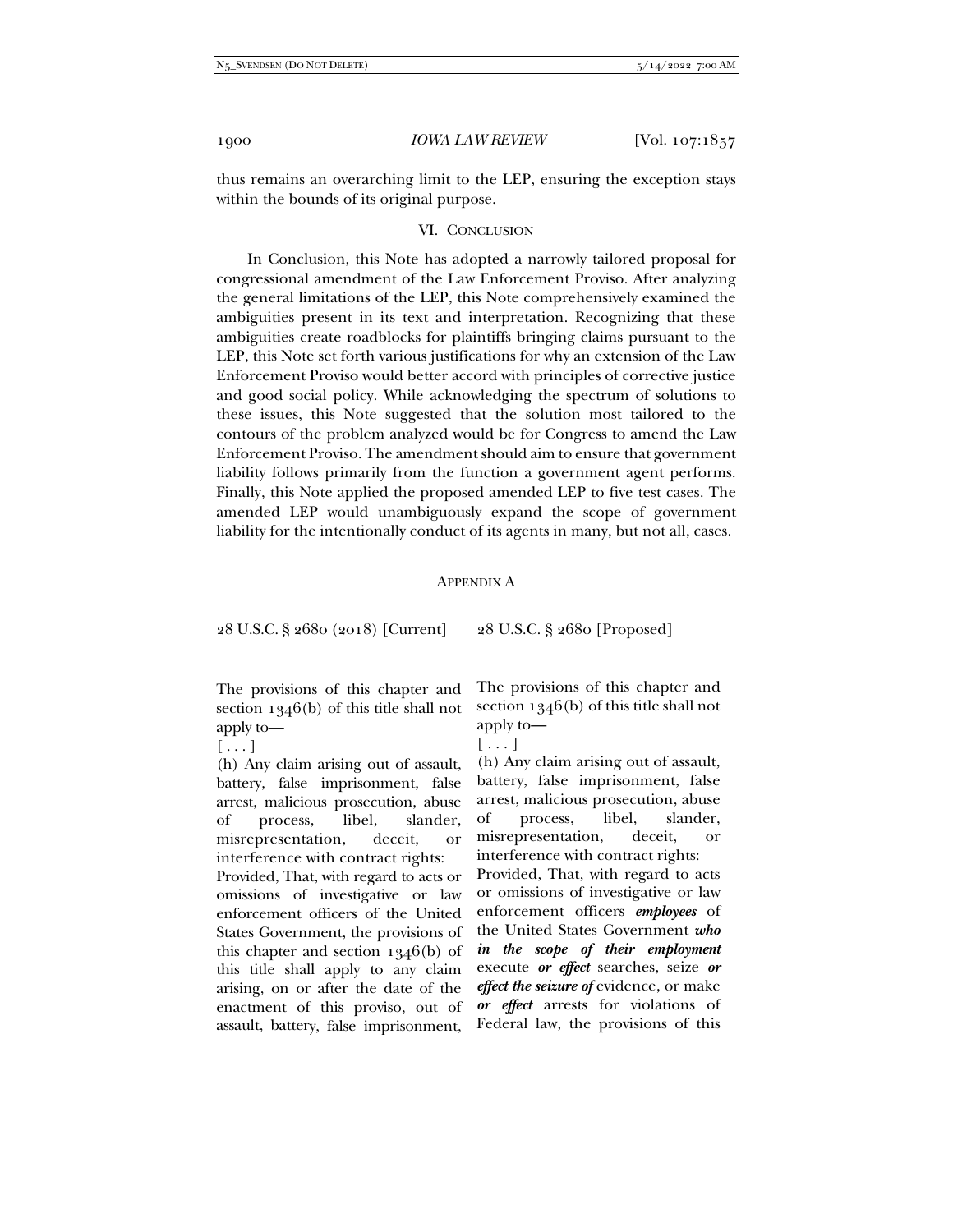thus remains an overarching limit to the LEP, ensuring the exception stays within the bounds of its original purpose.

## VI. Conclusion

In Conclusion, this Note has adopted a narrowly tailored proposal for congressional amendment of the Law Enforcement Proviso. After analyzing the general limitations of the LEP, this Note comprehensively examined the ambiguities present in its text and interpretation. Recognizing that these ambiguities create roadblocks for plaintiffs bringing claims pursuant to the LEP, this Note set forth various justifications for why an extension of the Law Enforcement Proviso would better accord with principles of corrective justice and good social policy. While acknowledging the spectrum of solutions to these issues, this Note suggested that the solution most tailored to the contours of the problem analyzed would be for Congress to amend the Law Enforcement Proviso. The amendment should aim to ensure that government liability follows primarily from the function a government agent performs. Finally, this Note applied the proposed amended LEP to five test cases. The amended LEP would unambiguously expand the scope of government liability for the intentionally conduct of its agents in many, but not all, cases.

## Appendix A

| 28 U.S.C. § 2680 (2018) [Current] | 28 U.S.C. § 2680 [Proposed] |
|---|---|
| The provisions of this chapter and section 1346(b) of this title shall not apply to—<br>[ . . . ]<br>(h) Any claim arising out of assault, battery, false imprisonment, false arrest, malicious prosecution, abuse of process, libel, slander, misrepresentation, deceit, or interference with contract rights:<br>Provided, That, with regard to acts or omissions of investigative or law enforcement officers of the United States Government, the provisions of this chapter and section 1346(b) of this title shall apply to any claim arising, on or after the date of the enactment of this proviso, out of assault, battery, false imprisonment, | The provisions of this chapter and section 1346(b) of this title shall not apply to—<br>[ . . . ]<br>(h) Any claim arising out of assault, battery, false imprisonment, false arrest, malicious prosecution, abuse of process, libel, slander, misrepresentation, deceit, or interference with contract rights:<br>Provided, That, with regard to acts or omissions of ~~investigative or law enforcement officers~~ ***employees*** of the United States Government ***who in the scope of their employment*** execute ***or effect*** searches, seize ***or effect the seizure of*** evidence, or make ***or effect*** arrests for violations of Federal law, the provisions of this |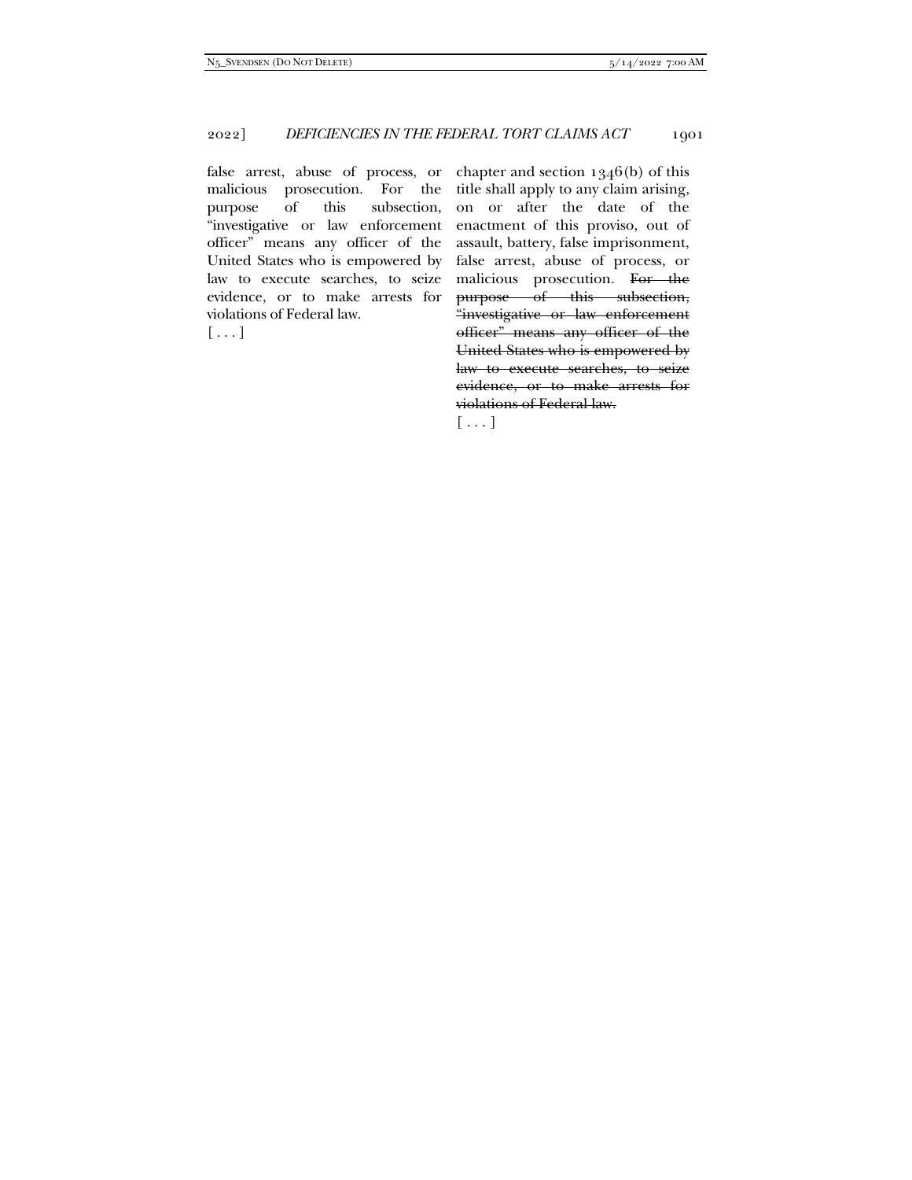| | |
|---|---|
| false arrest, abuse of process, or malicious prosecution. For the purpose of this subsection, "investigative or law enforcement officer" means any officer of the United States who is empowered by law to execute searches, to seize evidence, or to make arrests for violations of Federal law. [ . . . ] | chapter and section 1346(b) of this title shall apply to any claim arising, on or after the date of the enactment of this proviso, out of assault, battery, false imprisonment, false arrest, abuse of process, or malicious prosecution. ~~For the purpose of this subsection, "investigative or law enforcement officer" means any officer of the United States who is empowered by law to execute searches, to seize evidence, or to make arrests for violations of Federal law.~~ [ . . . ] |